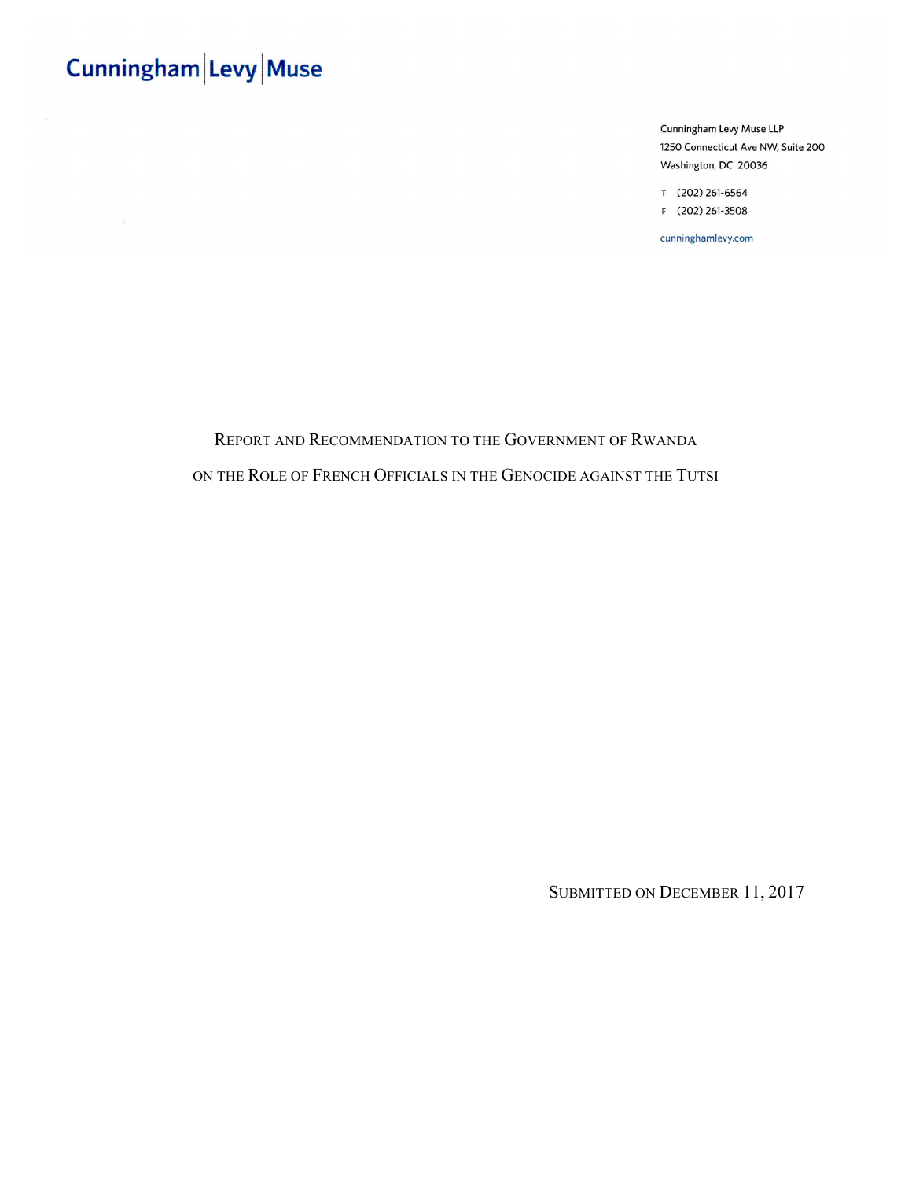Cunningham | Levy | Muse

Cunningham Levy Muse LLP
1250 Connecticut Ave NW, Suite 200
Washington, DC 20036

T (202) 261-6564
F (202) 261-3508

cunninghamlevy.com

# Report and Recommendation to the Government of Rwanda on the Role of French Officials in the Genocide Against the Tutsi

Submitted on December 11, 2017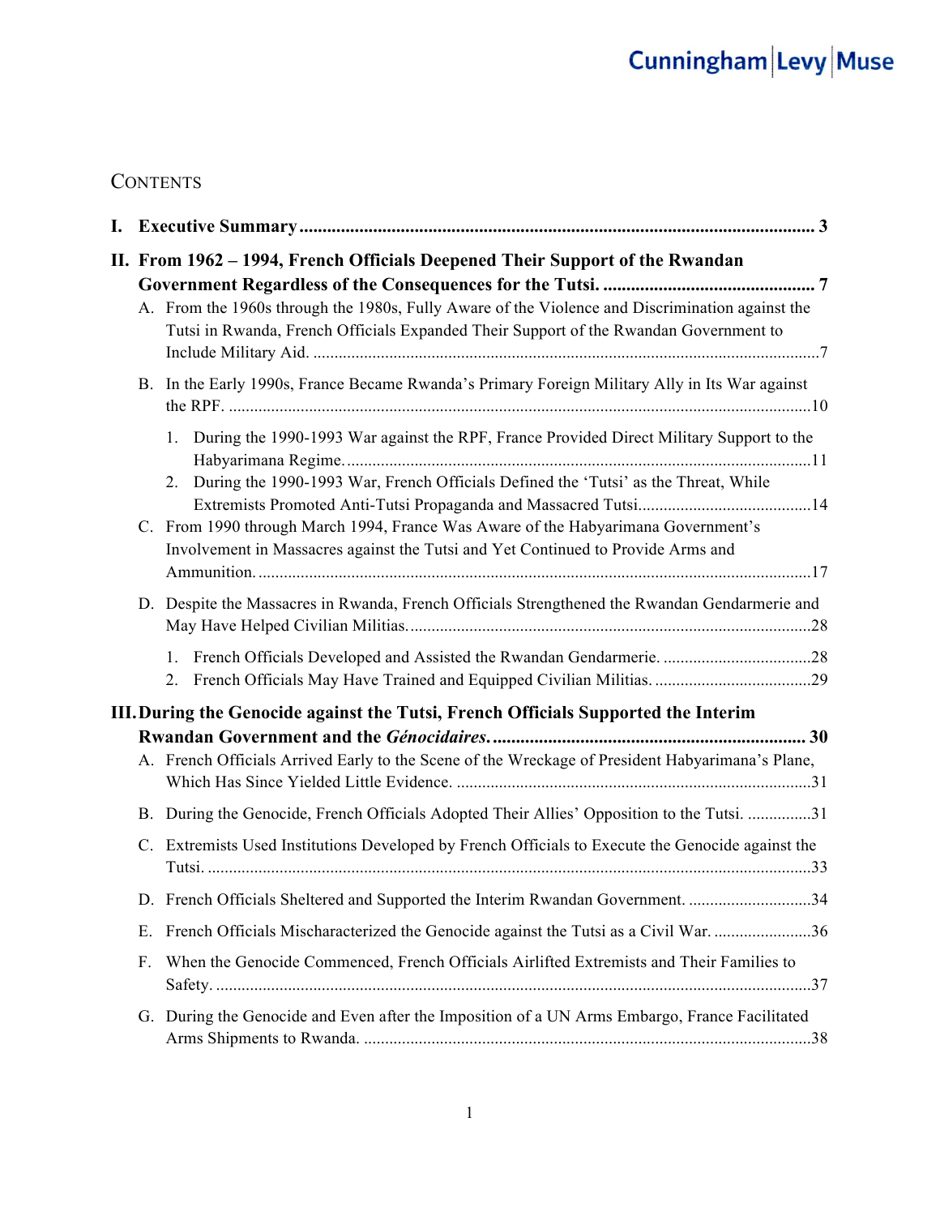## CONTENTS

**I. Executive Summary ... 3**

**II. From 1962 – 1994, French Officials Deepened Their Support of the Rwandan Government Regardless of the Consequences for the Tutsi. ... 7**

- A. From the 1960s through the 1980s, Fully Aware of the Violence and Discrimination against the Tutsi in Rwanda, French Officials Expanded Their Support of the Rwandan Government to Include Military Aid. ... 7
- B. In the Early 1990s, France Became Rwanda's Primary Foreign Military Ally in Its War against the RPF. ... 10
  1. During the 1990-1993 War against the RPF, France Provided Direct Military Support to the Habyarimana Regime. ... 11
  2. During the 1990-1993 War, French Officials Defined the 'Tutsi' as the Threat, While Extremists Promoted Anti-Tutsi Propaganda and Massacred Tutsi. ... 14
- C. From 1990 through March 1994, France Was Aware of the Habyarimana Government's Involvement in Massacres against the Tutsi and Yet Continued to Provide Arms and Ammunition. ... 17
- D. Despite the Massacres in Rwanda, French Officials Strengthened the Rwandan Gendarmerie and May Have Helped Civilian Militias. ... 28
  1. French Officials Developed and Assisted the Rwandan Gendarmerie. ... 28
  2. French Officials May Have Trained and Equipped Civilian Militias. ... 29

**III. During the Genocide against the Tutsi, French Officials Supported the Interim Rwandan Government and the *Génocidaires*. ... 30**

- A. French Officials Arrived Early to the Scene of the Wreckage of President Habyarimana's Plane, Which Has Since Yielded Little Evidence. ... 31
- B. During the Genocide, French Officials Adopted Their Allies' Opposition to the Tutsi. ... 31
- C. Extremists Used Institutions Developed by French Officials to Execute the Genocide against the Tutsi. ... 33
- D. French Officials Sheltered and Supported the Interim Rwandan Government. ... 34
- E. French Officials Mischaracterized the Genocide against the Tutsi as a Civil War. ... 36
- F. When the Genocide Commenced, French Officials Airlifted Extremists and Their Families to Safety. ... 37
- G. During the Genocide and Even after the Imposition of a UN Arms Embargo, France Facilitated Arms Shipments to Rwanda. ... 38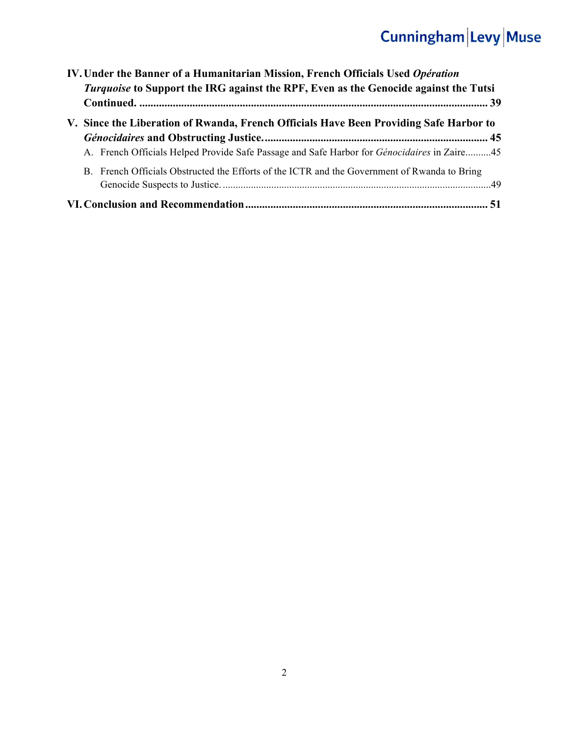**IV. Under the Banner of a Humanitarian Mission, French Officials Used *Opération Turquoise* to Support the IRG against the RPF, Even as the Genocide against the Tutsi Continued. .......... 39**

**V. Since the Liberation of Rwanda, French Officials Have Been Providing Safe Harbor to *Génocidaires* and Obstructing Justice. .......... 45**

A. French Officials Helped Provide Safe Passage and Safe Harbor for *Génocidaires* in Zaire.......... 45

B. French Officials Obstructed the Efforts of the ICTR and the Government of Rwanda to Bring Genocide Suspects to Justice. .......... 49

**VI. Conclusion and Recommendation .......... 51**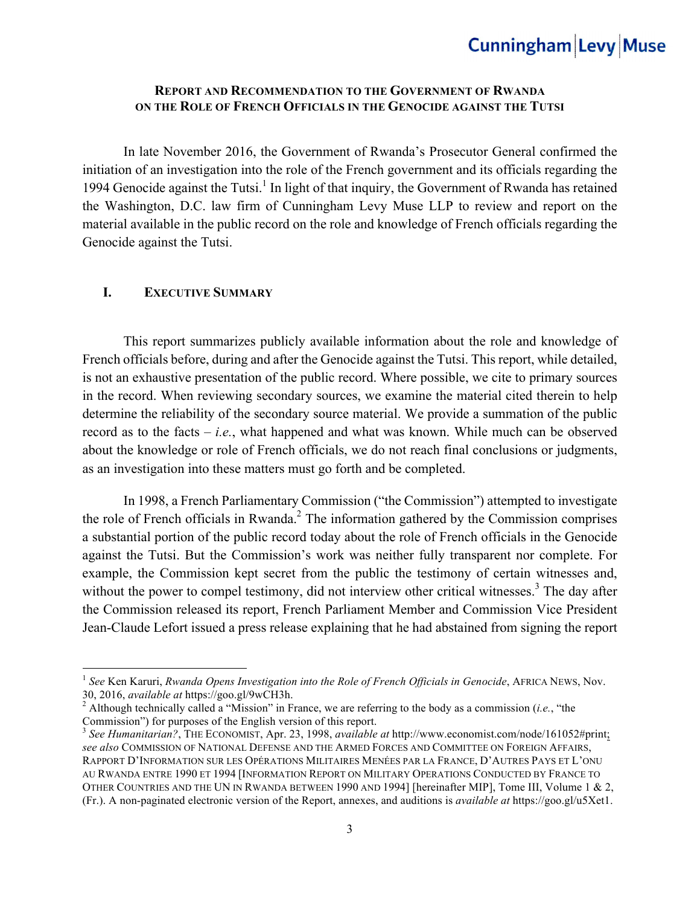**REPORT AND RECOMMENDATION TO THE GOVERNMENT OF RWANDA ON THE ROLE OF FRENCH OFFICIALS IN THE GENOCIDE AGAINST THE TUTSI**

In late November 2016, the Government of Rwanda's Prosecutor General confirmed the initiation of an investigation into the role of the French government and its officials regarding the 1994 Genocide against the Tutsi.[1] In light of that inquiry, the Government of Rwanda has retained the Washington, D.C. law firm of Cunningham Levy Muse LLP to review and report on the material available in the public record on the role and knowledge of French officials regarding the Genocide against the Tutsi.

## I. EXECUTIVE SUMMARY

This report summarizes publicly available information about the role and knowledge of French officials before, during and after the Genocide against the Tutsi. This report, while detailed, is not an exhaustive presentation of the public record. Where possible, we cite to primary sources in the record. When reviewing secondary sources, we examine the material cited therein to help determine the reliability of the secondary source material. We provide a summation of the public record as to the facts – *i.e.*, what happened and what was known. While much can be observed about the knowledge or role of French officials, we do not reach final conclusions or judgments, as an investigation into these matters must go forth and be completed.

In 1998, a French Parliamentary Commission ("the Commission") attempted to investigate the role of French officials in Rwanda.[2] The information gathered by the Commission comprises a substantial portion of the public record today about the role of French officials in the Genocide against the Tutsi. But the Commission's work was neither fully transparent nor complete. For example, the Commission kept secret from the public the testimony of certain witnesses and, without the power to compel testimony, did not interview other critical witnesses.[3] The day after the Commission released its report, French Parliament Member and Commission Vice President Jean-Claude Lefort issued a press release explaining that he had abstained from signing the report

---

[1] *See* Ken Karuri, *Rwanda Opens Investigation into the Role of French Officials in Genocide*, AFRICA NEWS, Nov. 30, 2016, *available at* https://goo.gl/9wCH3h.

[2] Although technically called a "Mission" in France, we are referring to the body as a commission (*i.e.*, "the Commission") for purposes of the English version of this report.

[3] *See Humanitarian?*, THE ECONOMIST, Apr. 23, 1998, *available at* http://www.economist.com/node/161052#print; *see also* COMMISSION OF NATIONAL DEFENSE AND THE ARMED FORCES AND COMMITTEE ON FOREIGN AFFAIRS, RAPPORT D'INFORMATION SUR LES OPÉRATIONS MILITAIRES MENÉES PAR LA FRANCE, D'AUTRES PAYS ET L'ONU AU RWANDA ENTRE 1990 ET 1994 [INFORMATION REPORT ON MILITARY OPERATIONS CONDUCTED BY FRANCE TO OTHER COUNTRIES AND THE UN IN RWANDA BETWEEN 1990 AND 1994] [hereinafter MIP], Tome III, Volume 1 & 2, (Fr.). A non-paginated electronic version of the Report, annexes, and auditions is *available at* https://goo.gl/u5Xet1.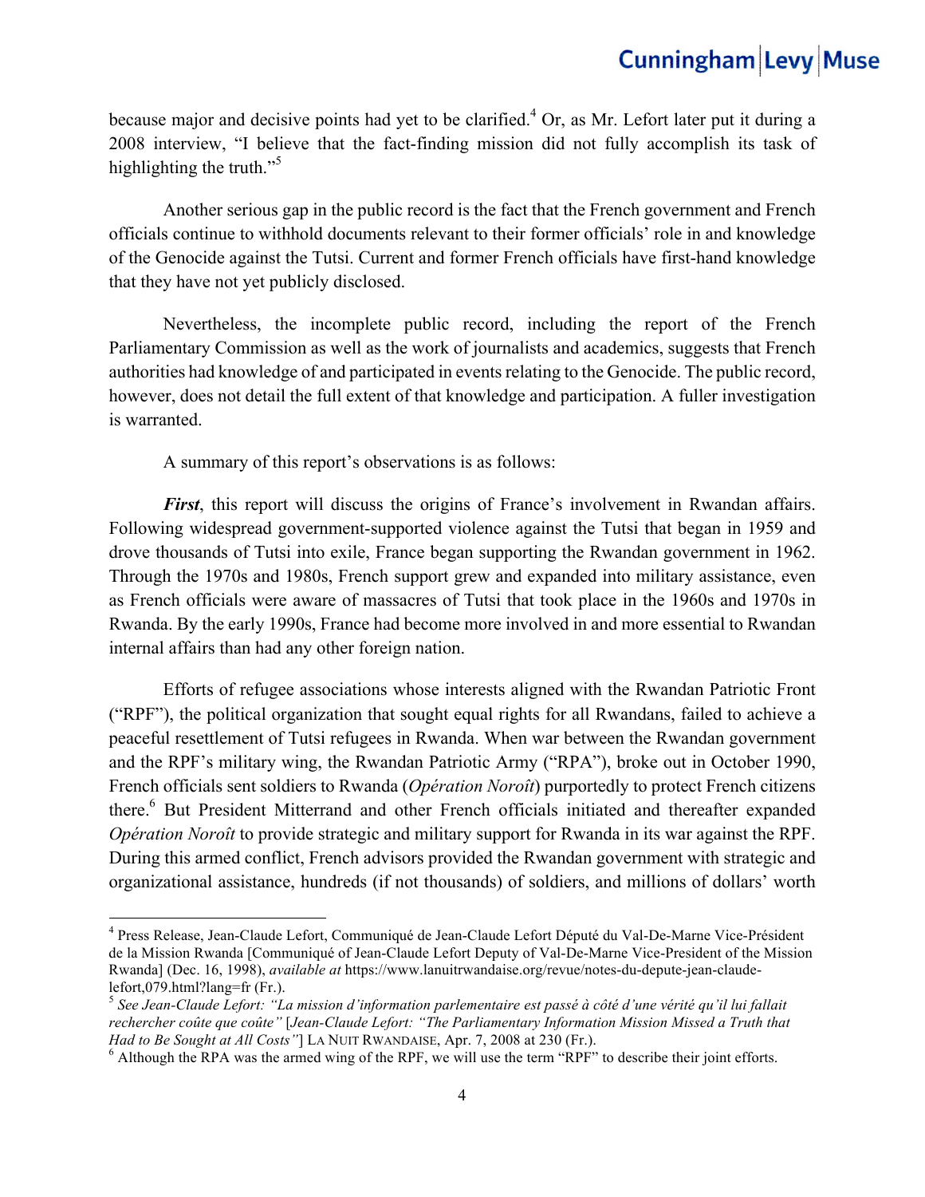because major and decisive points had yet to be clarified.[4] Or, as Mr. Lefort later put it during a 2008 interview, "I believe that the fact-finding mission did not fully accomplish its task of highlighting the truth."[5]

Another serious gap in the public record is the fact that the French government and French officials continue to withhold documents relevant to their former officials' role in and knowledge of the Genocide against the Tutsi. Current and former French officials have first-hand knowledge that they have not yet publicly disclosed.

Nevertheless, the incomplete public record, including the report of the French Parliamentary Commission as well as the work of journalists and academics, suggests that French authorities had knowledge of and participated in events relating to the Genocide. The public record, however, does not detail the full extent of that knowledge and participation. A fuller investigation is warranted.

A summary of this report's observations is as follows:

***First***, this report will discuss the origins of France's involvement in Rwandan affairs. Following widespread government-supported violence against the Tutsi that began in 1959 and drove thousands of Tutsi into exile, France began supporting the Rwandan government in 1962. Through the 1970s and 1980s, French support grew and expanded into military assistance, even as French officials were aware of massacres of Tutsi that took place in the 1960s and 1970s in Rwanda. By the early 1990s, France had become more involved in and more essential to Rwandan internal affairs than had any other foreign nation.

Efforts of refugee associations whose interests aligned with the Rwandan Patriotic Front ("RPF"), the political organization that sought equal rights for all Rwandans, failed to achieve a peaceful resettlement of Tutsi refugees in Rwanda. When war between the Rwandan government and the RPF's military wing, the Rwandan Patriotic Army ("RPA"), broke out in October 1990, French officials sent soldiers to Rwanda (*Opération Noroît*) purportedly to protect French citizens there.[6] But President Mitterrand and other French officials initiated and thereafter expanded *Opération Noroît* to provide strategic and military support for Rwanda in its war against the RPF. During this armed conflict, French advisors provided the Rwandan government with strategic and organizational assistance, hundreds (if not thousands) of soldiers, and millions of dollars' worth

---

[4] Press Release, Jean-Claude Lefort, Communiqué de Jean-Claude Lefort Député du Val-De-Marne Vice-Président de la Mission Rwanda [Communiqué of Jean-Claude Lefort Deputy of Val-De-Marne Vice-President of the Mission Rwanda] (Dec. 16, 1998), *available at* https://www.lanuitrwandaise.org/revue/notes-du-depute-jean-claude-lefort,079.html?lang=fr (Fr.).

[5] *See Jean-Claude Lefort: "La mission d'information parlementaire est passé à côté d'une vérité qu'il lui fallait rechercher coûte que coûte"* [*Jean-Claude Lefort: "The Parliamentary Information Mission Missed a Truth that Had to Be Sought at All Costs"*] LA NUIT RWANDAISE, Apr. 7, 2008 at 230 (Fr.).

[6] Although the RPA was the armed wing of the RPF, we will use the term "RPF" to describe their joint efforts.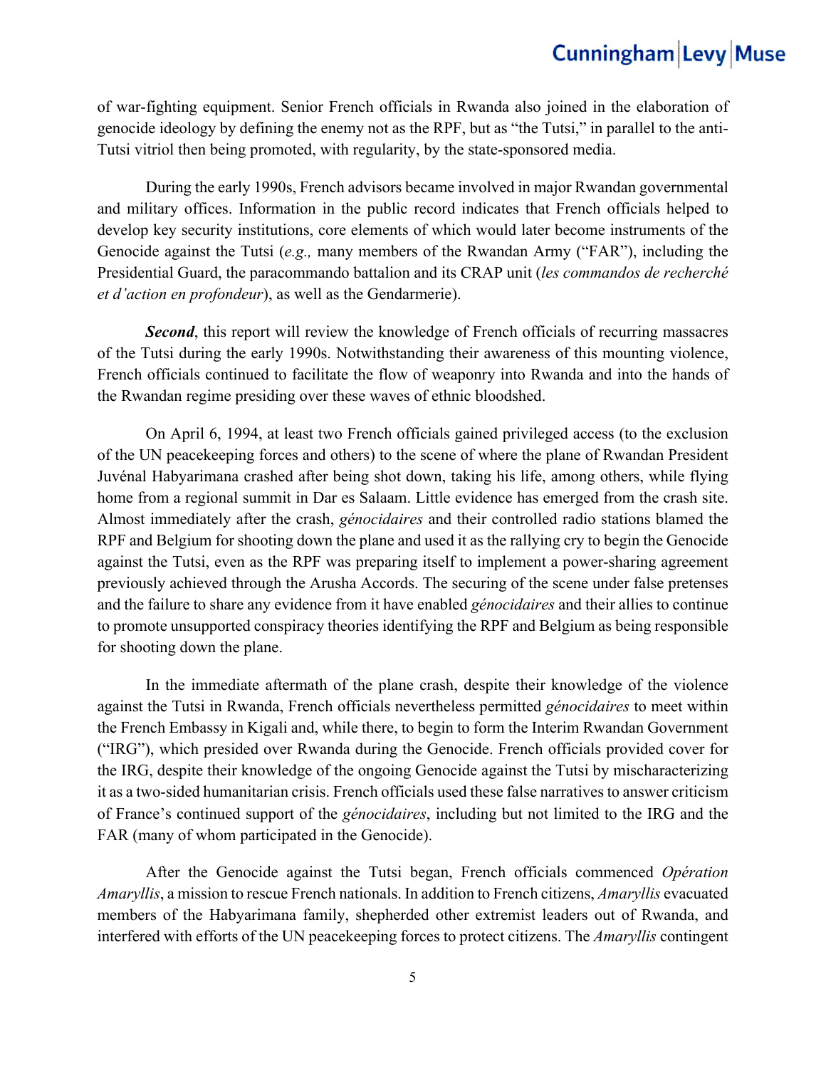of war-fighting equipment. Senior French officials in Rwanda also joined in the elaboration of genocide ideology by defining the enemy not as the RPF, but as "the Tutsi," in parallel to the anti-Tutsi vitriol then being promoted, with regularity, by the state-sponsored media.

During the early 1990s, French advisors became involved in major Rwandan governmental and military offices. Information in the public record indicates that French officials helped to develop key security institutions, core elements of which would later become instruments of the Genocide against the Tutsi (*e.g.,* many members of the Rwandan Army ("FAR"), including the Presidential Guard, the paracommando battalion and its CRAP unit (*les commandos de recherché et d'action en profondeur*), as well as the Gendarmerie).

***Second***, this report will review the knowledge of French officials of recurring massacres of the Tutsi during the early 1990s. Notwithstanding their awareness of this mounting violence, French officials continued to facilitate the flow of weaponry into Rwanda and into the hands of the Rwandan regime presiding over these waves of ethnic bloodshed.

On April 6, 1994, at least two French officials gained privileged access (to the exclusion of the UN peacekeeping forces and others) to the scene of where the plane of Rwandan President Juvénal Habyarimana crashed after being shot down, taking his life, among others, while flying home from a regional summit in Dar es Salaam. Little evidence has emerged from the crash site. Almost immediately after the crash, *génocidaires* and their controlled radio stations blamed the RPF and Belgium for shooting down the plane and used it as the rallying cry to begin the Genocide against the Tutsi, even as the RPF was preparing itself to implement a power-sharing agreement previously achieved through the Arusha Accords. The securing of the scene under false pretenses and the failure to share any evidence from it have enabled *génocidaires* and their allies to continue to promote unsupported conspiracy theories identifying the RPF and Belgium as being responsible for shooting down the plane.

In the immediate aftermath of the plane crash, despite their knowledge of the violence against the Tutsi in Rwanda, French officials nevertheless permitted *génocidaires* to meet within the French Embassy in Kigali and, while there, to begin to form the Interim Rwandan Government ("IRG"), which presided over Rwanda during the Genocide. French officials provided cover for the IRG, despite their knowledge of the ongoing Genocide against the Tutsi by mischaracterizing it as a two-sided humanitarian crisis. French officials used these false narratives to answer criticism of France's continued support of the *génocidaires*, including but not limited to the IRG and the FAR (many of whom participated in the Genocide).

After the Genocide against the Tutsi began, French officials commenced *Opération Amaryllis*, a mission to rescue French nationals. In addition to French citizens, *Amaryllis* evacuated members of the Habyarimana family, shepherded other extremist leaders out of Rwanda, and interfered with efforts of the UN peacekeeping forces to protect citizens. The *Amaryllis* contingent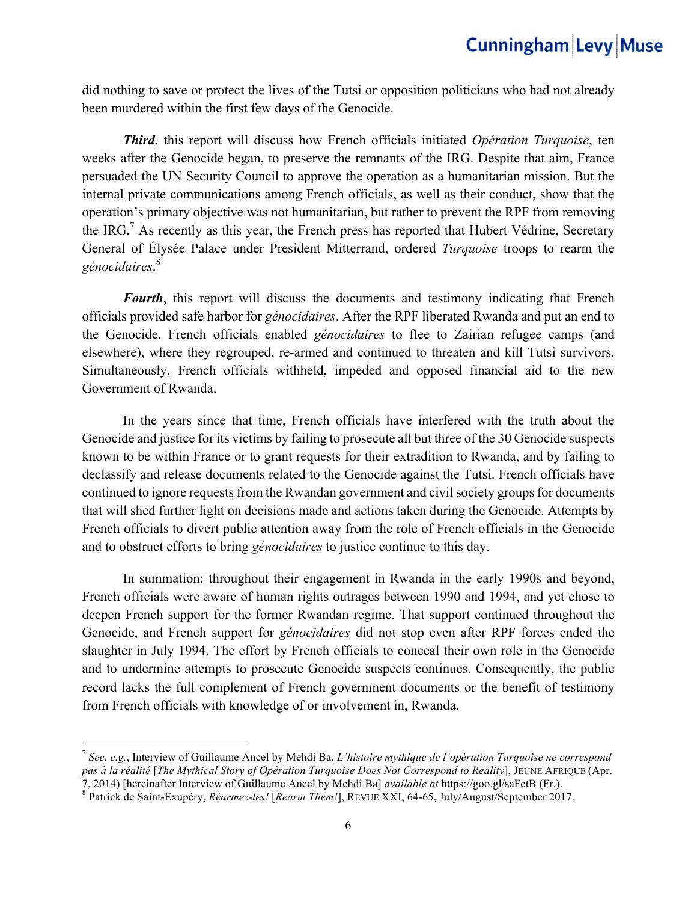did nothing to save or protect the lives of the Tutsi or opposition politicians who had not already been murdered within the first few days of the Genocide.

***Third***, this report will discuss how French officials initiated *Opération Turquoise*, ten weeks after the Genocide began, to preserve the remnants of the IRG. Despite that aim, France persuaded the UN Security Council to approve the operation as a humanitarian mission. But the internal private communications among French officials, as well as their conduct, show that the operation's primary objective was not humanitarian, but rather to prevent the RPF from removing the IRG.[7] As recently as this year, the French press has reported that Hubert Védrine, Secretary General of Élysée Palace under President Mitterrand, ordered *Turquoise* troops to rearm the *génocidaires*.[8]

***Fourth***, this report will discuss the documents and testimony indicating that French officials provided safe harbor for *génocidaires*. After the RPF liberated Rwanda and put an end to the Genocide, French officials enabled *génocidaires* to flee to Zairian refugee camps (and elsewhere), where they regrouped, re-armed and continued to threaten and kill Tutsi survivors. Simultaneously, French officials withheld, impeded and opposed financial aid to the new Government of Rwanda.

In the years since that time, French officials have interfered with the truth about the Genocide and justice for its victims by failing to prosecute all but three of the 30 Genocide suspects known to be within France or to grant requests for their extradition to Rwanda, and by failing to declassify and release documents related to the Genocide against the Tutsi. French officials have continued to ignore requests from the Rwandan government and civil society groups for documents that will shed further light on decisions made and actions taken during the Genocide. Attempts by French officials to divert public attention away from the role of French officials in the Genocide and to obstruct efforts to bring *génocidaires* to justice continue to this day.

In summation: throughout their engagement in Rwanda in the early 1990s and beyond, French officials were aware of human rights outrages between 1990 and 1994, and yet chose to deepen French support for the former Rwandan regime. That support continued throughout the Genocide, and French support for *génocidaires* did not stop even after RPF forces ended the slaughter in July 1994. The effort by French officials to conceal their own role in the Genocide and to undermine attempts to prosecute Genocide suspects continues. Consequently, the public record lacks the full complement of French government documents or the benefit of testimony from French officials with knowledge of or involvement in, Rwanda.

---

[7] *See, e.g.*, Interview of Guillaume Ancel by Mehdi Ba, *L'histoire mythique de l'opération Turquoise ne correspond pas à la réalité* [*The Mythical Story of Opération Turquoise Does Not Correspond to Reality*], JEUNE AFRIQUE (Apr. 7, 2014) [hereinafter Interview of Guillaume Ancel by Mehdi Ba] *available at* https://goo.gl/saFctB (Fr.).

[8] Patrick de Saint-Exupéry, *Réarmez-les!* [*Rearm Them!*], REVUE XXI, 64-65, July/August/September 2017.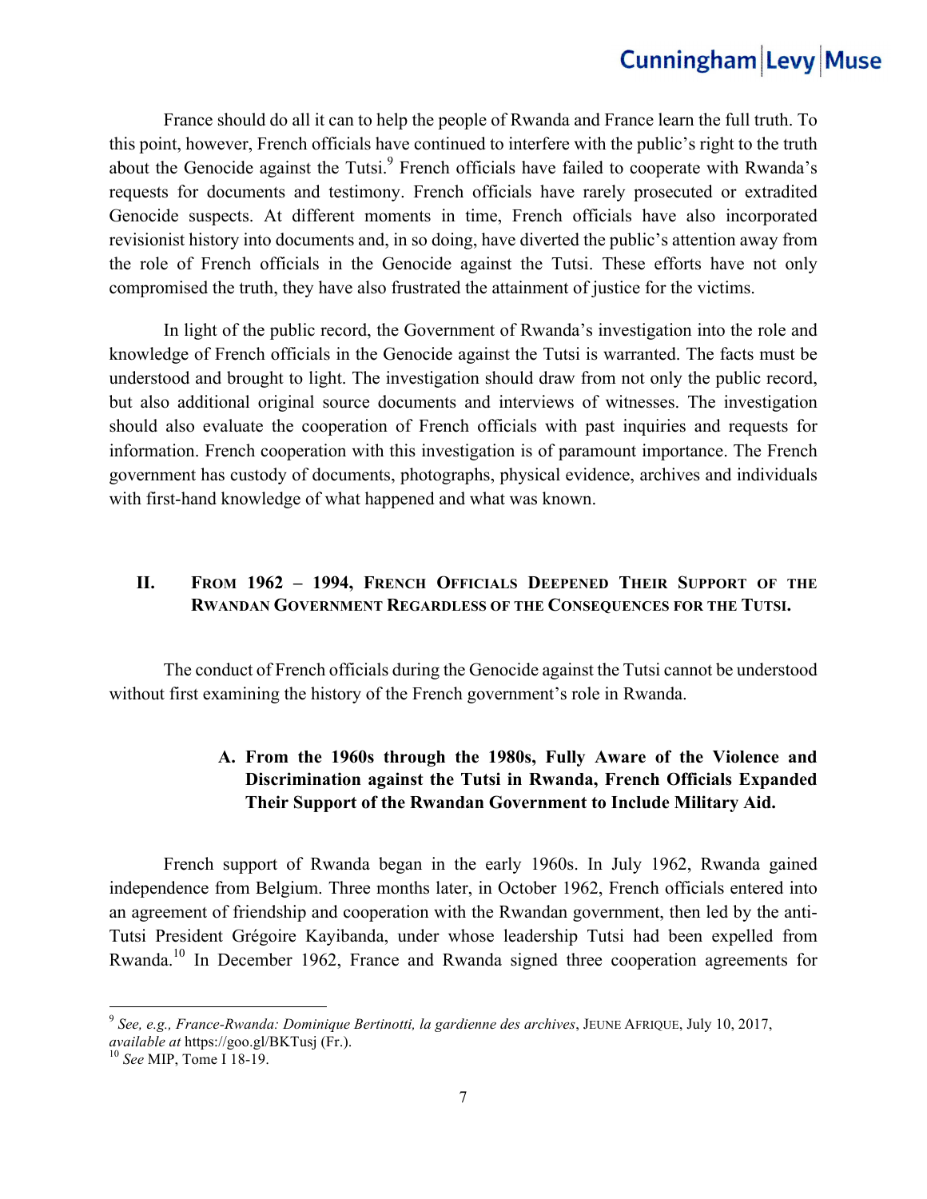France should do all it can to help the people of Rwanda and France learn the full truth. To this point, however, French officials have continued to interfere with the public's right to the truth about the Genocide against the Tutsi.[9] French officials have failed to cooperate with Rwanda's requests for documents and testimony. French officials have rarely prosecuted or extradited Genocide suspects. At different moments in time, French officials have also incorporated revisionist history into documents and, in so doing, have diverted the public's attention away from the role of French officials in the Genocide against the Tutsi. These efforts have not only compromised the truth, they have also frustrated the attainment of justice for the victims.

In light of the public record, the Government of Rwanda's investigation into the role and knowledge of French officials in the Genocide against the Tutsi is warranted. The facts must be understood and brought to light. The investigation should draw from not only the public record, but also additional original source documents and interviews of witnesses. The investigation should also evaluate the cooperation of French officials with past inquiries and requests for information. French cooperation with this investigation is of paramount importance. The French government has custody of documents, photographs, physical evidence, archives and individuals with first-hand knowledge of what happened and what was known.

## II. From 1962 – 1994, French Officials Deepened Their Support of the Rwandan Government Regardless of the Consequences for the Tutsi.

The conduct of French officials during the Genocide against the Tutsi cannot be understood without first examining the history of the French government's role in Rwanda.

### A. From the 1960s through the 1980s, Fully Aware of the Violence and Discrimination against the Tutsi in Rwanda, French Officials Expanded Their Support of the Rwandan Government to Include Military Aid.

French support of Rwanda began in the early 1960s. In July 1962, Rwanda gained independence from Belgium. Three months later, in October 1962, French officials entered into an agreement of friendship and cooperation with the Rwandan government, then led by the anti-Tutsi President Grégoire Kayibanda, under whose leadership Tutsi had been expelled from Rwanda.[10] In December 1962, France and Rwanda signed three cooperation agreements for

---

[9] *See, e.g., France-Rwanda: Dominique Bertinotti, la gardienne des archives*, JEUNE AFRIQUE, July 10, 2017, *available at* https://goo.gl/BKTusj (Fr.).

[10] *See* MIP, Tome I 18-19.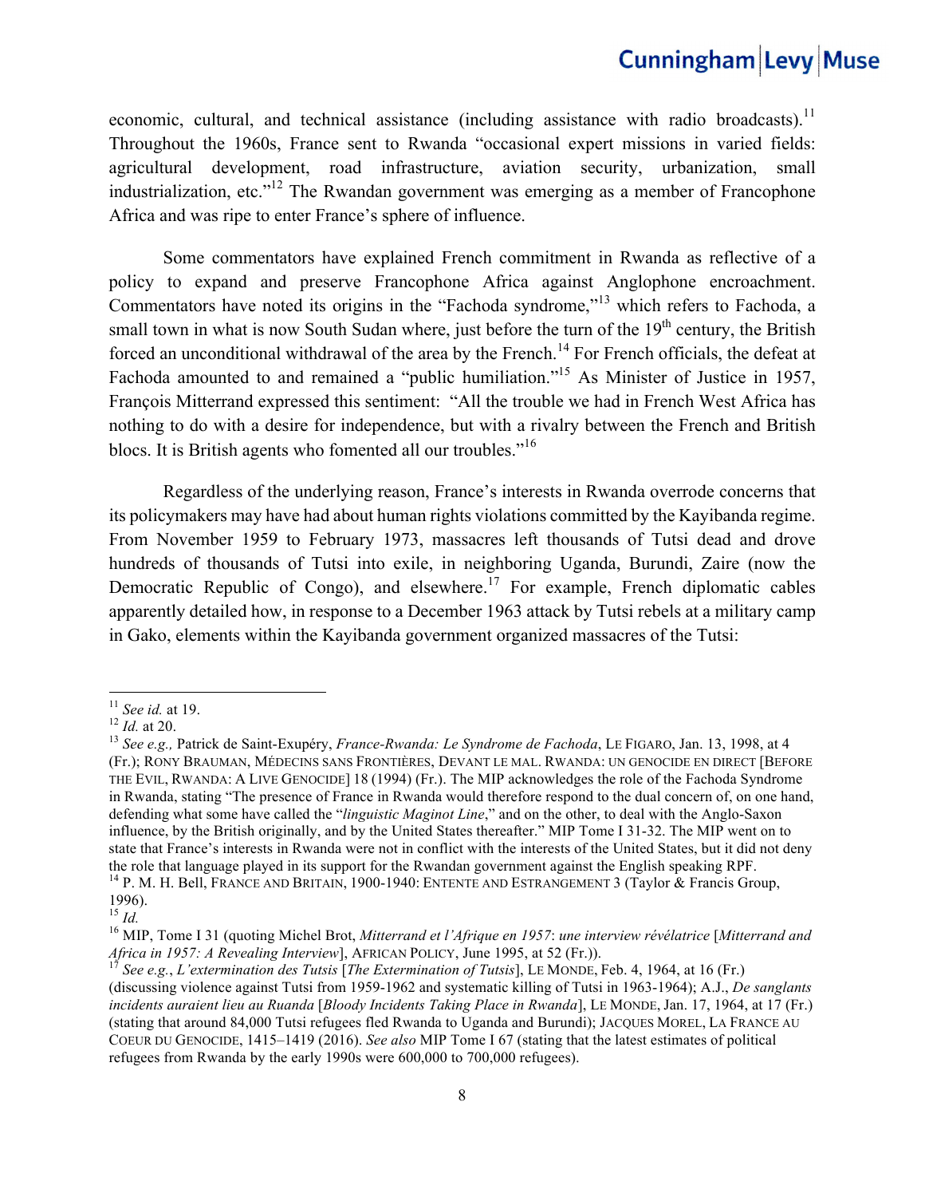economic, cultural, and technical assistance (including assistance with radio broadcasts).[11] Throughout the 1960s, France sent to Rwanda "occasional expert missions in varied fields: agricultural development, road infrastructure, aviation security, urbanization, small industrialization, etc."[12] The Rwandan government was emerging as a member of Francophone Africa and was ripe to enter France's sphere of influence.

Some commentators have explained French commitment in Rwanda as reflective of a policy to expand and preserve Francophone Africa against Anglophone encroachment. Commentators have noted its origins in the "Fachoda syndrome,"[13] which refers to Fachoda, a small town in what is now South Sudan where, just before the turn of the 19th century, the British forced an unconditional withdrawal of the area by the French.[14] For French officials, the defeat at Fachoda amounted to and remained a "public humiliation."[15] As Minister of Justice in 1957, François Mitterrand expressed this sentiment: "All the trouble we had in French West Africa has nothing to do with a desire for independence, but with a rivalry between the French and British blocs. It is British agents who fomented all our troubles."[16]

Regardless of the underlying reason, France's interests in Rwanda overrode concerns that its policymakers may have had about human rights violations committed by the Kayibanda regime. From November 1959 to February 1973, massacres left thousands of Tutsi dead and drove hundreds of thousands of Tutsi into exile, in neighboring Uganda, Burundi, Zaire (now the Democratic Republic of Congo), and elsewhere.[17] For example, French diplomatic cables apparently detailed how, in response to a December 1963 attack by Tutsi rebels at a military camp in Gako, elements within the Kayibanda government organized massacres of the Tutsi:

---

[11] *See id.* at 19.

[12] *Id.* at 20.

[13] *See e.g.,* Patrick de Saint-Exupéry, *France-Rwanda: Le Syndrome de Fachoda*, LE FIGARO, Jan. 13, 1998, at 4 (Fr.); RONY BRAUMAN, MÉDECINS SANS FRONTIÈRES, DEVANT LE MAL. RWANDA: UN GENOCIDE EN DIRECT [BEFORE THE EVIL, RWANDA: A LIVE GENOCIDE] 18 (1994) (Fr.). The MIP acknowledges the role of the Fachoda Syndrome in Rwanda, stating "The presence of France in Rwanda would therefore respond to the dual concern of, on one hand, defending what some have called the "*linguistic Maginot Line*," and on the other, to deal with the Anglo-Saxon influence, by the British originally, and by the United States thereafter." MIP Tome I 31-32. The MIP went on to state that France's interests in Rwanda were not in conflict with the interests of the United States, but it did not deny the role that language played in its support for the Rwandan government against the English speaking RPF.

[14] P. M. H. Bell, FRANCE AND BRITAIN, 1900-1940: ENTENTE AND ESTRANGEMENT 3 (Taylor & Francis Group, 1996).

[15] *Id.*

[16] MIP, Tome I 31 (quoting Michel Brot, *Mitterrand et l'Afrique en 1957*: *une interview révélatrice* [*Mitterrand and Africa in 1957: A Revealing Interview*], AFRICAN POLICY, June 1995, at 52 (Fr.)).

[17] *See e.g.*, *L'extermination des Tutsis* [*The Extermination of Tutsis*], LE MONDE, Feb. 4, 1964, at 16 (Fr.) (discussing violence against Tutsi from 1959-1962 and systematic killing of Tutsi in 1963-1964); A.J., *De sanglants incidents auraient lieu au Ruanda* [*Bloody Incidents Taking Place in Rwanda*], LE MONDE, Jan. 17, 1964, at 17 (Fr.) (stating that around 84,000 Tutsi refugees fled Rwanda to Uganda and Burundi); JACQUES MOREL, LA FRANCE AU COEUR DU GENOCIDE, 1415–1419 (2016). *See also* MIP Tome I 67 (stating that the latest estimates of political refugees from Rwanda by the early 1990s were 600,000 to 700,000 refugees).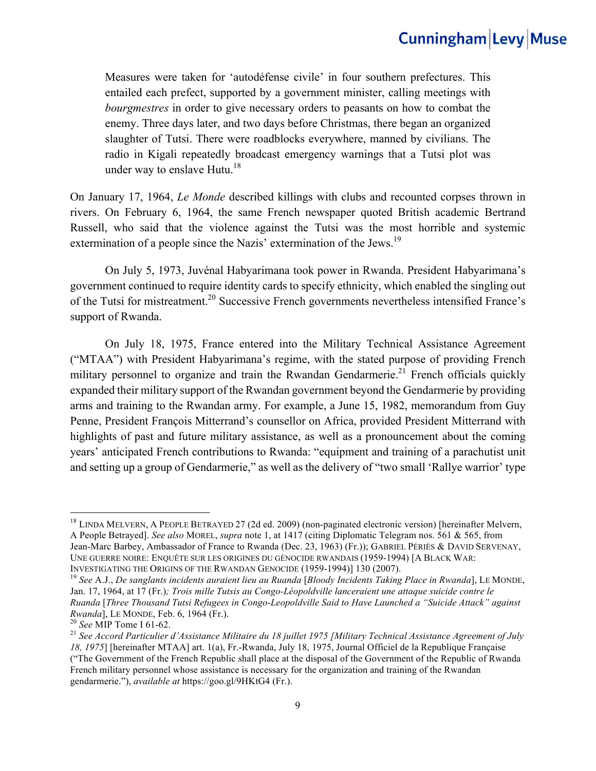> Measures were taken for 'autodéfense civile' in four southern prefectures. This entailed each prefect, supported by a government minister, calling meetings with *bourgmestres* in order to give necessary orders to peasants on how to combat the enemy. Three days later, and two days before Christmas, there began an organized slaughter of Tutsi. There were roadblocks everywhere, manned by civilians. The radio in Kigali repeatedly broadcast emergency warnings that a Tutsi plot was under way to enslave Hutu.[18]

On January 17, 1964, *Le Monde* described killings with clubs and recounted corpses thrown in rivers. On February 6, 1964, the same French newspaper quoted British academic Bertrand Russell, who said that the violence against the Tutsi was the most horrible and systemic extermination of a people since the Nazis' extermination of the Jews.[19]

On July 5, 1973, Juvénal Habyarimana took power in Rwanda. President Habyarimana's government continued to require identity cards to specify ethnicity, which enabled the singling out of the Tutsi for mistreatment.[20] Successive French governments nevertheless intensified France's support of Rwanda.

On July 18, 1975, France entered into the Military Technical Assistance Agreement ("MTAA") with President Habyarimana's regime, with the stated purpose of providing French military personnel to organize and train the Rwandan Gendarmerie.[21] French officials quickly expanded their military support of the Rwandan government beyond the Gendarmerie by providing arms and training to the Rwandan army. For example, a June 15, 1982, memorandum from Guy Penne, President François Mitterrand's counsellor on Africa, provided President Mitterrand with highlights of past and future military assistance, as well as a pronouncement about the coming years' anticipated French contributions to Rwanda: "equipment and training of a parachutist unit and setting up a group of Gendarmerie," as well as the delivery of "two small 'Rallye warrior' type

---

[18] LINDA MELVERN, A PEOPLE BETRAYED 27 (2d ed. 2009) (non-paginated electronic version) [hereinafter Melvern, A People Betrayed]. *See also* MOREL, *supra* note 1, at 1417 (citing Diplomatic Telegram nos. 561 & 565, from Jean-Marc Barbey, Ambassador of France to Rwanda (Dec. 23, 1963) (Fr.)); GABRIEL PÉRIÈS & DAVID SERVENAY, UNE GUERRE NOIRE: ENQUÊTE SUR LES ORIGINES DU GÉNOCIDE RWANDAIS (1959-1994) [A BLACK WAR: INVESTIGATING THE ORIGINS OF THE RWANDAN GENOCIDE (1959-1994)] 130 (2007).

[19] *See* A.J., *De sanglants incidents auraient lieu au Ruanda* [*Bloody Incidents Taking Place in Rwanda*], LE MONDE, Jan. 17, 1964, at 17 (Fr.)*; Trois mille Tutsis au Congo-Léopoldville lanceraient une attaque suicide contre le Ruanda* [*Three Thousand Tutsi Refugees in Congo-Leopoldville Said to Have Launched a "Suicide Attack" against Rwanda*], LE MONDE, Feb. 6, 1964 (Fr.).

[20] *See* MIP Tome I 61-62.

[21] *See Accord Particulier d'Assistance Militaire du 18 juillet 1975 [Military Technical Assistance Agreement of July 18, 1975*] [hereinafter MTAA] art. 1(a), Fr.-Rwanda, July 18, 1975, Journal Officiel de la Republique Française ("The Government of the French Republic shall place at the disposal of the Government of the Republic of Rwanda French military personnel whose assistance is necessary for the organization and training of the Rwandan gendarmerie."), *available at* https://goo.gl/9HKtG4 (Fr.).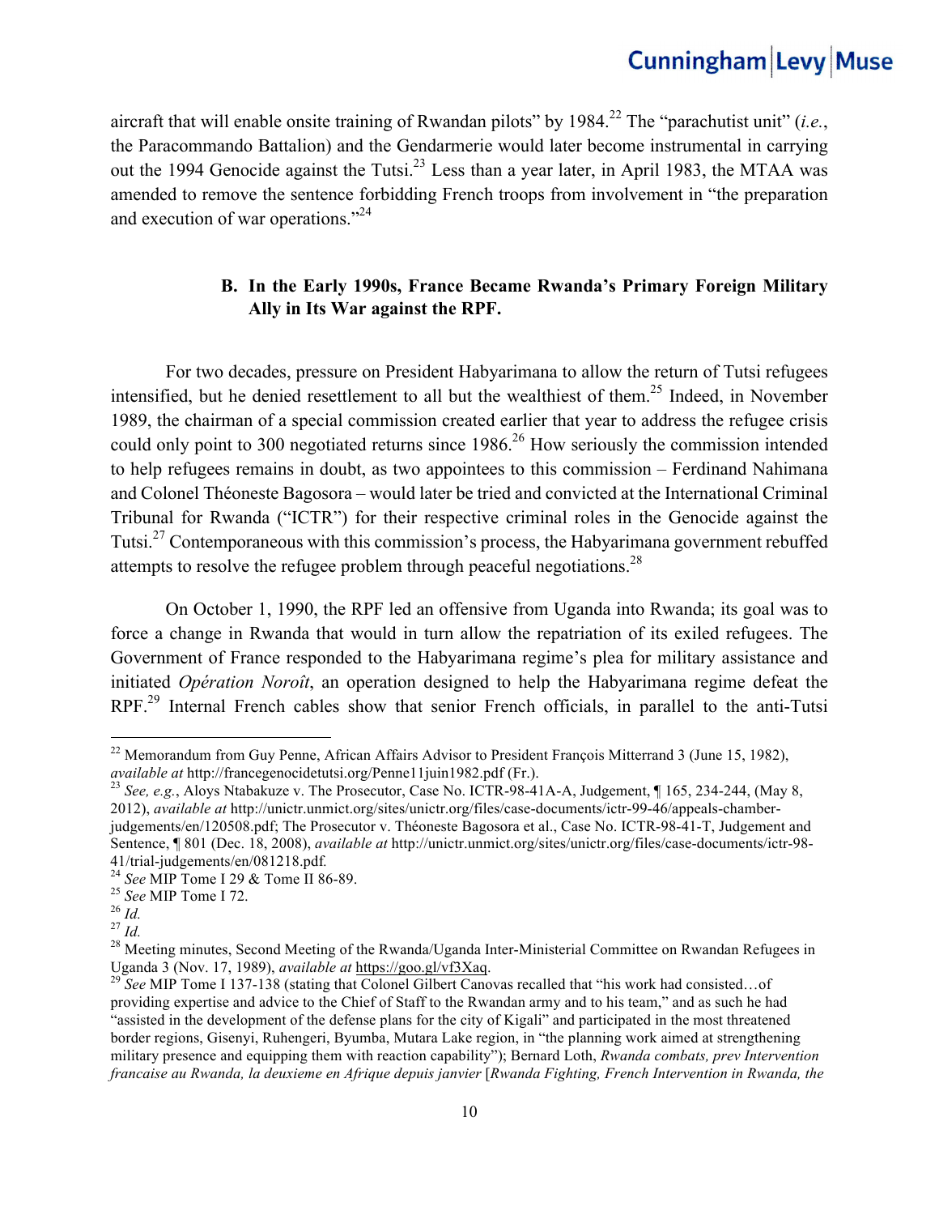aircraft that will enable onsite training of Rwandan pilots" by 1984.[22] The "parachutist unit" (*i.e.*, the Paracommando Battalion) and the Gendarmerie would later become instrumental in carrying out the 1994 Genocide against the Tutsi.[23] Less than a year later, in April 1983, the MTAA was amended to remove the sentence forbidding French troops from involvement in "the preparation and execution of war operations."[24]

### B. In the Early 1990s, France Became Rwanda's Primary Foreign Military Ally in Its War against the RPF.

For two decades, pressure on President Habyarimana to allow the return of Tutsi refugees intensified, but he denied resettlement to all but the wealthiest of them.[25] Indeed, in November 1989, the chairman of a special commission created earlier that year to address the refugee crisis could only point to 300 negotiated returns since 1986.[26] How seriously the commission intended to help refugees remains in doubt, as two appointees to this commission – Ferdinand Nahimana and Colonel Théoneste Bagosora – would later be tried and convicted at the International Criminal Tribunal for Rwanda ("ICTR") for their respective criminal roles in the Genocide against the Tutsi.[27] Contemporaneous with this commission's process, the Habyarimana government rebuffed attempts to resolve the refugee problem through peaceful negotiations.[28]

On October 1, 1990, the RPF led an offensive from Uganda into Rwanda; its goal was to force a change in Rwanda that would in turn allow the repatriation of its exiled refugees. The Government of France responded to the Habyarimana regime's plea for military assistance and initiated *Opération Noroît*, an operation designed to help the Habyarimana regime defeat the RPF.[29] Internal French cables show that senior French officials, in parallel to the anti-Tutsi

---

[22] Memorandum from Guy Penne, African Affairs Advisor to President François Mitterrand 3 (June 15, 1982), *available at* http://francegenocidetutsi.org/Penne11juin1982.pdf (Fr.).

[23] *See, e.g.*, Aloys Ntabakuze v. The Prosecutor, Case No. ICTR-98-41A-A, Judgement, ¶ 165, 234-244, (May 8, 2012), *available at* http://unictr.unmict.org/sites/unictr.org/files/case-documents/ictr-99-46/appeals-chamber-judgements/en/120508.pdf; The Prosecutor v. Théoneste Bagosora et al., Case No. ICTR-98-41-T, Judgement and Sentence, ¶ 801 (Dec. 18, 2008), *available at* http://unictr.unmict.org/sites/unictr.org/files/case-documents/ictr-98-41/trial-judgements/en/081218.pdf.

[24] *See* MIP Tome I 29 & Tome II 86-89.

[25] *See* MIP Tome I 72.

[26] *Id.*

[27] *Id.*

[28] Meeting minutes, Second Meeting of the Rwanda/Uganda Inter-Ministerial Committee on Rwandan Refugees in Uganda 3 (Nov. 17, 1989), *available at* https://goo.gl/vf3Xaq.

[29] *See* MIP Tome I 137-138 (stating that Colonel Gilbert Canovas recalled that "his work had consisted…of providing expertise and advice to the Chief of Staff to the Rwandan army and to his team," and as such he had "assisted in the development of the defense plans for the city of Kigali" and participated in the most threatened border regions, Gisenyi, Ruhengeri, Byumba, Mutara Lake region, in "the planning work aimed at strengthening military presence and equipping them with reaction capability"); Bernard Loth, *Rwanda combats, prev Intervention francaise au Rwanda, la deuxieme en Afrique depuis janvier* [*Rwanda Fighting, French Intervention in Rwanda, the*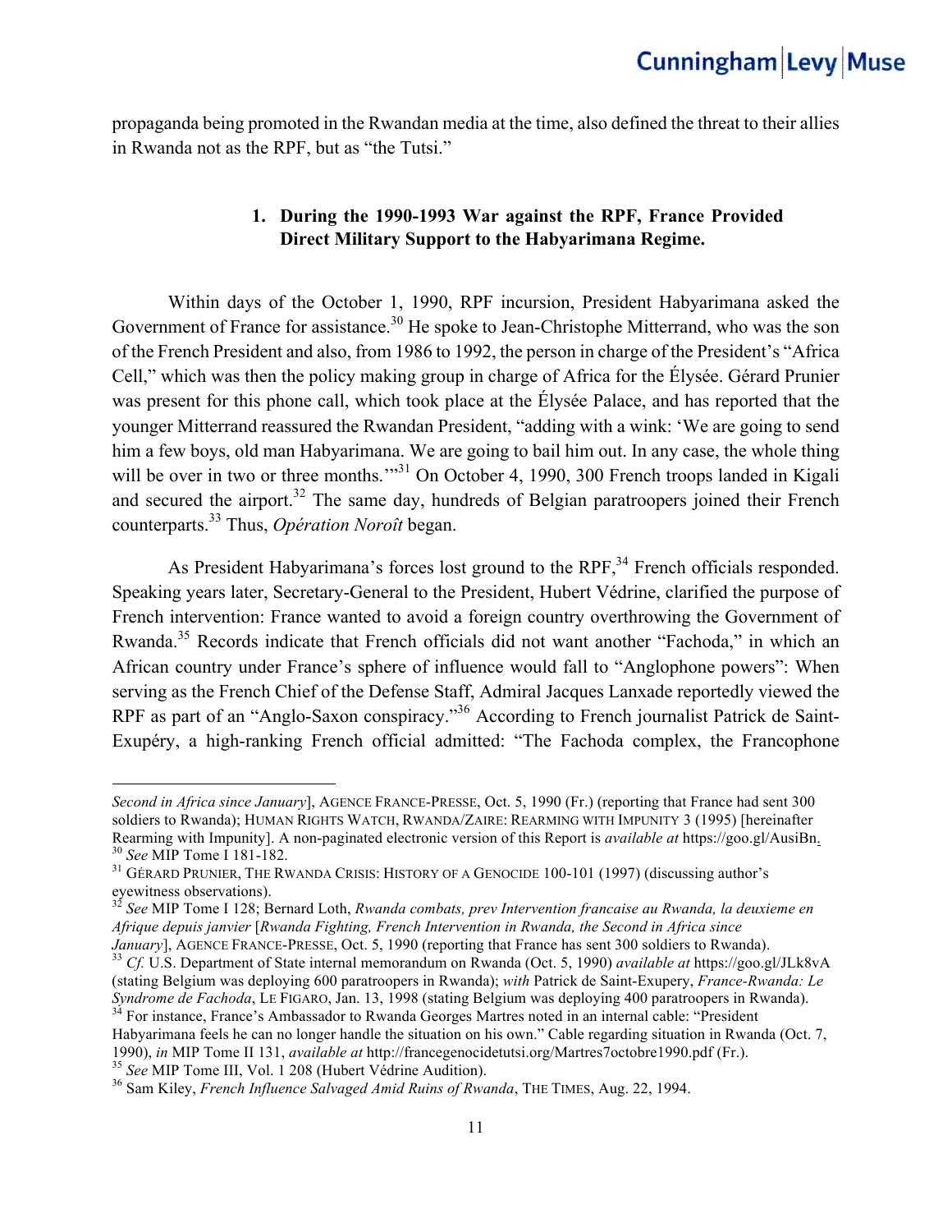propaganda being promoted in the Rwandan media at the time, also defined the threat to their allies in Rwanda not as the RPF, but as "the Tutsi."

### 1. During the 1990-1993 War against the RPF, France Provided Direct Military Support to the Habyarimana Regime.

Within days of the October 1, 1990, RPF incursion, President Habyarimana asked the Government of France for assistance.[30] He spoke to Jean-Christophe Mitterrand, who was the son of the French President and also, from 1986 to 1992, the person in charge of the President's "Africa Cell," which was then the policy making group in charge of Africa for the Élysée. Gérard Prunier was present for this phone call, which took place at the Élysée Palace, and has reported that the younger Mitterrand reassured the Rwandan President, "adding with a wink: 'We are going to send him a few boys, old man Habyarimana. We are going to bail him out. In any case, the whole thing will be over in two or three months.'"[31] On October 4, 1990, 300 French troops landed in Kigali and secured the airport.[32] The same day, hundreds of Belgian paratroopers joined their French counterparts.[33] Thus, *Opération Noroît* began.

As President Habyarimana's forces lost ground to the RPF,[34] French officials responded. Speaking years later, Secretary-General to the President, Hubert Védrine, clarified the purpose of French intervention: France wanted to avoid a foreign country overthrowing the Government of Rwanda.[35] Records indicate that French officials did not want another "Fachoda," in which an African country under France's sphere of influence would fall to "Anglophone powers": When serving as the French Chief of the Defense Staff, Admiral Jacques Lanxade reportedly viewed the RPF as part of an "Anglo-Saxon conspiracy."[36] According to French journalist Patrick de Saint-Exupéry, a high-ranking French official admitted: "The Fachoda complex, the Francophone

---

*Second in Africa since January*], AGENCE FRANCE-PRESSE, Oct. 5, 1990 (Fr.) (reporting that France had sent 300 soldiers to Rwanda); HUMAN RIGHTS WATCH, RWANDA/ZAIRE: REARMING WITH IMPUNITY 3 (1995) [hereinafter Rearming with Impunity]. A non-paginated electronic version of this Report is *available at* https://goo.gl/AusiBn.

[30] *See* MIP Tome I 181-182.

[31] GÉRARD PRUNIER, THE RWANDA CRISIS: HISTORY OF A GENOCIDE 100-101 (1997) (discussing author's eyewitness observations).

[32] *See* MIP Tome I 128; Bernard Loth, *Rwanda combats, prev Intervention francaise au Rwanda, la deuxieme en Afrique depuis janvier* [*Rwanda Fighting, French Intervention in Rwanda, the Second in Africa since January*], AGENCE FRANCE-PRESSE, Oct. 5, 1990 (reporting that France has sent 300 soldiers to Rwanda).

[33] *Cf.* U.S. Department of State internal memorandum on Rwanda (Oct. 5, 1990) *available at* https://goo.gl/JLk8vA (stating Belgium was deploying 600 paratroopers in Rwanda); *with* Patrick de Saint-Exupery, *France-Rwanda: Le Syndrome de Fachoda*, LE FIGARO, Jan. 13, 1998 (stating Belgium was deploying 400 paratroopers in Rwanda).

[34] For instance, France's Ambassador to Rwanda Georges Martres noted in an internal cable: "President Habyarimana feels he can no longer handle the situation on his own." Cable regarding situation in Rwanda (Oct. 7, 1990), *in* MIP Tome II 131, *available at* http://francegenocidetutsi.org/Martres7octobre1990.pdf (Fr.).

[35] *See* MIP Tome III, Vol. 1 208 (Hubert Védrine Audition).

[36] Sam Kiley, *French Influence Salvaged Amid Ruins of Rwanda*, THE TIMES, Aug. 22, 1994.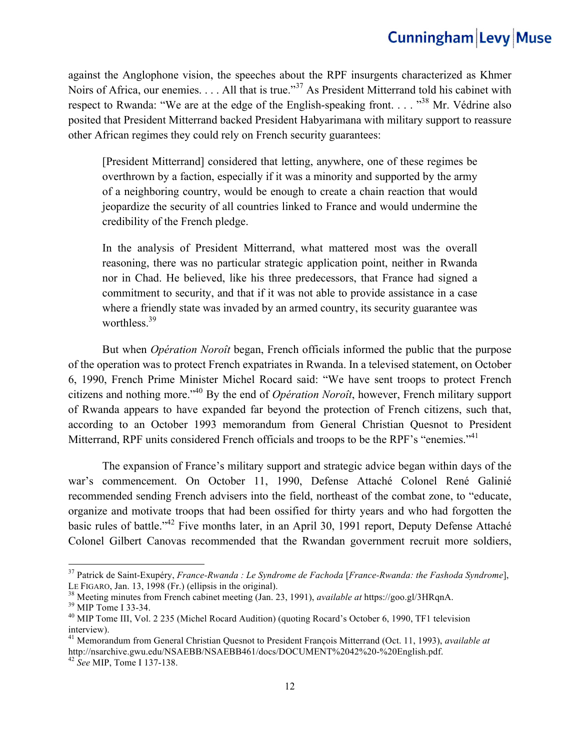against the Anglophone vision, the speeches about the RPF insurgents characterized as Khmer Noirs of Africa, our enemies. . . . All that is true."[37] As President Mitterrand told his cabinet with respect to Rwanda: "We are at the edge of the English-speaking front. . . . "[38] Mr. Védrine also posited that President Mitterrand backed President Habyarimana with military support to reassure other African regimes they could rely on French security guarantees:

> [President Mitterrand] considered that letting, anywhere, one of these regimes be overthrown by a faction, especially if it was a minority and supported by the army of a neighboring country, would be enough to create a chain reaction that would jeopardize the security of all countries linked to France and would undermine the credibility of the French pledge.
>
> In the analysis of President Mitterrand, what mattered most was the overall reasoning, there was no particular strategic application point, neither in Rwanda nor in Chad. He believed, like his three predecessors, that France had signed a commitment to security, and that if it was not able to provide assistance in a case where a friendly state was invaded by an armed country, its security guarantee was worthless.[39]

But when *Opération Noroît* began, French officials informed the public that the purpose of the operation was to protect French expatriates in Rwanda. In a televised statement, on October 6, 1990, French Prime Minister Michel Rocard said: "We have sent troops to protect French citizens and nothing more."[40] By the end of *Opération Noroît*, however, French military support of Rwanda appears to have expanded far beyond the protection of French citizens, such that, according to an October 1993 memorandum from General Christian Quesnot to President Mitterrand, RPF units considered French officials and troops to be the RPF's "enemies."[41]

The expansion of France's military support and strategic advice began within days of the war's commencement. On October 11, 1990, Defense Attaché Colonel René Galinié recommended sending French advisers into the field, northeast of the combat zone, to "educate, organize and motivate troops that had been ossified for thirty years and who had forgotten the basic rules of battle."[42] Five months later, in an April 30, 1991 report, Deputy Defense Attaché Colonel Gilbert Canovas recommended that the Rwandan government recruit more soldiers,

---

[37] Patrick de Saint-Exupéry, *France-Rwanda : Le Syndrome de Fachoda* [*France-Rwanda: the Fashoda Syndrome*], LE FIGARO, Jan. 13, 1998 (Fr.) (ellipsis in the original).

[38] Meeting minutes from French cabinet meeting (Jan. 23, 1991), *available at* https://goo.gl/3HRqnA.

[39] MIP Tome I 33-34.

[40] MIP Tome III, Vol. 2 235 (Michel Rocard Audition) (quoting Rocard's October 6, 1990, TF1 television interview).

[41] Memorandum from General Christian Quesnot to President François Mitterrand (Oct. 11, 1993), *available at* http://nsarchive.gwu.edu/NSAEBB/NSAEBB461/docs/DOCUMENT%2042%20-%20English.pdf.

[42] *See* MIP, Tome I 137-138.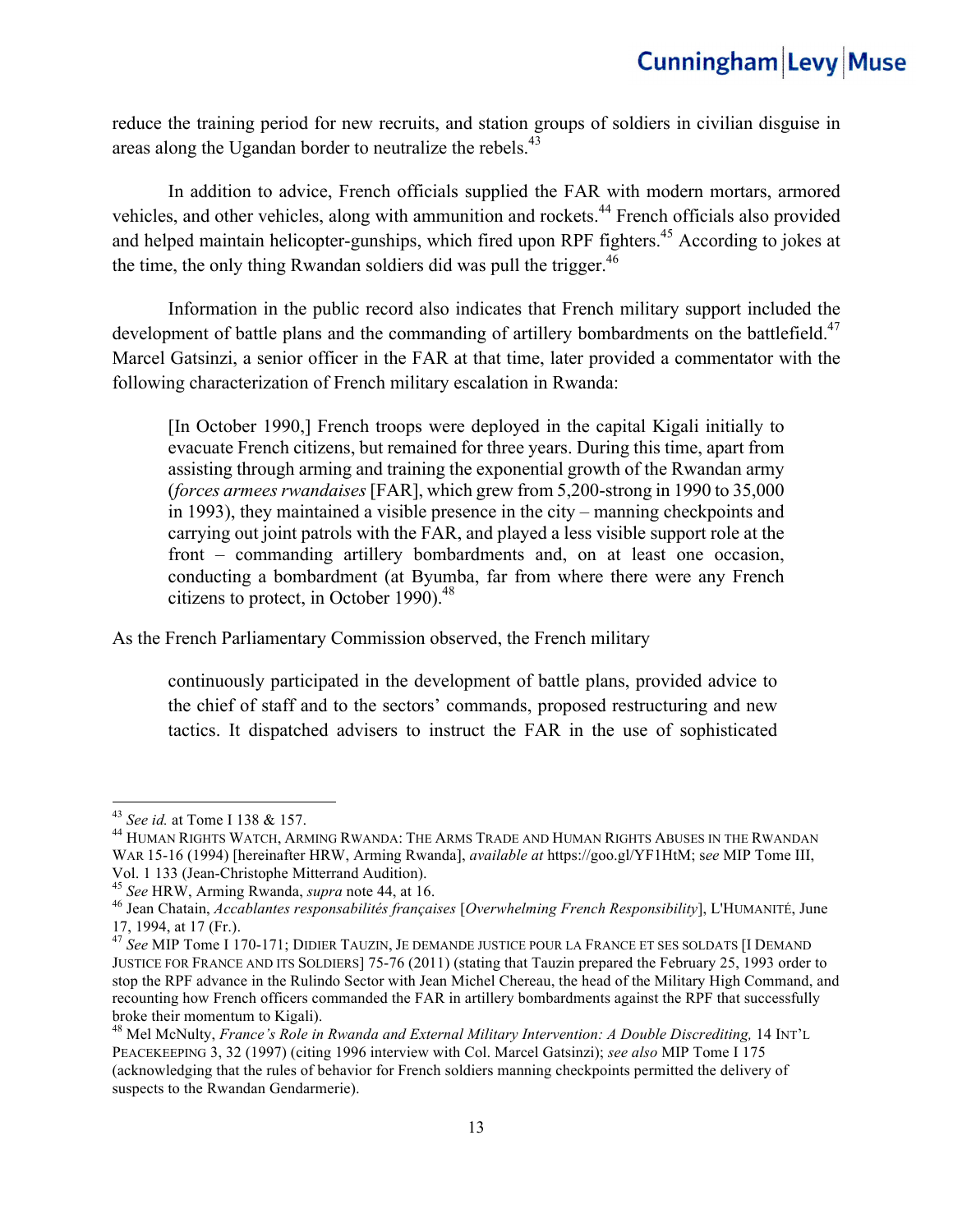reduce the training period for new recruits, and station groups of soldiers in civilian disguise in areas along the Ugandan border to neutralize the rebels.[43]

In addition to advice, French officials supplied the FAR with modern mortars, armored vehicles, and other vehicles, along with ammunition and rockets.[44] French officials also provided and helped maintain helicopter-gunships, which fired upon RPF fighters.[45] According to jokes at the time, the only thing Rwandan soldiers did was pull the trigger.[46]

Information in the public record also indicates that French military support included the development of battle plans and the commanding of artillery bombardments on the battlefield.[47] Marcel Gatsinzi, a senior officer in the FAR at that time, later provided a commentator with the following characterization of French military escalation in Rwanda:

> [In October 1990,] French troops were deployed in the capital Kigali initially to evacuate French citizens, but remained for three years. During this time, apart from assisting through arming and training the exponential growth of the Rwandan army (*forces armees rwandaises* [FAR], which grew from 5,200-strong in 1990 to 35,000 in 1993), they maintained a visible presence in the city – manning checkpoints and carrying out joint patrols with the FAR, and played a less visible support role at the front – commanding artillery bombardments and, on at least one occasion, conducting a bombardment (at Byumba, far from where there were any French citizens to protect, in October 1990).[48]

As the French Parliamentary Commission observed, the French military

> continuously participated in the development of battle plans, provided advice to the chief of staff and to the sectors' commands, proposed restructuring and new tactics. It dispatched advisers to instruct the FAR in the use of sophisticated

---

[43] *See id.* at Tome I 138 & 157.

[44] HUMAN RIGHTS WATCH, ARMING RWANDA: THE ARMS TRADE AND HUMAN RIGHTS ABUSES IN THE RWANDAN WAR 15-16 (1994) [hereinafter HRW, Arming Rwanda], *available at* https://goo.gl/YF1HtM; s*ee* MIP Tome III, Vol. 1 133 (Jean-Christophe Mitterrand Audition).

[45] *See* HRW, Arming Rwanda, *supra* note 44, at 16.

[46] Jean Chatain, *Accablantes responsabilités françaises* [*Overwhelming French Responsibility*], L'HUMANITÉ, June 17, 1994, at 17 (Fr.).

[47] *See* MIP Tome I 170-171; DIDIER TAUZIN, JE DEMANDE JUSTICE POUR LA FRANCE ET SES SOLDATS [I DEMAND JUSTICE FOR FRANCE AND ITS SOLDIERS] 75-76 (2011) (stating that Tauzin prepared the February 25, 1993 order to stop the RPF advance in the Rulindo Sector with Jean Michel Chereau, the head of the Military High Command, and recounting how French officers commanded the FAR in artillery bombardments against the RPF that successfully broke their momentum to Kigali).

[48] Mel McNulty, *France's Role in Rwanda and External Military Intervention: A Double Discrediting,* 14 INT'L PEACEKEEPING 3, 32 (1997) (citing 1996 interview with Col. Marcel Gatsinzi); *see also* MIP Tome I 175 (acknowledging that the rules of behavior for French soldiers manning checkpoints permitted the delivery of suspects to the Rwandan Gendarmerie).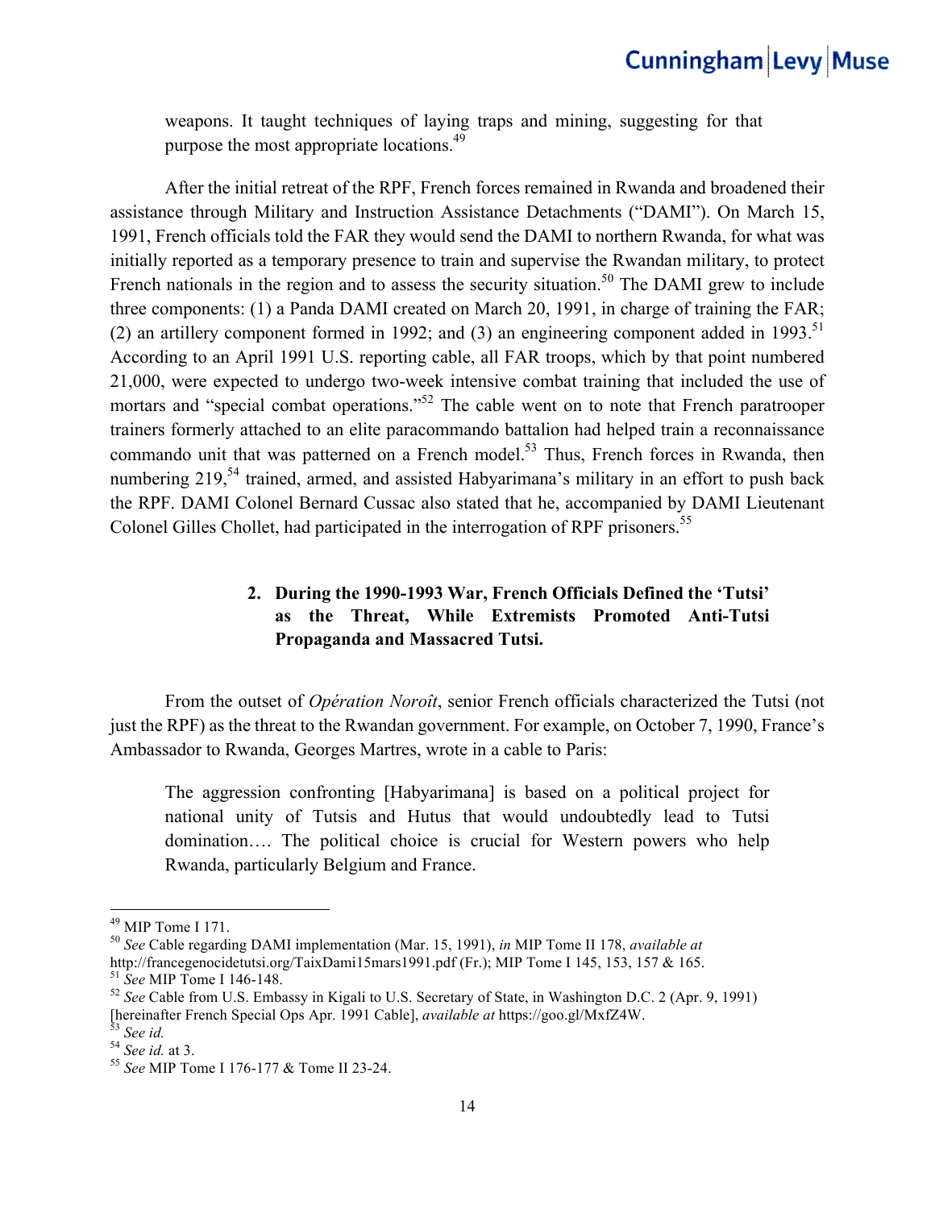weapons. It taught techniques of laying traps and mining, suggesting for that purpose the most appropriate locations.[49]

After the initial retreat of the RPF, French forces remained in Rwanda and broadened their assistance through Military and Instruction Assistance Detachments ("DAMI"). On March 15, 1991, French officials told the FAR they would send the DAMI to northern Rwanda, for what was initially reported as a temporary presence to train and supervise the Rwandan military, to protect French nationals in the region and to assess the security situation.[50] The DAMI grew to include three components: (1) a Panda DAMI created on March 20, 1991, in charge of training the FAR; (2) an artillery component formed in 1992; and (3) an engineering component added in 1993.[51] According to an April 1991 U.S. reporting cable, all FAR troops, which by that point numbered 21,000, were expected to undergo two-week intensive combat training that included the use of mortars and "special combat operations."[52] The cable went on to note that French paratrooper trainers formerly attached to an elite paracommando battalion had helped train a reconnaissance commando unit that was patterned on a French model.[53] Thus, French forces in Rwanda, then numbering 219,[54] trained, armed, and assisted Habyarimana's military in an effort to push back the RPF. DAMI Colonel Bernard Cussac also stated that he, accompanied by DAMI Lieutenant Colonel Gilles Chollet, had participated in the interrogation of RPF prisoners.[55]

### 2. During the 1990-1993 War, French Officials Defined the 'Tutsi' as the Threat, While Extremists Promoted Anti-Tutsi Propaganda and Massacred Tutsi.

From the outset of *Opération Noroît*, senior French officials characterized the Tutsi (not just the RPF) as the threat to the Rwandan government. For example, on October 7, 1990, France's Ambassador to Rwanda, Georges Martres, wrote in a cable to Paris:

> The aggression confronting [Habyarimana] is based on a political project for national unity of Tutsis and Hutus that would undoubtedly lead to Tutsi domination…. The political choice is crucial for Western powers who help Rwanda, particularly Belgium and France.

---

[49] MIP Tome I 171.

[50] *See* Cable regarding DAMI implementation (Mar. 15, 1991), *in* MIP Tome II 178, *available at* http://francegenocidetutsi.org/TaixDami15mars1991.pdf (Fr.); MIP Tome I 145, 153, 157 & 165.

[51] *See* MIP Tome I 146-148.

[52] *See* Cable from U.S. Embassy in Kigali to U.S. Secretary of State, in Washington D.C. 2 (Apr. 9, 1991) [hereinafter French Special Ops Apr. 1991 Cable], *available at* https://goo.gl/MxfZ4W.

[53] *See id.*

[54] *See id.* at 3.

[55] *See* MIP Tome I 176-177 & Tome II 23-24.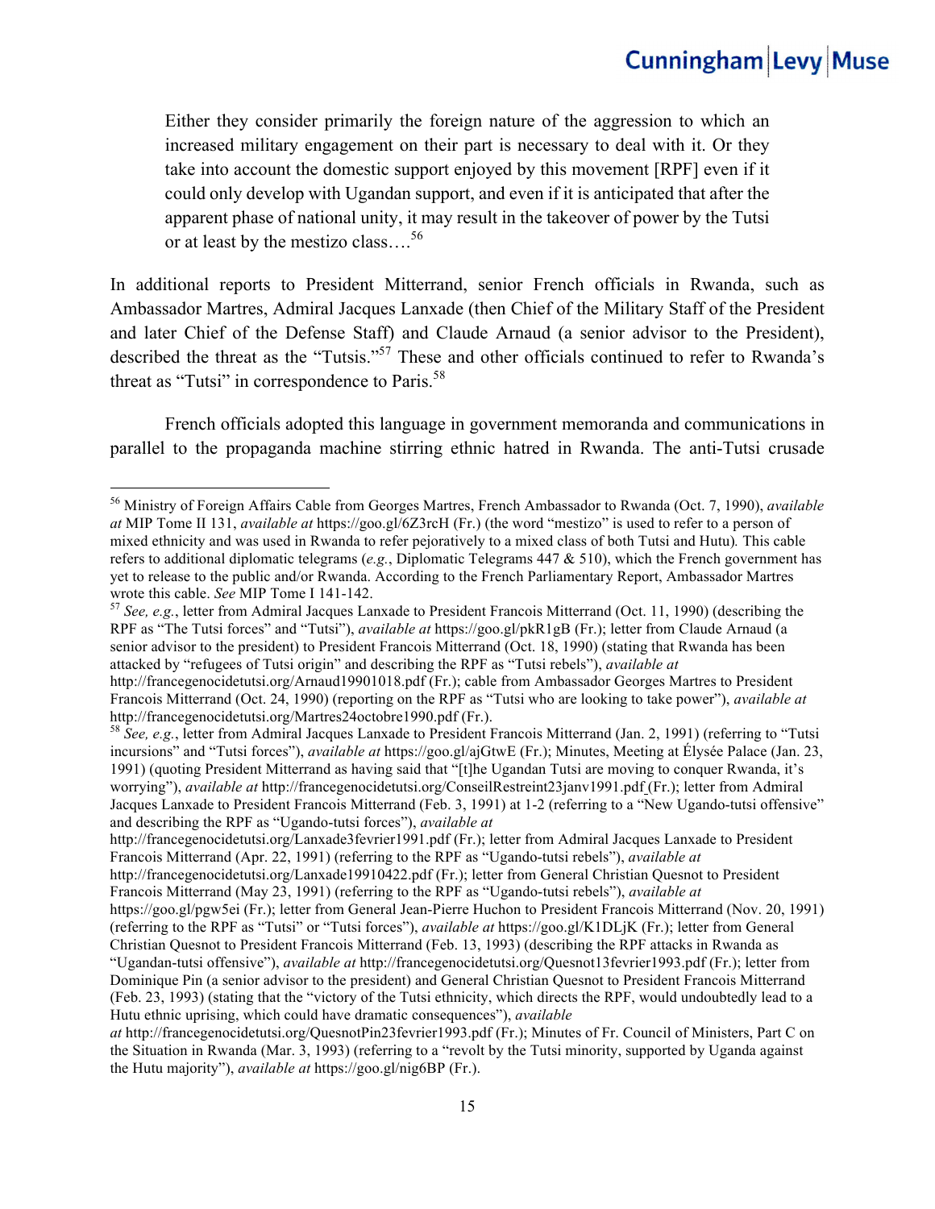> Either they consider primarily the foreign nature of the aggression to which an increased military engagement on their part is necessary to deal with it. Or they take into account the domestic support enjoyed by this movement [RPF] even if it could only develop with Ugandan support, and even if it is anticipated that after the apparent phase of national unity, it may result in the takeover of power by the Tutsi or at least by the mestizo class….[56]

In additional reports to President Mitterrand, senior French officials in Rwanda, such as Ambassador Martres, Admiral Jacques Lanxade (then Chief of the Military Staff of the President and later Chief of the Defense Staff) and Claude Arnaud (a senior advisor to the President), described the threat as the "Tutsis."[57] These and other officials continued to refer to Rwanda's threat as "Tutsi" in correspondence to Paris.[58]

French officials adopted this language in government memoranda and communications in parallel to the propaganda machine stirring ethnic hatred in Rwanda. The anti-Tutsi crusade

---

[56] Ministry of Foreign Affairs Cable from Georges Martres, French Ambassador to Rwanda (Oct. 7, 1990), *available at* MIP Tome II 131, *available at* https://goo.gl/6Z3rcH (Fr.) (the word "mestizo" is used to refer to a person of mixed ethnicity and was used in Rwanda to refer pejoratively to a mixed class of both Tutsi and Hutu)*.* This cable refers to additional diplomatic telegrams (*e.g.*, Diplomatic Telegrams 447 & 510), which the French government has yet to release to the public and/or Rwanda. According to the French Parliamentary Report, Ambassador Martres wrote this cable. *See* MIP Tome I 141-142.

[57] *See, e.g.*, letter from Admiral Jacques Lanxade to President Francois Mitterrand (Oct. 11, 1990) (describing the RPF as "The Tutsi forces" and "Tutsi"), *available at* https://goo.gl/pkR1gB (Fr.); letter from Claude Arnaud (a senior advisor to the president) to President Francois Mitterrand (Oct. 18, 1990) (stating that Rwanda has been attacked by "refugees of Tutsi origin" and describing the RPF as "Tutsi rebels"), *available at* http://francegenocidetutsi.org/Arnaud19901018.pdf (Fr.); cable from Ambassador Georges Martres to President Francois Mitterrand (Oct. 24, 1990) (reporting on the RPF as "Tutsi who are looking to take power"), *available at* http://francegenocidetutsi.org/Martres24octobre1990.pdf (Fr.).

[58] *See, e.g.*, letter from Admiral Jacques Lanxade to President Francois Mitterrand (Jan. 2, 1991) (referring to "Tutsi incursions" and "Tutsi forces"), *available at* https://goo.gl/ajGtwE (Fr.); Minutes, Meeting at Élysée Palace (Jan. 23, 1991) (quoting President Mitterrand as having said that "[t]he Ugandan Tutsi are moving to conquer Rwanda, it's worrying"), *available at* http://francegenocidetutsi.org/ConseilRestreint23janv1991.pdf (Fr.); letter from Admiral Jacques Lanxade to President Francois Mitterrand (Feb. 3, 1991) at 1-2 (referring to a "New Ugando-tutsi offensive" and describing the RPF as "Ugando-tutsi forces"), *available at* http://francegenocidetutsi.org/Lanxade3fevrier1991.pdf (Fr.); letter from Admiral Jacques Lanxade to President Francois Mitterrand (Apr. 22, 1991) (referring to the RPF as "Ugando-tutsi rebels"), *available at* http://francegenocidetutsi.org/Lanxade19910422.pdf (Fr.); letter from General Christian Quesnot to President Francois Mitterrand (May 23, 1991) (referring to the RPF as "Ugando-tutsi rebels"), *available at* https://goo.gl/pgw5ei (Fr.); letter from General Jean-Pierre Huchon to President Francois Mitterrand (Nov. 20, 1991) (referring to the RPF as "Tutsi" or "Tutsi forces"), *available at* https://goo.gl/K1DLjK (Fr.); letter from General Christian Quesnot to President Francois Mitterrand (Feb. 13, 1993) (describing the RPF attacks in Rwanda as "Ugandan-tutsi offensive"), *available at* http://francegenocidetutsi.org/Quesnot13fevrier1993.pdf (Fr.); letter from Dominique Pin (a senior advisor to the president) and General Christian Quesnot to President Francois Mitterrand (Feb. 23, 1993) (stating that the "victory of the Tutsi ethnicity, which directs the RPF, would undoubtedly lead to a Hutu ethnic uprising, which could have dramatic consequences"), *available at* http://francegenocidetutsi.org/QuesnotPin23fevrier1993.pdf (Fr.); Minutes of Fr. Council of Ministers, Part C on the Situation in Rwanda (Mar. 3, 1993) (referring to a "revolt by the Tutsi minority, supported by Uganda against the Hutu majority"), *available at* https://goo.gl/nig6BP (Fr.).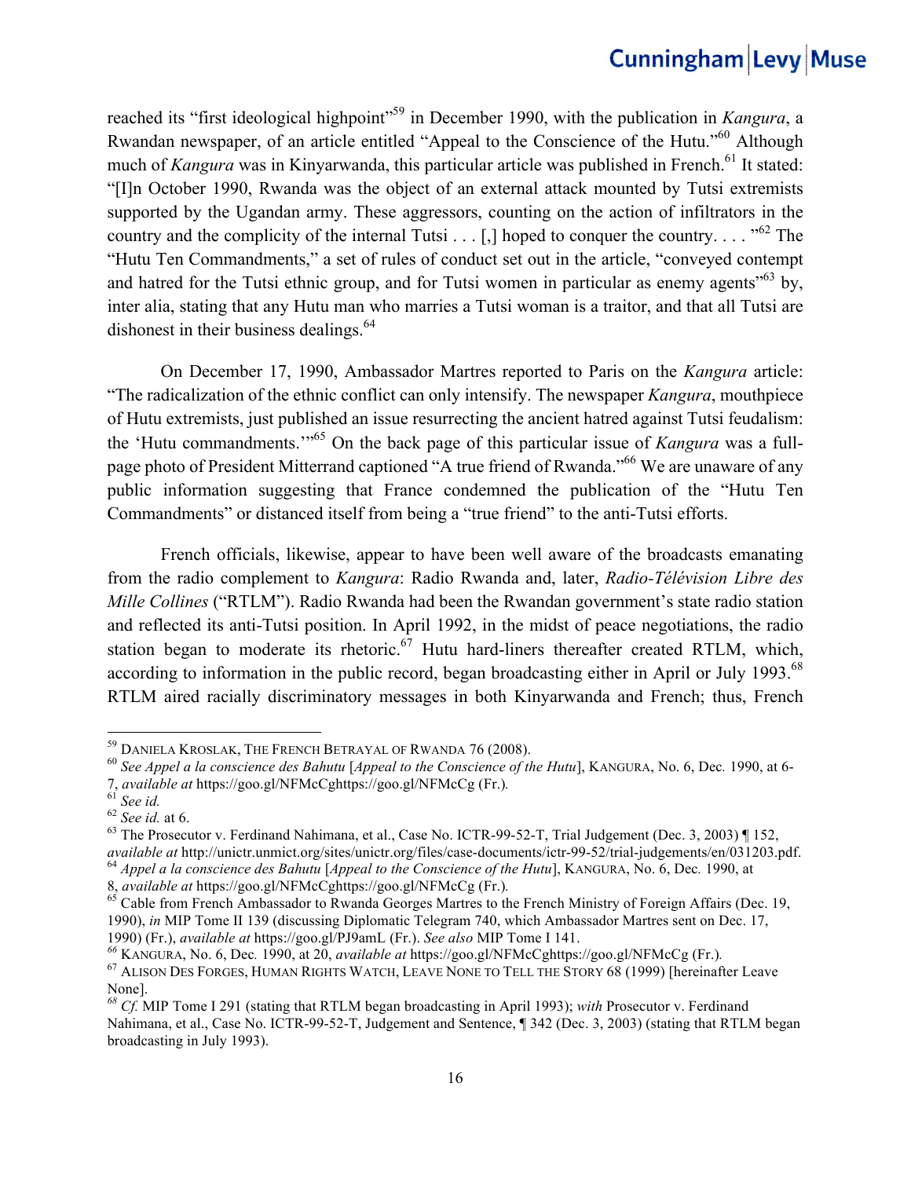reached its "first ideological highpoint"[59] in December 1990, with the publication in *Kangura*, a Rwandan newspaper, of an article entitled "Appeal to the Conscience of the Hutu."[60] Although much of *Kangura* was in Kinyarwanda, this particular article was published in French.[61] It stated: "[I]n October 1990, Rwanda was the object of an external attack mounted by Tutsi extremists supported by the Ugandan army. These aggressors, counting on the action of infiltrators in the country and the complicity of the internal Tutsi . . . [,] hoped to conquer the country. . . . "[62] The "Hutu Ten Commandments," a set of rules of conduct set out in the article, "conveyed contempt and hatred for the Tutsi ethnic group, and for Tutsi women in particular as enemy agents"[63] by, inter alia, stating that any Hutu man who marries a Tutsi woman is a traitor, and that all Tutsi are dishonest in their business dealings.[64]

On December 17, 1990, Ambassador Martres reported to Paris on the *Kangura* article: "The radicalization of the ethnic conflict can only intensify. The newspaper *Kangura*, mouthpiece of Hutu extremists, just published an issue resurrecting the ancient hatred against Tutsi feudalism: the 'Hutu commandments.'"[65] On the back page of this particular issue of *Kangura* was a full-page photo of President Mitterrand captioned "A true friend of Rwanda."[66] We are unaware of any public information suggesting that France condemned the publication of the "Hutu Ten Commandments" or distanced itself from being a "true friend" to the anti-Tutsi efforts.

French officials, likewise, appear to have been well aware of the broadcasts emanating from the radio complement to *Kangura*: Radio Rwanda and, later, *Radio-Télévision Libre des Mille Collines* ("RTLM"). Radio Rwanda had been the Rwandan government's state radio station and reflected its anti-Tutsi position. In April 1992, in the midst of peace negotiations, the radio station began to moderate its rhetoric.[67] Hutu hard-liners thereafter created RTLM, which, according to information in the public record, began broadcasting either in April or July 1993.[68] RTLM aired racially discriminatory messages in both Kinyarwanda and French; thus, French

---

[59] Daniela Kroslak, The French Betrayal of Rwanda 76 (2008).

[60] *See Appel a la conscience des Bahutu* [*Appeal to the Conscience of the Hutu*], Kangura, No. 6, Dec. 1990, at 6-7, *available at* https://goo.gl/NFMcCghttps://goo.gl/NFMcCg (Fr.).

[61] *See id.*

[62] *See id.* at 6.

[63] The Prosecutor v. Ferdinand Nahimana, et al., Case No. ICTR-99-52-T, Trial Judgement (Dec. 3, 2003) ¶ 152, *available at* http://unictr.unmict.org/sites/unictr.org/files/case-documents/ictr-99-52/trial-judgements/en/031203.pdf.

[64] *Appel a la conscience des Bahutu* [*Appeal to the Conscience of the Hutu*], Kangura, No. 6, Dec. 1990, at 8, *available at* https://goo.gl/NFMcCghttps://goo.gl/NFMcCg (Fr.).

[65] Cable from French Ambassador to Rwanda Georges Martres to the French Ministry of Foreign Affairs (Dec. 19, 1990), *in* MIP Tome II 139 (discussing Diplomatic Telegram 740, which Ambassador Martres sent on Dec. 17, 1990) (Fr.), *available at* https://goo.gl/PJ9amL (Fr.). *See also* MIP Tome I 141.

[66] Kangura, No. 6, Dec. 1990, at 20, *available at* https://goo.gl/NFMcCghttps://goo.gl/NFMcCg (Fr.).

[67] Alison Des Forges, Human Rights Watch, Leave None to Tell the Story 68 (1999) [hereinafter Leave None].

[68] *Cf.* MIP Tome I 291 (stating that RTLM began broadcasting in April 1993); *with* Prosecutor v. Ferdinand Nahimana, et al., Case No. ICTR-99-52-T, Judgement and Sentence, ¶ 342 (Dec. 3, 2003) (stating that RTLM began broadcasting in July 1993).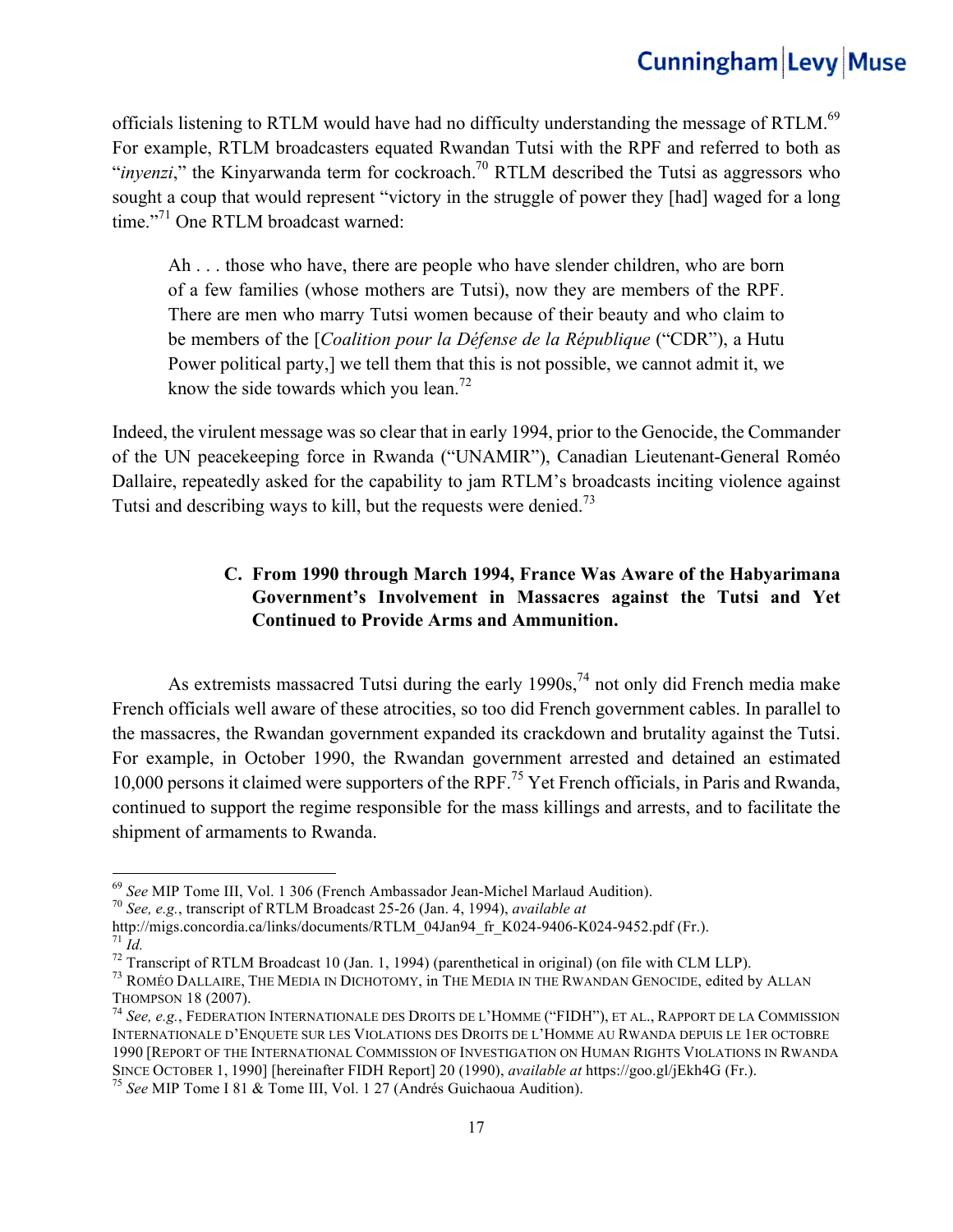officials listening to RTLM would have had no difficulty understanding the message of RTLM.[69] For example, RTLM broadcasters equated Rwandan Tutsi with the RPF and referred to both as "*inyenzi*," the Kinyarwanda term for cockroach.[70] RTLM described the Tutsi as aggressors who sought a coup that would represent "victory in the struggle of power they [had] waged for a long time."[71] One RTLM broadcast warned:

> Ah . . . those who have, there are people who have slender children, who are born of a few families (whose mothers are Tutsi), now they are members of the RPF. There are men who marry Tutsi women because of their beauty and who claim to be members of the [*Coalition pour la Défense de la République* ("CDR"), a Hutu Power political party,] we tell them that this is not possible, we cannot admit it, we know the side towards which you lean.[72]

Indeed, the virulent message was so clear that in early 1994, prior to the Genocide, the Commander of the UN peacekeeping force in Rwanda ("UNAMIR"), Canadian Lieutenant-General Roméo Dallaire, repeatedly asked for the capability to jam RTLM's broadcasts inciting violence against Tutsi and describing ways to kill, but the requests were denied.[73]

### C. From 1990 through March 1994, France Was Aware of the Habyarimana Government's Involvement in Massacres against the Tutsi and Yet Continued to Provide Arms and Ammunition.

As extremists massacred Tutsi during the early 1990s,[74] not only did French media make French officials well aware of these atrocities, so too did French government cables. In parallel to the massacres, the Rwandan government expanded its crackdown and brutality against the Tutsi. For example, in October 1990, the Rwandan government arrested and detained an estimated 10,000 persons it claimed were supporters of the RPF.[75] Yet French officials, in Paris and Rwanda, continued to support the regime responsible for the mass killings and arrests, and to facilitate the shipment of armaments to Rwanda.

---

[69] *See* MIP Tome III, Vol. 1 306 (French Ambassador Jean-Michel Marlaud Audition).

[70] *See, e.g.*, transcript of RTLM Broadcast 25-26 (Jan. 4, 1994), *available at* http://migs.concordia.ca/links/documents/RTLM_04Jan94_fr_K024-9406-K024-9452.pdf (Fr.).

[71] *Id.*

[72] Transcript of RTLM Broadcast 10 (Jan. 1, 1994) (parenthetical in original) (on file with CLM LLP).

[73] Roméo Dallaire, The Media in Dichotomy, in The Media in the Rwandan Genocide, edited by Allan Thompson 18 (2007).

[74] *See, e.g.*, Federation Internationale des Droits de l'Homme ("FIDH"), et al., Rapport de la Commission Internationale d'Enquete sur les Violations des Droits de l'Homme au Rwanda depuis le 1er octobre 1990 [Report of the International Commission of Investigation on Human Rights Violations in Rwanda Since October 1, 1990] [hereinafter FIDH Report] 20 (1990), *available at* https://goo.gl/jEkh4G (Fr.).

[75] *See* MIP Tome I 81 & Tome III, Vol. 1 27 (Andrés Guichaoua Audition).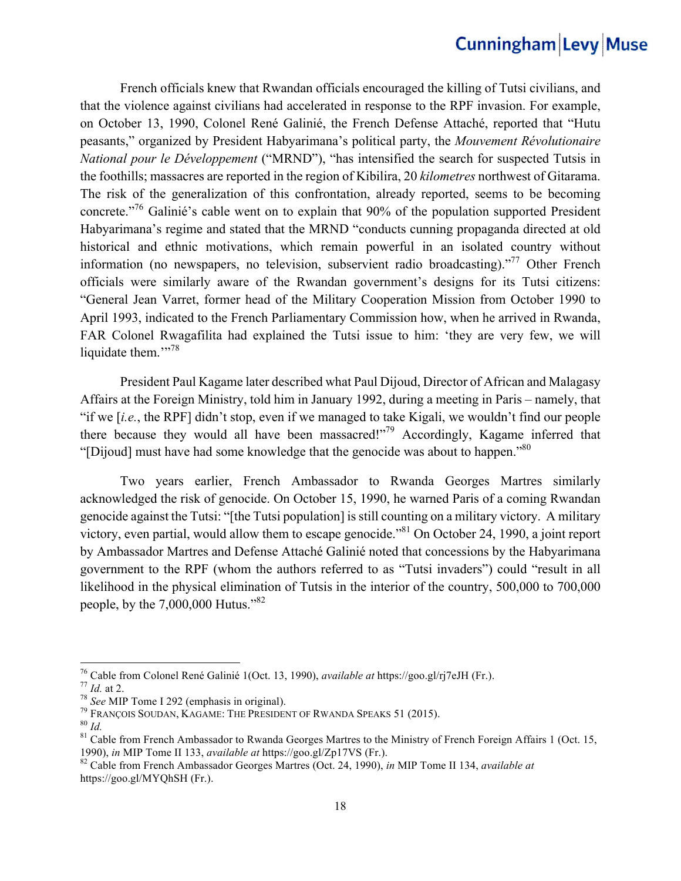French officials knew that Rwandan officials encouraged the killing of Tutsi civilians, and that the violence against civilians had accelerated in response to the RPF invasion. For example, on October 13, 1990, Colonel René Galinié, the French Defense Attaché, reported that "Hutu peasants," organized by President Habyarimana's political party, the *Mouvement Révolutionaire National pour le Développement* ("MRND"), "has intensified the search for suspected Tutsis in the foothills; massacres are reported in the region of Kibilira, 20 *kilometres* northwest of Gitarama. The risk of the generalization of this confrontation, already reported, seems to be becoming concrete."[76] Galinié's cable went on to explain that 90% of the population supported President Habyarimana's regime and stated that the MRND "conducts cunning propaganda directed at old historical and ethnic motivations, which remain powerful in an isolated country without information (no newspapers, no television, subservient radio broadcasting)."[77] Other French officials were similarly aware of the Rwandan government's designs for its Tutsi citizens: "General Jean Varret, former head of the Military Cooperation Mission from October 1990 to April 1993, indicated to the French Parliamentary Commission how, when he arrived in Rwanda, FAR Colonel Rwagafilita had explained the Tutsi issue to him: 'they are very few, we will liquidate them.'"[78]

President Paul Kagame later described what Paul Dijoud, Director of African and Malagasy Affairs at the Foreign Ministry, told him in January 1992, during a meeting in Paris – namely, that "if we [*i.e.*, the RPF] didn't stop, even if we managed to take Kigali, we wouldn't find our people there because they would all have been massacred!"[79] Accordingly, Kagame inferred that "[Dijoud] must have had some knowledge that the genocide was about to happen."[80]

Two years earlier, French Ambassador to Rwanda Georges Martres similarly acknowledged the risk of genocide. On October 15, 1990, he warned Paris of a coming Rwandan genocide against the Tutsi: "[the Tutsi population] is still counting on a military victory. A military victory, even partial, would allow them to escape genocide."[81] On October 24, 1990, a joint report by Ambassador Martres and Defense Attaché Galinié noted that concessions by the Habyarimana government to the RPF (whom the authors referred to as "Tutsi invaders") could "result in all likelihood in the physical elimination of Tutsis in the interior of the country, 500,000 to 700,000 people, by the 7,000,000 Hutus."[82]

---

[76] Cable from Colonel René Galinié 1(Oct. 13, 1990), *available at* https://goo.gl/rj7eJH (Fr.).

[77] *Id.* at 2.

[78] *See* MIP Tome I 292 (emphasis in original).

[79] FRANÇOIS SOUDAN, KAGAME: THE PRESIDENT OF RWANDA SPEAKS 51 (2015).

[80] *Id.*

[81] Cable from French Ambassador to Rwanda Georges Martres to the Ministry of French Foreign Affairs 1 (Oct. 15, 1990), *in* MIP Tome II 133, *available at* https://goo.gl/Zp17VS (Fr.).

[82] Cable from French Ambassador Georges Martres (Oct. 24, 1990), *in* MIP Tome II 134, *available at* https://goo.gl/MYQhSH (Fr.).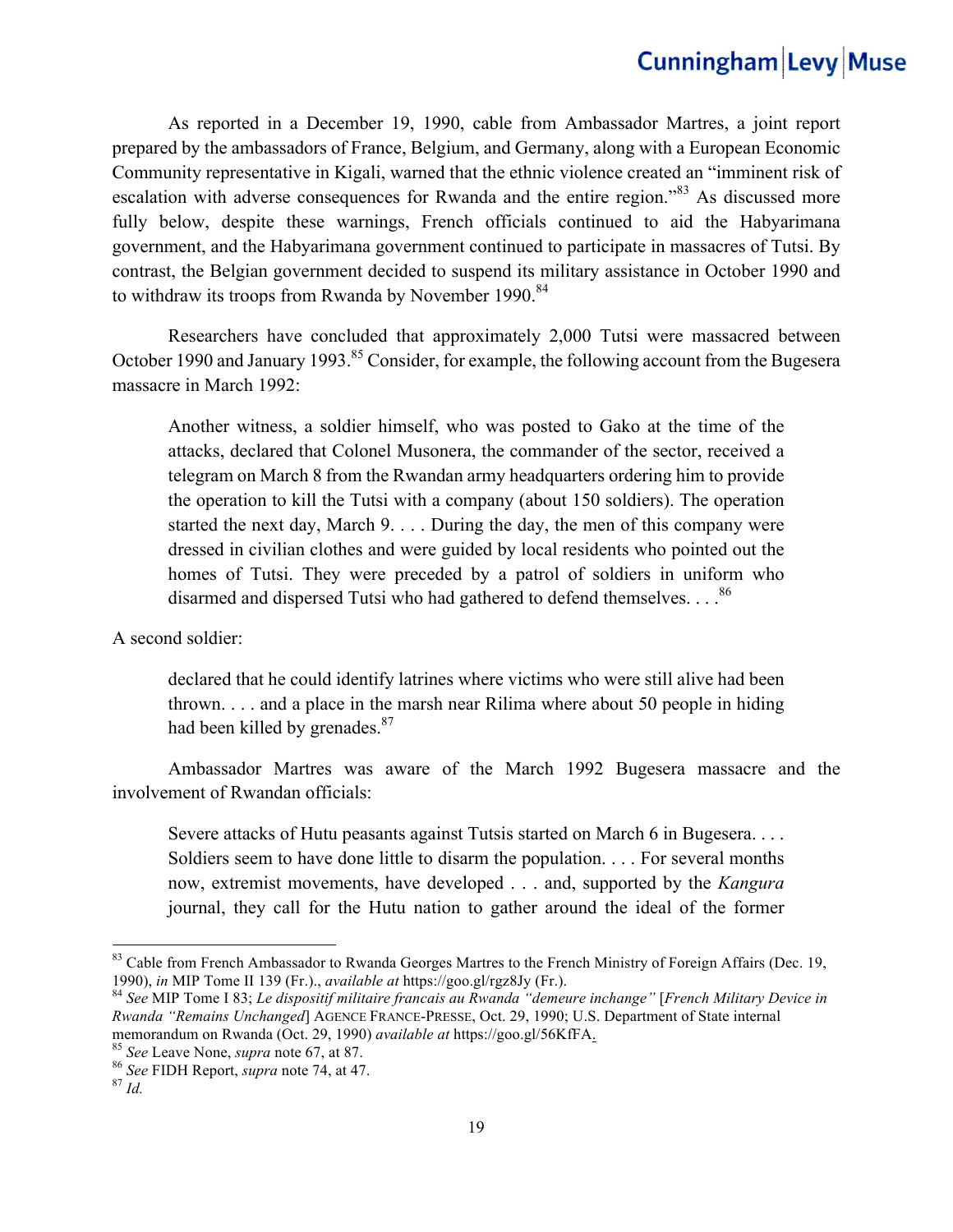As reported in a December 19, 1990, cable from Ambassador Martres, a joint report prepared by the ambassadors of France, Belgium, and Germany, along with a European Economic Community representative in Kigali, warned that the ethnic violence created an "imminent risk of escalation with adverse consequences for Rwanda and the entire region."[83] As discussed more fully below, despite these warnings, French officials continued to aid the Habyarimana government, and the Habyarimana government continued to participate in massacres of Tutsi. By contrast, the Belgian government decided to suspend its military assistance in October 1990 and to withdraw its troops from Rwanda by November 1990.[84]

Researchers have concluded that approximately 2,000 Tutsi were massacred between October 1990 and January 1993.[85] Consider, for example, the following account from the Bugesera massacre in March 1992:

> Another witness, a soldier himself, who was posted to Gako at the time of the attacks, declared that Colonel Musonera, the commander of the sector, received a telegram on March 8 from the Rwandan army headquarters ordering him to provide the operation to kill the Tutsi with a company (about 150 soldiers). The operation started the next day, March 9. . . . During the day, the men of this company were dressed in civilian clothes and were guided by local residents who pointed out the homes of Tutsi. They were preceded by a patrol of soldiers in uniform who disarmed and dispersed Tutsi who had gathered to defend themselves. . . .[86]

A second soldier:

> declared that he could identify latrines where victims who were still alive had been thrown. . . . and a place in the marsh near Rilima where about 50 people in hiding had been killed by grenades.[87]

Ambassador Martres was aware of the March 1992 Bugesera massacre and the involvement of Rwandan officials:

> Severe attacks of Hutu peasants against Tutsis started on March 6 in Bugesera. . . . Soldiers seem to have done little to disarm the population. . . . For several months now, extremist movements, have developed . . . and, supported by the *Kangura* journal, they call for the Hutu nation to gather around the ideal of the former

[83] Cable from French Ambassador to Rwanda Georges Martres to the French Ministry of Foreign Affairs (Dec. 19, 1990), *in* MIP Tome II 139 (Fr.)., *available at* https://goo.gl/rgz8Jy (Fr.).

[84] *See* MIP Tome I 83; *Le dispositif militaire francais au Rwanda "demeure inchange"* [*French Military Device in Rwanda "Remains Unchanged*] AGENCE FRANCE-PRESSE, Oct. 29, 1990; U.S. Department of State internal memorandum on Rwanda (Oct. 29, 1990) *available at* https://goo.gl/56KfFA.

[85] *See* Leave None, *supra* note 67, at 87.

[86] *See* FIDH Report, *supra* note 74, at 47.

[87] *Id.*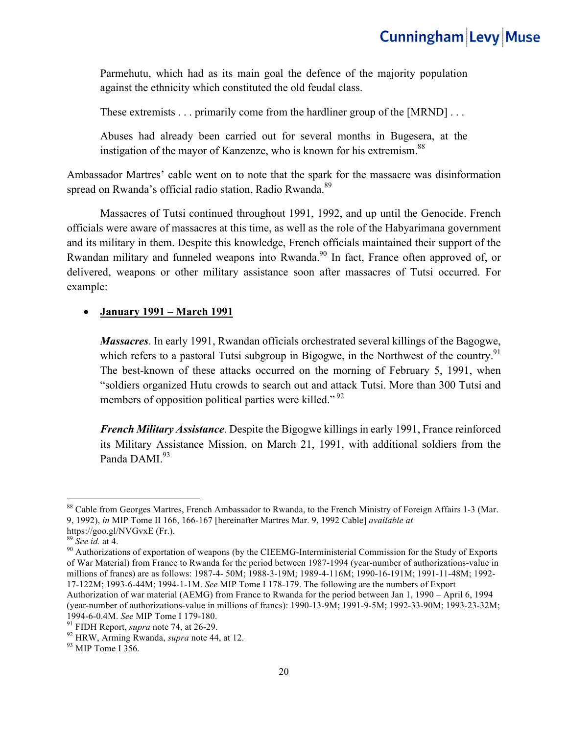> Parmehutu, which had as its main goal the defence of the majority population against the ethnicity which constituted the old feudal class.
>
> These extremists . . . primarily come from the hardliner group of the [MRND] . . .
>
> Abuses had already been carried out for several months in Bugesera, at the instigation of the mayor of Kanzenze, who is known for his extremism.[88]

Ambassador Martres' cable went on to note that the spark for the massacre was disinformation spread on Rwanda's official radio station, Radio Rwanda.[89]

Massacres of Tutsi continued throughout 1991, 1992, and up until the Genocide. French officials were aware of massacres at this time, as well as the role of the Habyarimana government and its military in them. Despite this knowledge, French officials maintained their support of the Rwandan military and funneled weapons into Rwanda.[90] In fact, France often approved of, or delivered, weapons or other military assistance soon after massacres of Tutsi occurred. For example:

- **January 1991 – March 1991**

  ***Massacres***. In early 1991, Rwandan officials orchestrated several killings of the Bagogwe, which refers to a pastoral Tutsi subgroup in Bigogwe, in the Northwest of the country.[91] The best-known of these attacks occurred on the morning of February 5, 1991, when "soldiers organized Hutu crowds to search out and attack Tutsi. More than 300 Tutsi and members of opposition political parties were killed."[92]

  ***French Military Assistance***. Despite the Bigogwe killings in early 1991, France reinforced its Military Assistance Mission, on March 21, 1991, with additional soldiers from the Panda DAMI.[93]

---

[88] Cable from Georges Martres, French Ambassador to Rwanda, to the French Ministry of Foreign Affairs 1-3 (Mar. 9, 1992), *in* MIP Tome II 166, 166-167 [hereinafter Martres Mar. 9, 1992 Cable] *available at* https://goo.gl/NVGvxE (Fr.).

[89] *See id.* at 4.

[90] Authorizations of exportation of weapons (by the CIEEMG-Interministerial Commission for the Study of Exports of War Material) from France to Rwanda for the period between 1987-1994 (year-number of authorizations-value in millions of francs) are as follows: 1987-4- 50M; 1988-3-19M; 1989-4-116M; 1990-16-191M; 1991-11-48M; 1992-17-122M; 1993-6-44M; 1994-1-1M. *See* MIP Tome I 178-179. The following are the numbers of Export Authorization of war material (AEMG) from France to Rwanda for the period between Jan 1, 1990 – April 6, 1994 (year-number of authorizations-value in millions of francs): 1990-13-9M; 1991-9-5M; 1992-33-90M; 1993-23-32M; 1994-6-0.4M. *See* MIP Tome I 179-180.

[91] FIDH Report, *supra* note 74, at 26-29.

[92] HRW, Arming Rwanda, *supra* note 44, at 12.

[93] MIP Tome I 356.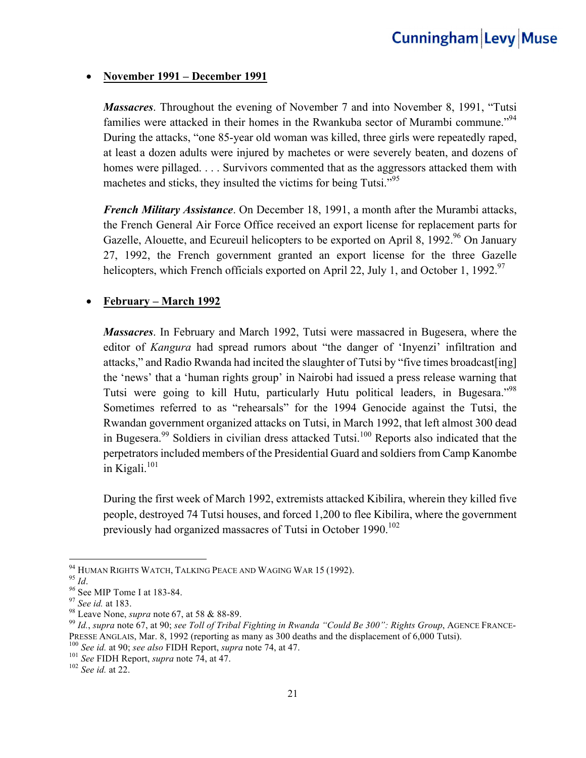- **November 1991 – December 1991**

  ***Massacres***. Throughout the evening of November 7 and into November 8, 1991, "Tutsi families were attacked in their homes in the Rwankuba sector of Murambi commune."[94] During the attacks, "one 85-year old woman was killed, three girls were repeatedly raped, at least a dozen adults were injured by machetes or were severely beaten, and dozens of homes were pillaged. . . . Survivors commented that as the aggressors attacked them with machetes and sticks, they insulted the victims for being Tutsi."[95]

  ***French Military Assistance***. On December 18, 1991, a month after the Murambi attacks, the French General Air Force Office received an export license for replacement parts for Gazelle, Alouette, and Ecureuil helicopters to be exported on April 8, 1992.[96] On January 27, 1992, the French government granted an export license for the three Gazelle helicopters, which French officials exported on April 22, July 1, and October 1, 1992.[97]

- **February – March 1992**

  ***Massacres***. In February and March 1992, Tutsi were massacred in Bugesera, where the editor of *Kangura* had spread rumors about "the danger of 'Inyenzi' infiltration and attacks," and Radio Rwanda had incited the slaughter of Tutsi by "five times broadcast[ing] the 'news' that a 'human rights group' in Nairobi had issued a press release warning that Tutsi were going to kill Hutu, particularly Hutu political leaders, in Bugesara."[98] Sometimes referred to as "rehearsals" for the 1994 Genocide against the Tutsi, the Rwandan government organized attacks on Tutsi, in March 1992, that left almost 300 dead in Bugesera.[99] Soldiers in civilian dress attacked Tutsi.[100] Reports also indicated that the perpetrators included members of the Presidential Guard and soldiers from Camp Kanombe in Kigali.[101]

  During the first week of March 1992, extremists attacked Kibilira, wherein they killed five people, destroyed 74 Tutsi houses, and forced 1,200 to flee Kibilira, where the government previously had organized massacres of Tutsi in October 1990.[102]

---

[94] HUMAN RIGHTS WATCH, TALKING PEACE AND WAGING WAR 15 (1992).

[95] *Id*.

[96] See MIP Tome I at 183-84.

[97] *See id.* at 183.

[98] Leave None, *supra* note 67, at 58 & 88-89.

[99] *Id.*, *supra* note 67, at 90; *see Toll of Tribal Fighting in Rwanda "Could Be 300": Rights Group*, AGENCE FRANCE-PRESSE ANGLAIS, Mar. 8, 1992 (reporting as many as 300 deaths and the displacement of 6,000 Tutsi).

[100] *See id.* at 90; *see also* FIDH Report, *supra* note 74, at 47.

[101] *See* FIDH Report, *supra* note 74, at 47.

[102] *See id.* at 22.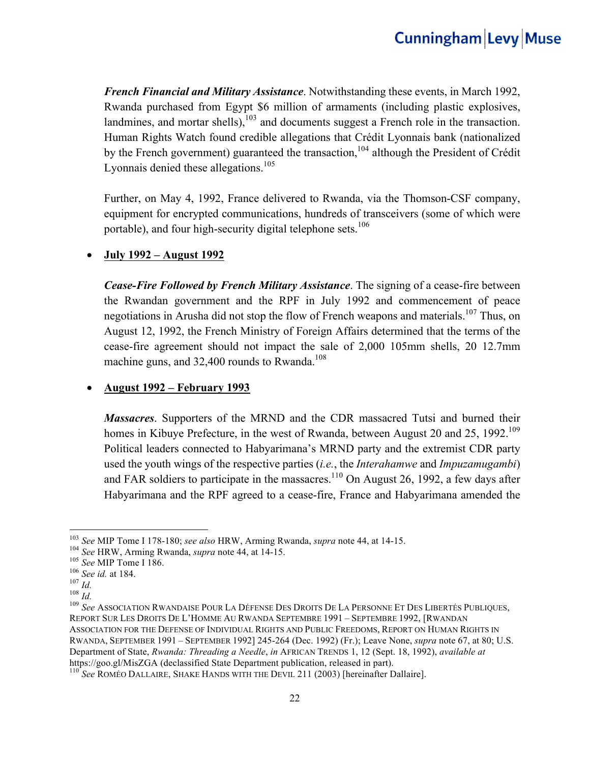***French Financial and Military Assistance***. Notwithstanding these events, in March 1992, Rwanda purchased from Egypt $6 million of armaments (including plastic explosives, landmines, and mortar shells),[103] and documents suggest a French role in the transaction. Human Rights Watch found credible allegations that Crédit Lyonnais bank (nationalized by the French government) guaranteed the transaction,[104] although the President of Crédit Lyonnais denied these allegations.[105]

Further, on May 4, 1992, France delivered to Rwanda, via the Thomson-CSF company, equipment for encrypted communications, hundreds of transceivers (some of which were portable), and four high-security digital telephone sets.[106]

- **<u>July 1992 – August 1992</u>**

  ***Cease-Fire Followed by French Military Assistance***. The signing of a cease-fire between the Rwandan government and the RPF in July 1992 and commencement of peace negotiations in Arusha did not stop the flow of French weapons and materials.[107] Thus, on August 12, 1992, the French Ministry of Foreign Affairs determined that the terms of the cease-fire agreement should not impact the sale of 2,000 105mm shells, 20 12.7mm machine guns, and 32,400 rounds to Rwanda.[108]

- **<u>August 1992 – February 1993</u>**

  ***Massacres***. Supporters of the MRND and the CDR massacred Tutsi and burned their homes in Kibuye Prefecture, in the west of Rwanda, between August 20 and 25, 1992.[109] Political leaders connected to Habyarimana's MRND party and the extremist CDR party used the youth wings of the respective parties (*i.e.*, the *Interahamwe* and *Impuzamugambi*) and FAR soldiers to participate in the massacres.[110] On August 26, 1992, a few days after Habyarimana and the RPF agreed to a cease-fire, France and Habyarimana amended the

---

[103] *See* MIP Tome I 178-180; *see also* HRW, Arming Rwanda, *supra* note 44, at 14-15.
[104] *See* HRW, Arming Rwanda, *supra* note 44, at 14-15.
[105] *See* MIP Tome I 186.
[106] *See id.* at 184.
[107] *Id.*
[108] *Id.*
[109] *See* Association Rwandaise Pour La Défense Des Droits De La Personne Et Des Libertés Publiques, Report Sur Les Droits De L'Homme Au Rwanda Septembre 1991 – Septembre 1992, [Rwandan Association for the Defense of Individual Rights and Public Freedoms, Report on Human Rights in Rwanda, September 1991 – September 1992] 245-264 (Dec. 1992) (Fr.); Leave None, *supra* note 67, at 80; U.S. Department of State, *Rwanda: Threading a Needle*, *in* African Trends 1, 12 (Sept. 18, 1992), *available at* https://goo.gl/MisZGA (declassified State Department publication, released in part).
[110] *See* Roméo Dallaire, Shake Hands with the Devil 211 (2003) [hereinafter Dallaire].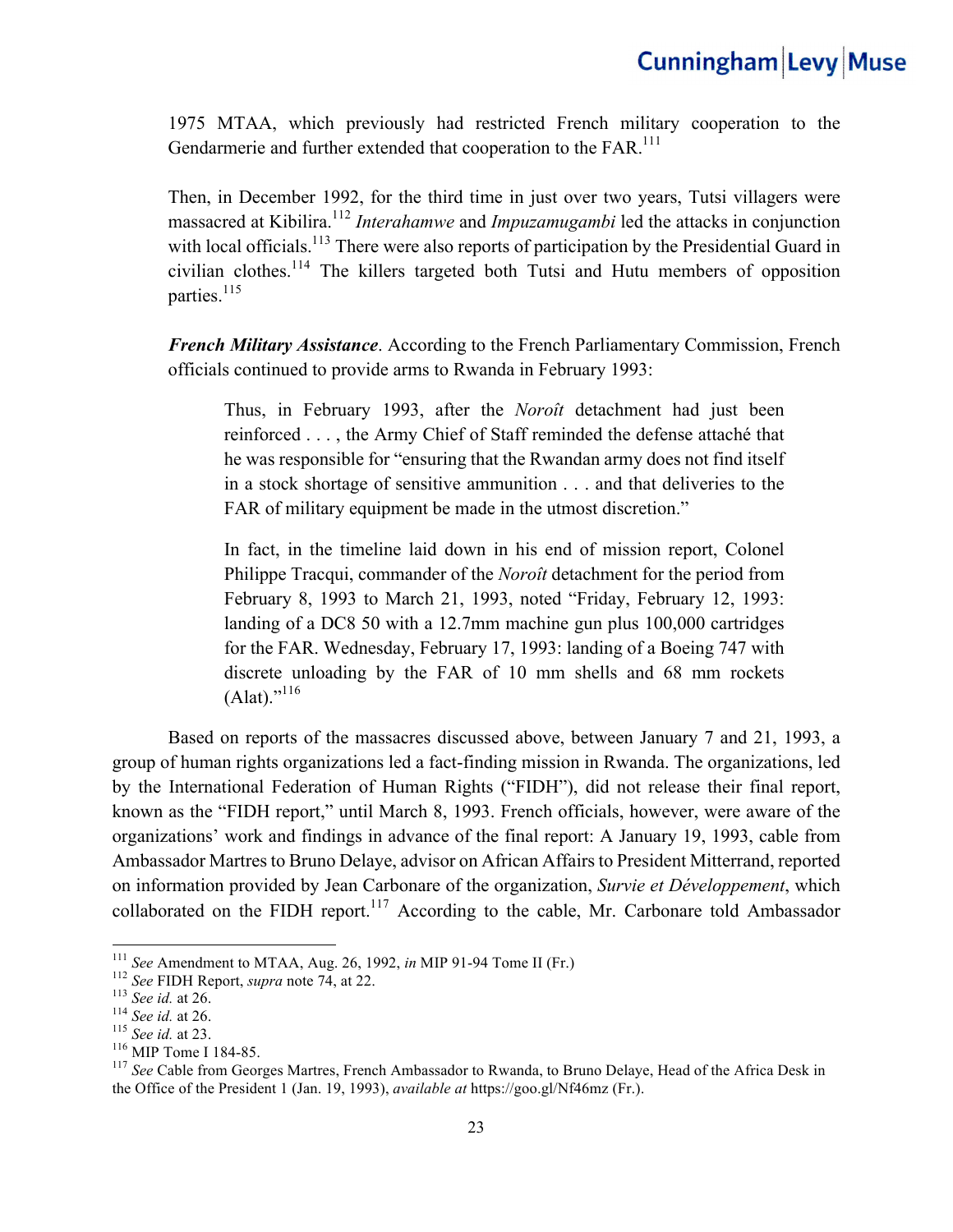1975 MTAA, which previously had restricted French military cooperation to the Gendarmerie and further extended that cooperation to the FAR.[111]

Then, in December 1992, for the third time in just over two years, Tutsi villagers were massacred at Kibilira.[112] *Interahamwe* and *Impuzamugambi* led the attacks in conjunction with local officials.[113] There were also reports of participation by the Presidential Guard in civilian clothes.[114] The killers targeted both Tutsi and Hutu members of opposition parties.[115]

***French Military Assistance***. According to the French Parliamentary Commission, French officials continued to provide arms to Rwanda in February 1993:

> Thus, in February 1993, after the *Noroît* detachment had just been reinforced . . . , the Army Chief of Staff reminded the defense attaché that he was responsible for "ensuring that the Rwandan army does not find itself in a stock shortage of sensitive ammunition . . . and that deliveries to the FAR of military equipment be made in the utmost discretion."
>
> In fact, in the timeline laid down in his end of mission report, Colonel Philippe Tracqui, commander of the *Noroît* detachment for the period from February 8, 1993 to March 21, 1993, noted "Friday, February 12, 1993: landing of a DC8 50 with a 12.7mm machine gun plus 100,000 cartridges for the FAR. Wednesday, February 17, 1993: landing of a Boeing 747 with discrete unloading by the FAR of 10 mm shells and 68 mm rockets (Alat)."[116]

Based on reports of the massacres discussed above, between January 7 and 21, 1993, a group of human rights organizations led a fact-finding mission in Rwanda. The organizations, led by the International Federation of Human Rights ("FIDH"), did not release their final report, known as the "FIDH report," until March 8, 1993. French officials, however, were aware of the organizations' work and findings in advance of the final report: A January 19, 1993, cable from Ambassador Martres to Bruno Delaye, advisor on African Affairs to President Mitterrand, reported on information provided by Jean Carbonare of the organization, *Survie et Développement*, which collaborated on the FIDH report.[117] According to the cable, Mr. Carbonare told Ambassador

---

[111] *See* Amendment to MTAA, Aug. 26, 1992, *in* MIP 91-94 Tome II (Fr.)

[112] *See* FIDH Report, *supra* note 74, at 22.

[113] *See id.* at 26.

[114] *See id.* at 26.

[115] *See id.* at 23.

[116] MIP Tome I 184-85.

[117] *See* Cable from Georges Martres, French Ambassador to Rwanda, to Bruno Delaye, Head of the Africa Desk in the Office of the President 1 (Jan. 19, 1993), *available at* https://goo.gl/Nf46mz (Fr.).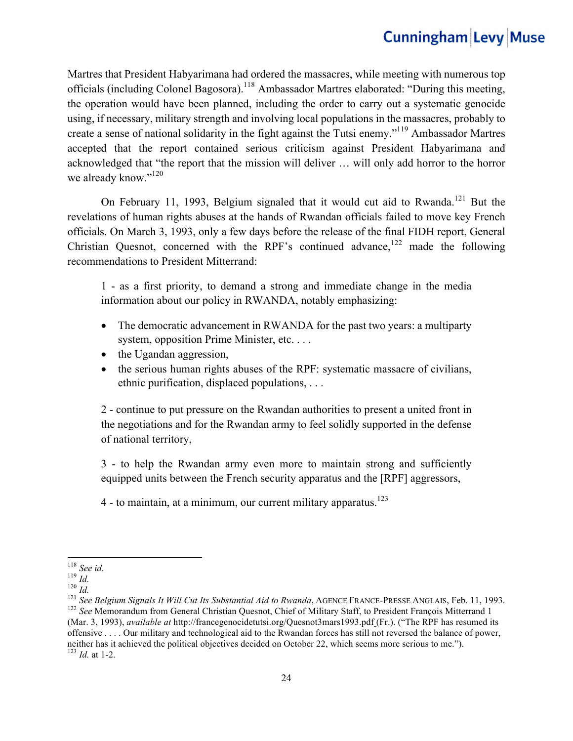Martres that President Habyarimana had ordered the massacres, while meeting with numerous top officials (including Colonel Bagosora).[118] Ambassador Martres elaborated: "During this meeting, the operation would have been planned, including the order to carry out a systematic genocide using, if necessary, military strength and involving local populations in the massacres, probably to create a sense of national solidarity in the fight against the Tutsi enemy."[119] Ambassador Martres accepted that the report contained serious criticism against President Habyarimana and acknowledged that "the report that the mission will deliver … will only add horror to the horror we already know."[120]

On February 11, 1993, Belgium signaled that it would cut aid to Rwanda.[121] But the revelations of human rights abuses at the hands of Rwandan officials failed to move key French officials. On March 3, 1993, only a few days before the release of the final FIDH report, General Christian Quesnot, concerned with the RPF's continued advance,[122] made the following recommendations to President Mitterrand:

> 1 - as a first priority, to demand a strong and immediate change in the media information about our policy in RWANDA, notably emphasizing:
>
> - The democratic advancement in RWANDA for the past two years: a multiparty system, opposition Prime Minister, etc. . . .
> - the Ugandan aggression,
> - the serious human rights abuses of the RPF: systematic massacre of civilians, ethnic purification, displaced populations, . . .
>
> 2 - continue to put pressure on the Rwandan authorities to present a united front in the negotiations and for the Rwandan army to feel solidly supported in the defense of national territory,
>
> 3 - to help the Rwandan army even more to maintain strong and sufficiently equipped units between the French security apparatus and the [RPF] aggressors,
>
> 4 - to maintain, at a minimum, our current military apparatus.[123]

---

[118] *See id.*
[119] *Id.*
[120] *Id.*
[121] *See Belgium Signals It Will Cut Its Substantial Aid to Rwanda*, AGENCE FRANCE-PRESSE ANGLAIS, Feb. 11, 1993.
[122] *See* Memorandum from General Christian Quesnot, Chief of Military Staff, to President François Mitterrand 1 (Mar. 3, 1993), *available at* http://francegenocidetutsi.org/Quesnot3mars1993.pdf (Fr.). ("The RPF has resumed its offensive . . . . Our military and technological aid to the Rwandan forces has still not reversed the balance of power, neither has it achieved the political objectives decided on October 22, which seems more serious to me.").
[123] *Id.* at 1-2.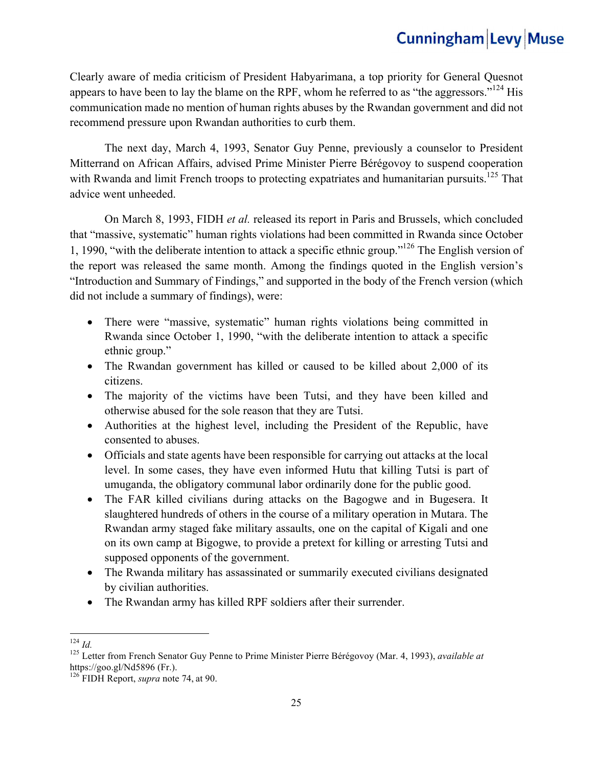Clearly aware of media criticism of President Habyarimana, a top priority for General Quesnot appears to have been to lay the blame on the RPF, whom he referred to as "the aggressors."[124] His communication made no mention of human rights abuses by the Rwandan government and did not recommend pressure upon Rwandan authorities to curb them.

The next day, March 4, 1993, Senator Guy Penne, previously a counselor to President Mitterrand on African Affairs, advised Prime Minister Pierre Bérégovoy to suspend cooperation with Rwanda and limit French troops to protecting expatriates and humanitarian pursuits.[125] That advice went unheeded.

On March 8, 1993, FIDH *et al.* released its report in Paris and Brussels, which concluded that "massive, systematic" human rights violations had been committed in Rwanda since October 1, 1990, "with the deliberate intention to attack a specific ethnic group."[126] The English version of the report was released the same month. Among the findings quoted in the English version's "Introduction and Summary of Findings," and supported in the body of the French version (which did not include a summary of findings), were:

- There were "massive, systematic" human rights violations being committed in Rwanda since October 1, 1990, "with the deliberate intention to attack a specific ethnic group."
- The Rwandan government has killed or caused to be killed about 2,000 of its citizens.
- The majority of the victims have been Tutsi, and they have been killed and otherwise abused for the sole reason that they are Tutsi.
- Authorities at the highest level, including the President of the Republic, have consented to abuses.
- Officials and state agents have been responsible for carrying out attacks at the local level. In some cases, they have even informed Hutu that killing Tutsi is part of umuganda, the obligatory communal labor ordinarily done for the public good.
- The FAR killed civilians during attacks on the Bagogwe and in Bugesera. It slaughtered hundreds of others in the course of a military operation in Mutara. The Rwandan army staged fake military assaults, one on the capital of Kigali and one on its own camp at Bigogwe, to provide a pretext for killing or arresting Tutsi and supposed opponents of the government.
- The Rwanda military has assassinated or summarily executed civilians designated by civilian authorities.
- The Rwandan army has killed RPF soldiers after their surrender.

---

[124] *Id.*

[125] Letter from French Senator Guy Penne to Prime Minister Pierre Bérégovoy (Mar. 4, 1993), *available at* https://goo.gl/Nd5896 (Fr.).

[126] FIDH Report, *supra* note 74, at 90.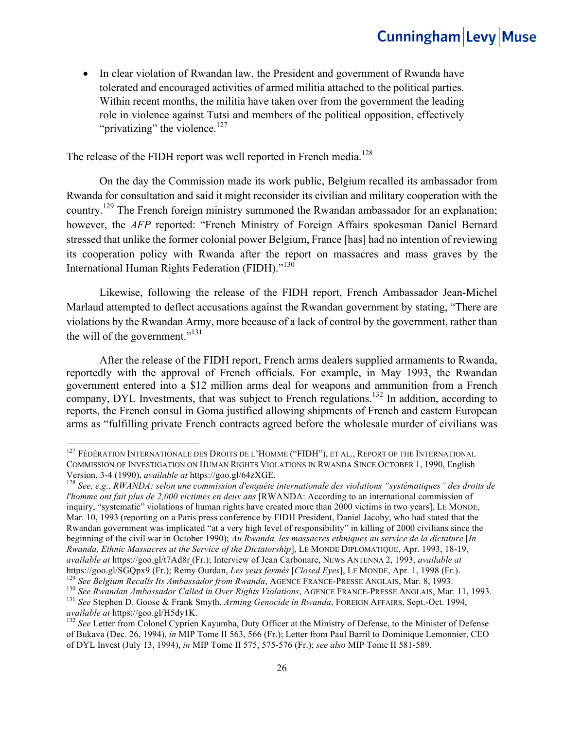- In clear violation of Rwandan law, the President and government of Rwanda have tolerated and encouraged activities of armed militia attached to the political parties. Within recent months, the militia have taken over from the government the leading role in violence against Tutsi and members of the political opposition, effectively "privatizing" the violence.[127]

The release of the FIDH report was well reported in French media.[128]

On the day the Commission made its work public, Belgium recalled its ambassador from Rwanda for consultation and said it might reconsider its civilian and military cooperation with the country.[129] The French foreign ministry summoned the Rwandan ambassador for an explanation; however, the *AFP* reported: "French Ministry of Foreign Affairs spokesman Daniel Bernard stressed that unlike the former colonial power Belgium, France [has] had no intention of reviewing its cooperation policy with Rwanda after the report on massacres and mass graves by the International Human Rights Federation (FIDH)."[130]

Likewise, following the release of the FIDH report, French Ambassador Jean-Michel Marlaud attempted to deflect accusations against the Rwandan government by stating, "There are violations by the Rwandan Army, more because of a lack of control by the government, rather than the will of the government."[131]

After the release of the FIDH report, French arms dealers supplied armaments to Rwanda, reportedly with the approval of French officials. For example, in May 1993, the Rwandan government entered into a $12 million arms deal for weapons and ammunition from a French company, DYL Investments, that was subject to French regulations.[132] In addition, according to reports, the French consul in Goma justified allowing shipments of French and eastern European arms as "fulfilling private French contracts agreed before the wholesale murder of civilians was

---

[127] Fédération Internationale des Droits de l'Homme ("FIDH"), et al., Report of the International Commission of Investigation on Human Rights Violations in Rwanda Since October 1, 1990, English Version, 3-4 (1990), *available at* https://goo.gl/64zXGE.

[128] *See, e.g.*, *RWANDA: selon une commission d'enquête internationale des violations "systématiques" des droits de l'homme ont fait plus de 2,000 victimes en deux ans* [RWANDA: According to an international commission of inquiry, "systematic" violations of human rights have created more than 2000 victims in two years], Le Monde, Mar. 10, 1993 (reporting on a Paris press conference by FIDH President, Daniel Jacoby, who had stated that the Rwandan government was implicated "at a very high level of responsibility" in killing of 2000 civilians since the beginning of the civil war in October 1990); *Au Rwanda, les massacres ethniques au service de la dictature* [*In Rwanda, Ethnic Massacres at the Service of the Dictatorship*], Le Monde Diplomatique, Apr. 1993, 18-19, *available at* https://goo.gl/t7Ad8r (Fr.); Interview of Jean Carbonare, News Antenna 2, 1993, *available at* https://goo.gl/SGQpx9 (Fr.); Remy Ourdan, *Les yeux fermés* [*Closed Eyes*], Le Monde, Apr. 1, 1998 (Fr.).

[129] *See Belgium Recalls Its Ambassador from Rwanda*, Agence France-Presse Anglais, Mar. 8, 1993.

[130] *See Rwandan Ambassador Called in Over Rights Violations*, Agence France-Presse Anglais, Mar. 11, 1993.

[131] *See* Stephen D. Goose & Frank Smyth, *Arming Genocide in Rwanda*, Foreign Affairs, Sept.-Oct. 1994, *available at* https://goo.gl/H5dy1K.

[132] *See* Letter from Colonel Cyprien Kayumba, Duty Officer at the Ministry of Defense, to the Minister of Defense of Bukava (Dec. 26, 1994), *in* MIP Tome II 563, 566 (Fr.); Letter from Paul Barril to Dominique Lemonnier, CEO of DYL Invest (July 13, 1994), *in* MIP Tome II 575, 575-576 (Fr.); *see also* MIP Tome II 581-589.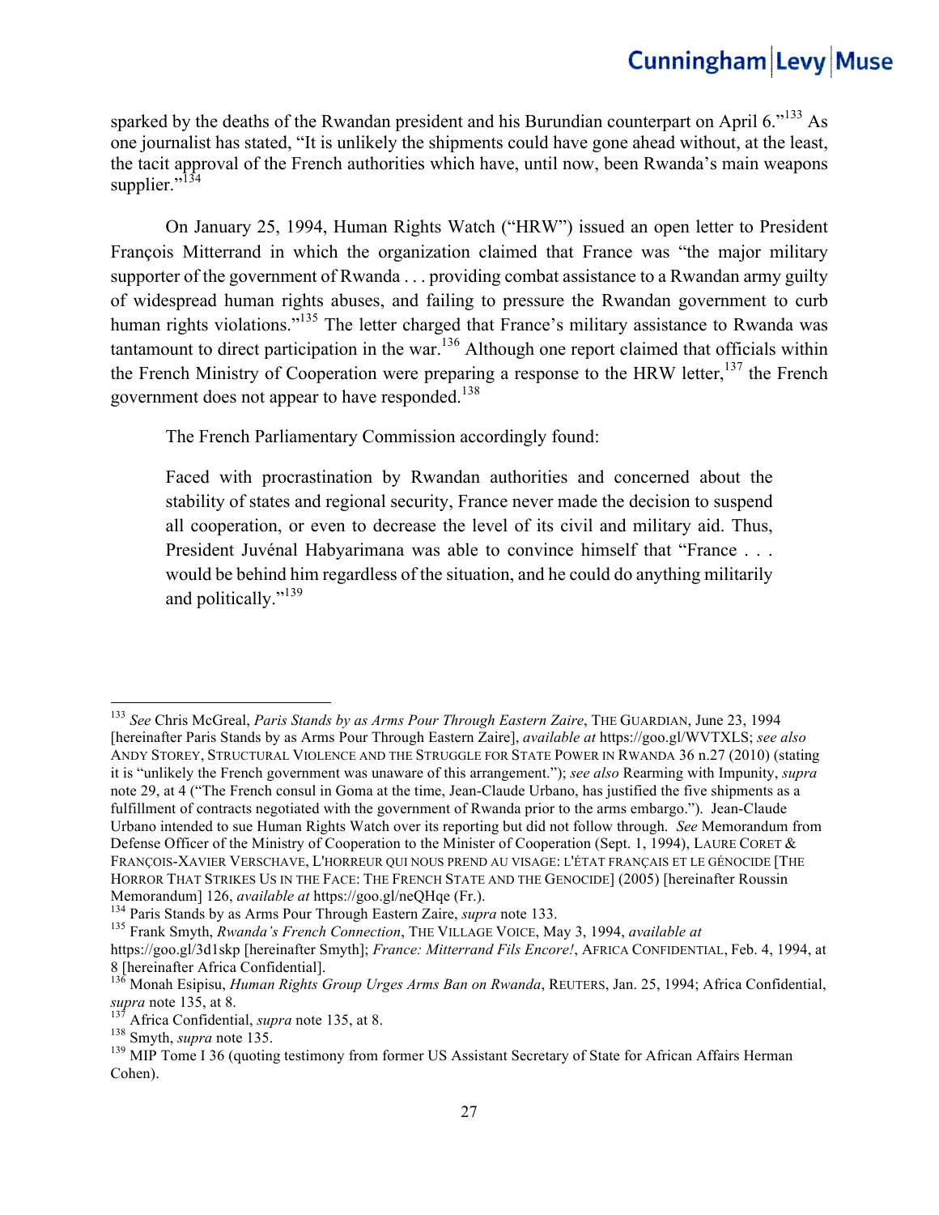sparked by the deaths of the Rwandan president and his Burundian counterpart on April 6."[133] As one journalist has stated, "It is unlikely the shipments could have gone ahead without, at the least, the tacit approval of the French authorities which have, until now, been Rwanda's main weapons supplier."[134]

On January 25, 1994, Human Rights Watch ("HRW") issued an open letter to President François Mitterrand in which the organization claimed that France was "the major military supporter of the government of Rwanda . . . providing combat assistance to a Rwandan army guilty of widespread human rights abuses, and failing to pressure the Rwandan government to curb human rights violations."[135] The letter charged that France's military assistance to Rwanda was tantamount to direct participation in the war.[136] Although one report claimed that officials within the French Ministry of Cooperation were preparing a response to the HRW letter,[137] the French government does not appear to have responded.[138]

The French Parliamentary Commission accordingly found:

> Faced with procrastination by Rwandan authorities and concerned about the stability of states and regional security, France never made the decision to suspend all cooperation, or even to decrease the level of its civil and military aid. Thus, President Juvénal Habyarimana was able to convince himself that "France . . . would be behind him regardless of the situation, and he could do anything militarily and politically."[139]

---

[133] *See* Chris McGreal, *Paris Stands by as Arms Pour Through Eastern Zaire*, THE GUARDIAN, June 23, 1994 [hereinafter Paris Stands by as Arms Pour Through Eastern Zaire], *available at* https://goo.gl/WVTXLS; *see also* ANDY STOREY, STRUCTURAL VIOLENCE AND THE STRUGGLE FOR STATE POWER IN RWANDA 36 n.27 (2010) (stating it is "unlikely the French government was unaware of this arrangement."); *see also* Rearming with Impunity, *supra* note 29, at 4 ("The French consul in Goma at the time, Jean-Claude Urbano, has justified the five shipments as a fulfillment of contracts negotiated with the government of Rwanda prior to the arms embargo."). Jean-Claude Urbano intended to sue Human Rights Watch over its reporting but did not follow through. *See* Memorandum from Defense Officer of the Ministry of Cooperation to the Minister of Cooperation (Sept. 1, 1994), LAURE CORET & FRANÇOIS-XAVIER VERSCHAVE, L'HORREUR QUI NOUS PREND AU VISAGE: L'ÉTAT FRANÇAIS ET LE GÉNOCIDE [THE HORROR THAT STRIKES US IN THE FACE: THE FRENCH STATE AND THE GENOCIDE] (2005) [hereinafter Roussin Memorandum] 126, *available at* https://goo.gl/neQHqe (Fr.).

[134] Paris Stands by as Arms Pour Through Eastern Zaire, *supra* note 133.

[135] Frank Smyth, *Rwanda's French Connection*, THE VILLAGE VOICE, May 3, 1994, *available at* https://goo.gl/3d1skp [hereinafter Smyth]; *France: Mitterrand Fils Encore!*, AFRICA CONFIDENTIAL, Feb. 4, 1994, at 8 [hereinafter Africa Confidential].

[136] Monah Esipisu, *Human Rights Group Urges Arms Ban on Rwanda*, REUTERS, Jan. 25, 1994; Africa Confidential, *supra* note 135, at 8.

[137] Africa Confidential, *supra* note 135, at 8.

[138] Smyth, *supra* note 135.

[139] MIP Tome I 36 (quoting testimony from former US Assistant Secretary of State for African Affairs Herman Cohen).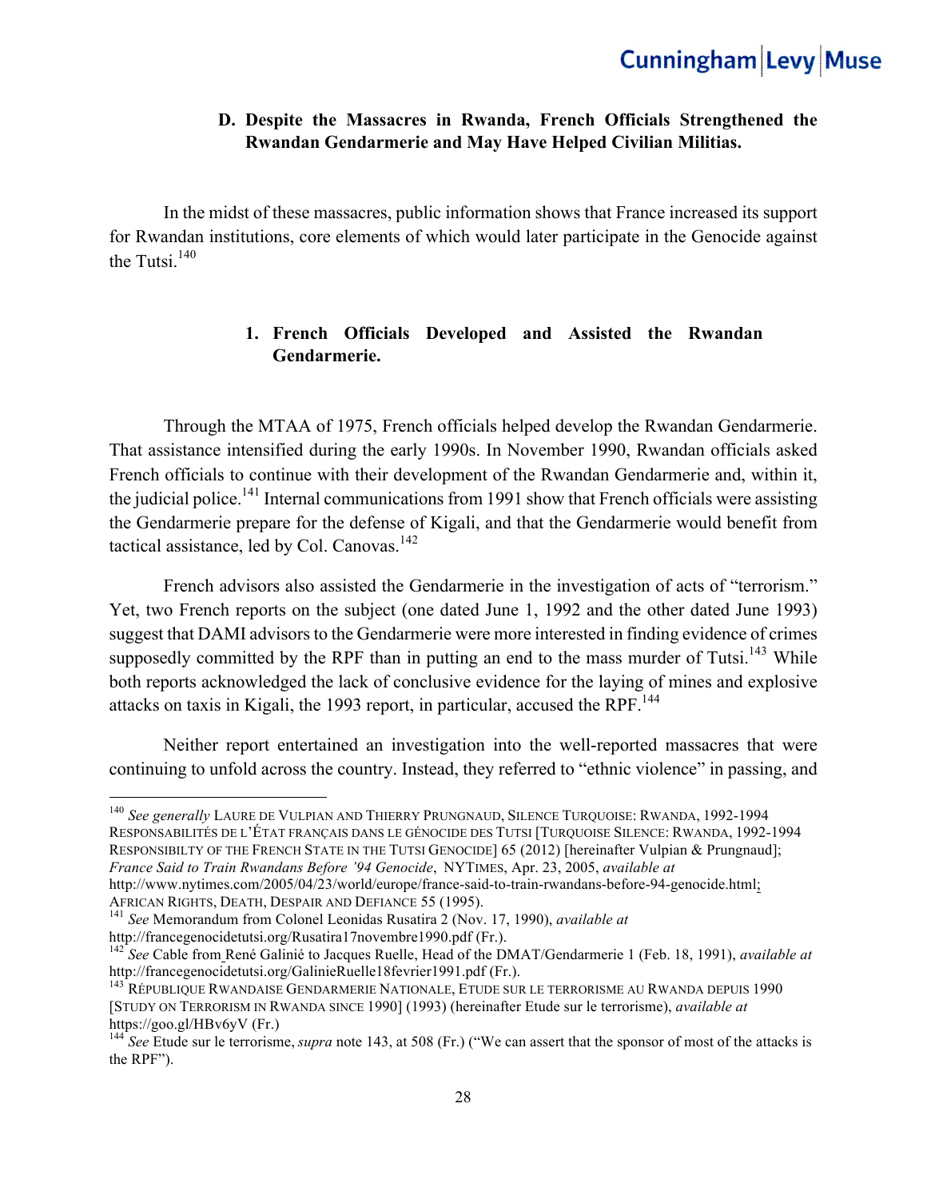### D. Despite the Massacres in Rwanda, French Officials Strengthened the Rwandan Gendarmerie and May Have Helped Civilian Militias.

In the midst of these massacres, public information shows that France increased its support for Rwandan institutions, core elements of which would later participate in the Genocide against the Tutsi.[140]

#### 1. French Officials Developed and Assisted the Rwandan Gendarmerie.

Through the MTAA of 1975, French officials helped develop the Rwandan Gendarmerie. That assistance intensified during the early 1990s. In November 1990, Rwandan officials asked French officials to continue with their development of the Rwandan Gendarmerie and, within it, the judicial police.[141] Internal communications from 1991 show that French officials were assisting the Gendarmerie prepare for the defense of Kigali, and that the Gendarmerie would benefit from tactical assistance, led by Col. Canovas.[142]

French advisors also assisted the Gendarmerie in the investigation of acts of "terrorism." Yet, two French reports on the subject (one dated June 1, 1992 and the other dated June 1993) suggest that DAMI advisors to the Gendarmerie were more interested in finding evidence of crimes supposedly committed by the RPF than in putting an end to the mass murder of Tutsi.[143] While both reports acknowledged the lack of conclusive evidence for the laying of mines and explosive attacks on taxis in Kigali, the 1993 report, in particular, accused the RPF.[144]

Neither report entertained an investigation into the well-reported massacres that were continuing to unfold across the country. Instead, they referred to "ethnic violence" in passing, and

---

[140] *See generally* LAURE DE VULPIAN AND THIERRY PRUNGNAUD, SILENCE TURQUOISE: RWANDA, 1992-1994 RESPONSABILITÉS DE L'ÉTAT FRANÇAIS DANS LE GÉNOCIDE DES TUTSI [TURQUOISE SILENCE: RWANDA, 1992-1994 RESPONSIBILTY OF THE FRENCH STATE IN THE TUTSI GENOCIDE] 65 (2012) [hereinafter Vulpian & Prungnaud]; *France Said to Train Rwandans Before '94 Genocide*, NYTIMES, Apr. 23, 2005, *available at* http://www.nytimes.com/2005/04/23/world/europe/france-said-to-train-rwandans-before-94-genocide.html; AFRICAN RIGHTS, DEATH, DESPAIR AND DEFIANCE 55 (1995).

[141] *See* Memorandum from Colonel Leonidas Rusatira 2 (Nov. 17, 1990), *available at* http://francegenocidetutsi.org/Rusatira17novembre1990.pdf (Fr.).

[142] *See* Cable from René Galinié to Jacques Ruelle, Head of the DMAT/Gendarmerie 1 (Feb. 18, 1991), *available at* http://francegenocidetutsi.org/GalinieRuelle18fevrier1991.pdf (Fr.).

[143] RÉPUBLIQUE RWANDAISE GENDARMERIE NATIONALE, ETUDE SUR LE TERRORISME AU RWANDA DEPUIS 1990 [STUDY ON TERRORISM IN RWANDA SINCE 1990] (1993) (hereinafter Etude sur le terrorisme), *available at* https://goo.gl/HBv6yV (Fr.)

[144] *See* Etude sur le terrorisme, *supra* note 143, at 508 (Fr.) ("We can assert that the sponsor of most of the attacks is the RPF").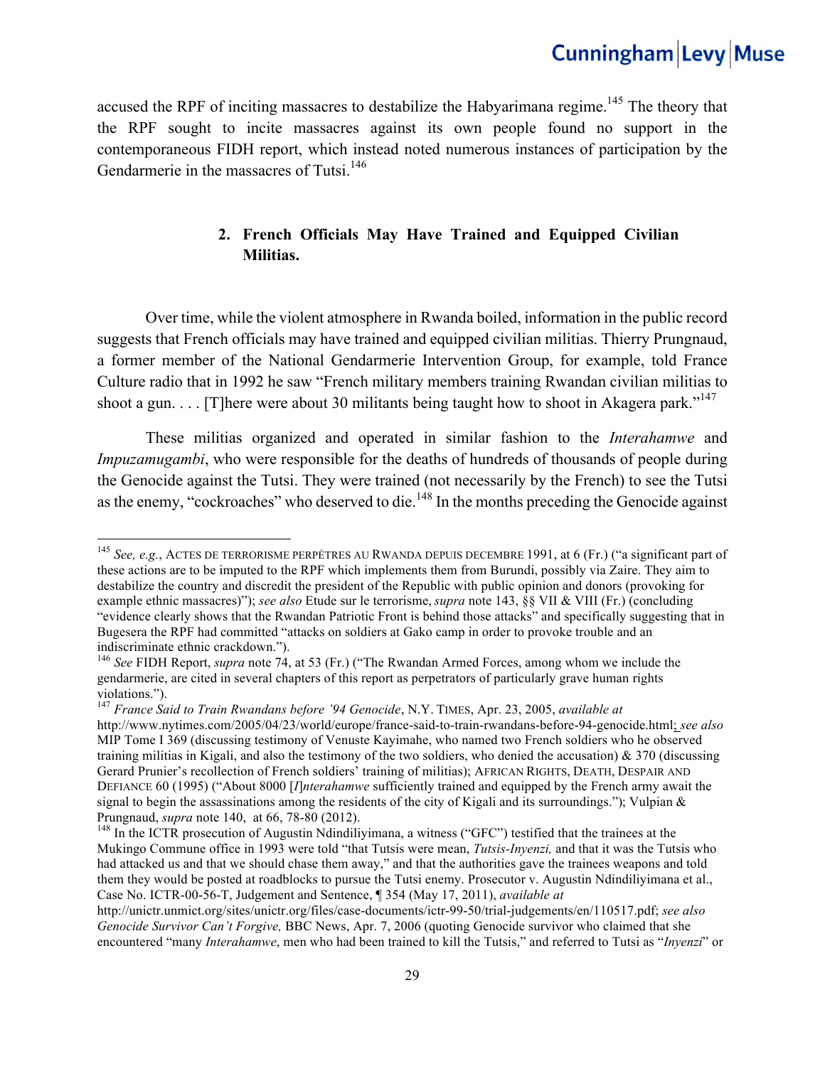accused the RPF of inciting massacres to destabilize the Habyarimana regime.[145] The theory that the RPF sought to incite massacres against its own people found no support in the contemporaneous FIDH report, which instead noted numerous instances of participation by the Gendarmerie in the massacres of Tutsi.[146]

### 2. French Officials May Have Trained and Equipped Civilian Militias.

Over time, while the violent atmosphere in Rwanda boiled, information in the public record suggests that French officials may have trained and equipped civilian militias. Thierry Prungnaud, a former member of the National Gendarmerie Intervention Group, for example, told France Culture radio that in 1992 he saw "French military members training Rwandan civilian militias to shoot a gun. . . . [T]here were about 30 militants being taught how to shoot in Akagera park."[147]

These militias organized and operated in similar fashion to the *Interahamwe* and *Impuzamugambi*, who were responsible for the deaths of hundreds of thousands of people during the Genocide against the Tutsi. They were trained (not necessarily by the French) to see the Tutsi as the enemy, "cockroaches" who deserved to die.[148] In the months preceding the Genocide against

---

[145] *See, e.g.*, ACTES DE TERRORISME PERPÉTRES AU RWANDA DEPUIS DECEMBRE 1991, at 6 (Fr.) ("a significant part of these actions are to be imputed to the RPF which implements them from Burundi, possibly via Zaire. They aim to destabilize the country and discredit the president of the Republic with public opinion and donors (provoking for example ethnic massacres)"); *see also* Etude sur le terrorisme, *supra* note 143, §§ VII & VIII (Fr.) (concluding "evidence clearly shows that the Rwandan Patriotic Front is behind those attacks" and specifically suggesting that in Bugesera the RPF had committed "attacks on soldiers at Gako camp in order to provoke trouble and an indiscriminate ethnic crackdown.").

[146] *See* FIDH Report, *supra* note 74, at 53 (Fr.) ("The Rwandan Armed Forces, among whom we include the gendarmerie, are cited in several chapters of this report as perpetrators of particularly grave human rights violations.").

[147] *France Said to Train Rwandans before '94 Genocide*, N.Y. TIMES, Apr. 23, 2005, *available at* http://www.nytimes.com/2005/04/23/world/europe/france-said-to-train-rwandans-before-94-genocide.html; *see also* MIP Tome I 369 (discussing testimony of Venuste Kayimahe, who named two French soldiers who he observed training militias in Kigali, and also the testimony of the two soldiers, who denied the accusation) & 370 (discussing Gerard Prunier's recollection of French soldiers' training of militias); AFRICAN RIGHTS, DEATH, DESPAIR AND DEFIANCE 60 (1995) ("About 8000 [*I*]*nterahamwe* sufficiently trained and equipped by the French army await the signal to begin the assassinations among the residents of the city of Kigali and its surroundings."); Vulpian & Prungnaud, *supra* note 140, at 66, 78-80 (2012).

[148] In the ICTR prosecution of Augustin Ndindiliyimana, a witness ("GFC") testified that the trainees at the Mukingo Commune office in 1993 were told "that Tutsis were mean, *Tutsis-Inyenzi,* and that it was the Tutsis who had attacked us and that we should chase them away," and that the authorities gave the trainees weapons and told them they would be posted at roadblocks to pursue the Tutsi enemy. Prosecutor v. Augustin Ndindiliyimana et al., Case No. ICTR-00-56-T, Judgement and Sentence, ¶ 354 (May 17, 2011), *available at* http://unictr.unmict.org/sites/unictr.org/files/case-documents/ictr-99-50/trial-judgements/en/110517.pdf; *see also* *Genocide Survivor Can't Forgive,* BBC News, Apr. 7, 2006 (quoting Genocide survivor who claimed that she encountered "many *Interahamwe*, men who had been trained to kill the Tutsis," and referred to Tutsi as "*Inyenzi*" or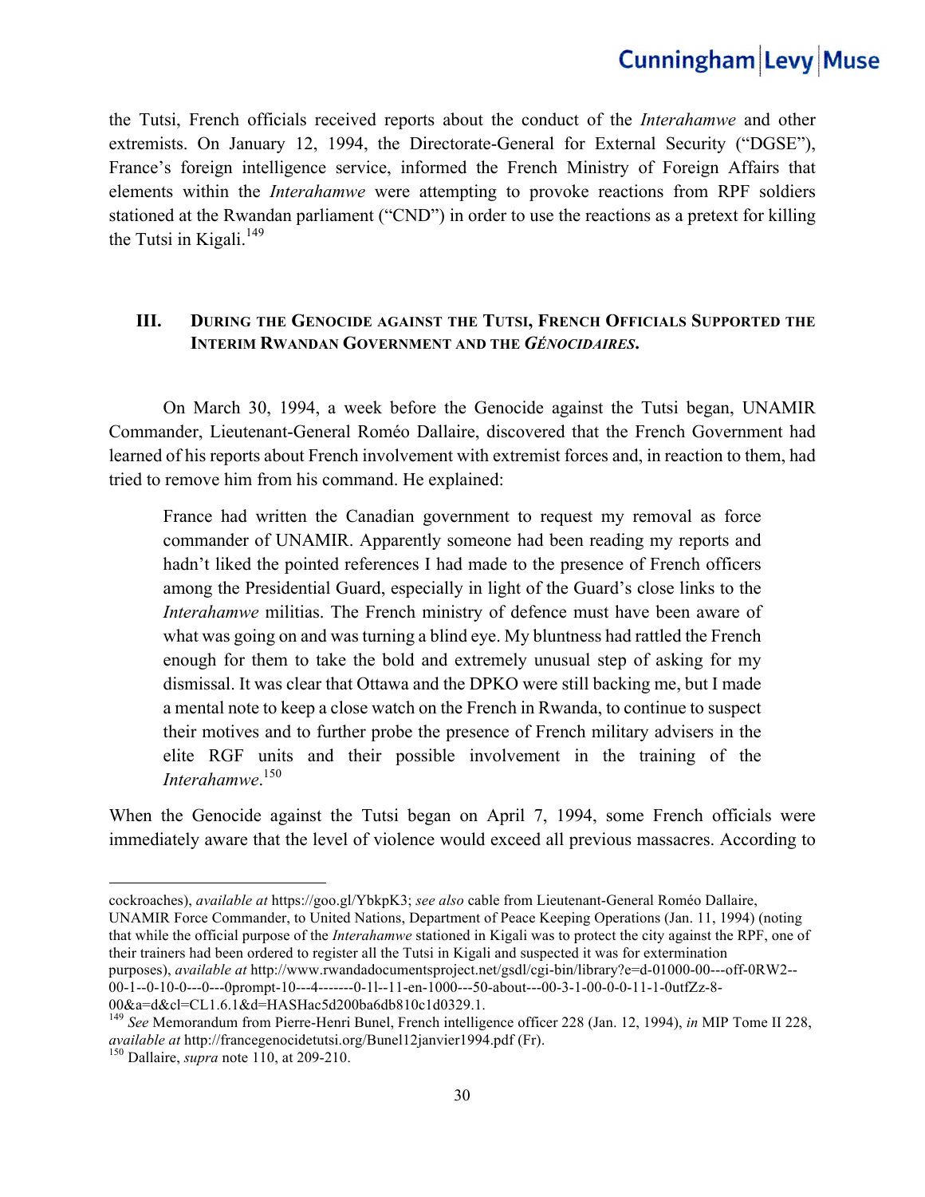the Tutsi, French officials received reports about the conduct of the *Interahamwe* and other extremists. On January 12, 1994, the Directorate-General for External Security ("DGSE"), France's foreign intelligence service, informed the French Ministry of Foreign Affairs that elements within the *Interahamwe* were attempting to provoke reactions from RPF soldiers stationed at the Rwandan parliament ("CND") in order to use the reactions as a pretext for killing the Tutsi in Kigali.[149]

## III. During the Genocide against the Tutsi, French Officials Supported the Interim Rwandan Government and the *Génocidaires*.

On March 30, 1994, a week before the Genocide against the Tutsi began, UNAMIR Commander, Lieutenant-General Roméo Dallaire, discovered that the French Government had learned of his reports about French involvement with extremist forces and, in reaction to them, had tried to remove him from his command. He explained:

> France had written the Canadian government to request my removal as force commander of UNAMIR. Apparently someone had been reading my reports and hadn't liked the pointed references I had made to the presence of French officers among the Presidential Guard, especially in light of the Guard's close links to the *Interahamwe* militias. The French ministry of defence must have been aware of what was going on and was turning a blind eye. My bluntness had rattled the French enough for them to take the bold and extremely unusual step of asking for my dismissal. It was clear that Ottawa and the DPKO were still backing me, but I made a mental note to keep a close watch on the French in Rwanda, to continue to suspect their motives and to further probe the presence of French military advisers in the elite RGF units and their possible involvement in the training of the *Interahamwe*.[150]

When the Genocide against the Tutsi began on April 7, 1994, some French officials were immediately aware that the level of violence would exceed all previous massacres. According to

---

cockroaches), *available at* https://goo.gl/YbkpK3; *see also* cable from Lieutenant-General Roméo Dallaire, UNAMIR Force Commander, to United Nations, Department of Peace Keeping Operations (Jan. 11, 1994) (noting that while the official purpose of the *Interahamwe* stationed in Kigali was to protect the city against the RPF, one of their trainers had been ordered to register all the Tutsi in Kigali and suspected it was for extermination purposes), *available at* http://www.rwandadocumentsproject.net/gsdl/cgi-bin/library?e=d-01000-00---off-0RW2--00-1--0-10-0---0---0prompt-10---4-------0-1l--11-en-1000---50-about---00-3-1-00-0-0-11-1-0utfZz-8-00&a=d&cl=CL1.6.1&d=HASHac5d200ba6db810c1d0329.1.

[149] *See* Memorandum from Pierre-Henri Bunel, French intelligence officer 228 (Jan. 12, 1994), *in* MIP Tome II 228, *available at* http://francegenocidetutsi.org/Bunel12janvier1994.pdf (Fr).

[150] Dallaire, *supra* note 110, at 209-210.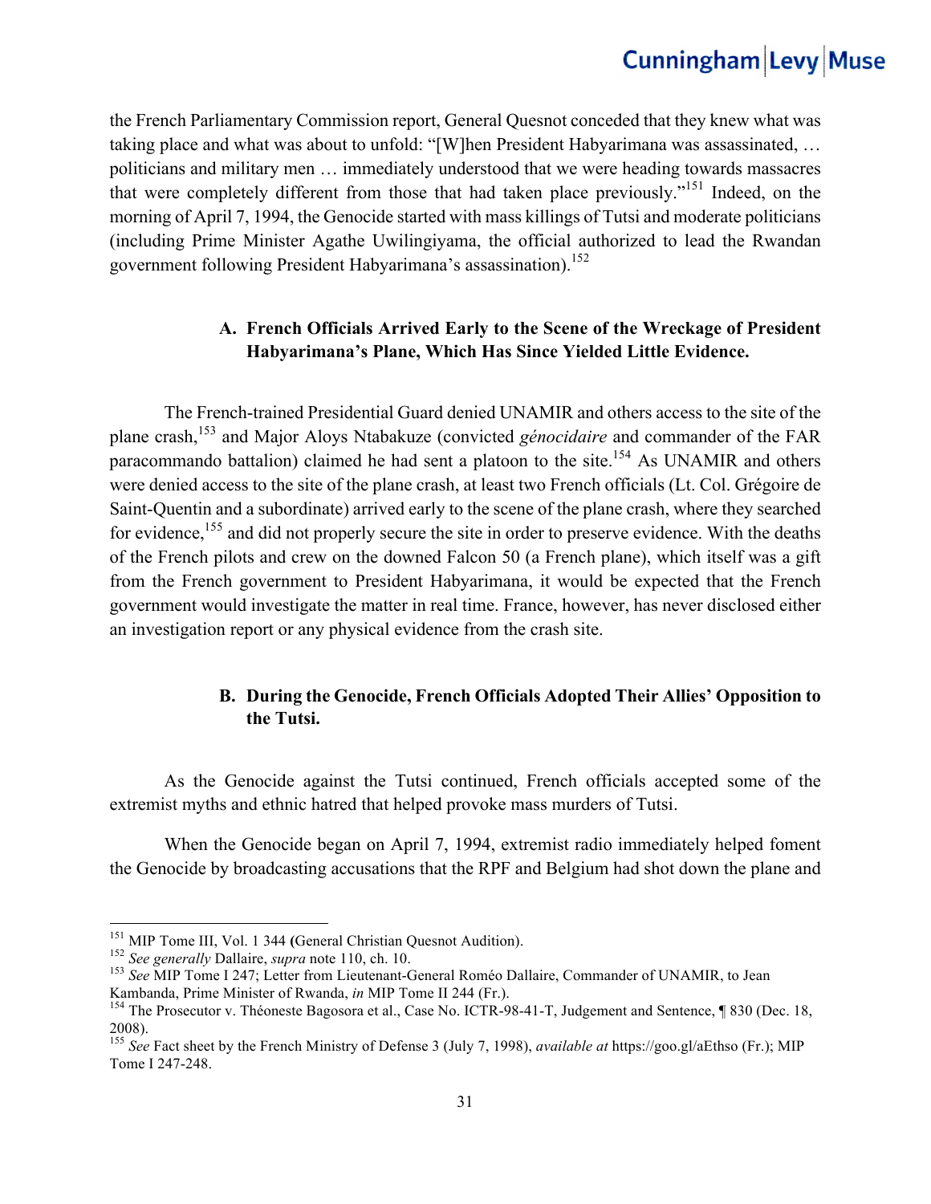the French Parliamentary Commission report, General Quesnot conceded that they knew what was taking place and what was about to unfold: "[W]hen President Habyarimana was assassinated, … politicians and military men … immediately understood that we were heading towards massacres that were completely different from those that had taken place previously."[151] Indeed, on the morning of April 7, 1994, the Genocide started with mass killings of Tutsi and moderate politicians (including Prime Minister Agathe Uwilingiyama, the official authorized to lead the Rwandan government following President Habyarimana's assassination).[152]

### A. French Officials Arrived Early to the Scene of the Wreckage of President Habyarimana's Plane, Which Has Since Yielded Little Evidence.

The French-trained Presidential Guard denied UNAMIR and others access to the site of the plane crash,[153] and Major Aloys Ntabakuze (convicted *génocidaire* and commander of the FAR paracommando battalion) claimed he had sent a platoon to the site.[154] As UNAMIR and others were denied access to the site of the plane crash, at least two French officials (Lt. Col. Grégoire de Saint-Quentin and a subordinate) arrived early to the scene of the plane crash, where they searched for evidence,[155] and did not properly secure the site in order to preserve evidence. With the deaths of the French pilots and crew on the downed Falcon 50 (a French plane), which itself was a gift from the French government to President Habyarimana, it would be expected that the French government would investigate the matter in real time. France, however, has never disclosed either an investigation report or any physical evidence from the crash site.

### B. During the Genocide, French Officials Adopted Their Allies' Opposition to the Tutsi.

As the Genocide against the Tutsi continued, French officials accepted some of the extremist myths and ethnic hatred that helped provoke mass murders of Tutsi.

When the Genocide began on April 7, 1994, extremist radio immediately helped foment the Genocide by broadcasting accusations that the RPF and Belgium had shot down the plane and

---

[151] MIP Tome III, Vol. 1 344 (General Christian Quesnot Audition).

[152] *See generally* Dallaire, *supra* note 110, ch. 10.

[153] *See* MIP Tome I 247; Letter from Lieutenant-General Roméo Dallaire, Commander of UNAMIR, to Jean Kambanda, Prime Minister of Rwanda, *in* MIP Tome II 244 (Fr.).

[154] The Prosecutor v. Théoneste Bagosora et al., Case No. ICTR-98-41-T, Judgement and Sentence, ¶ 830 (Dec. 18, 2008).

[155] *See* Fact sheet by the French Ministry of Defense 3 (July 7, 1998), *available at* https://goo.gl/aEthso (Fr.); MIP Tome I 247-248.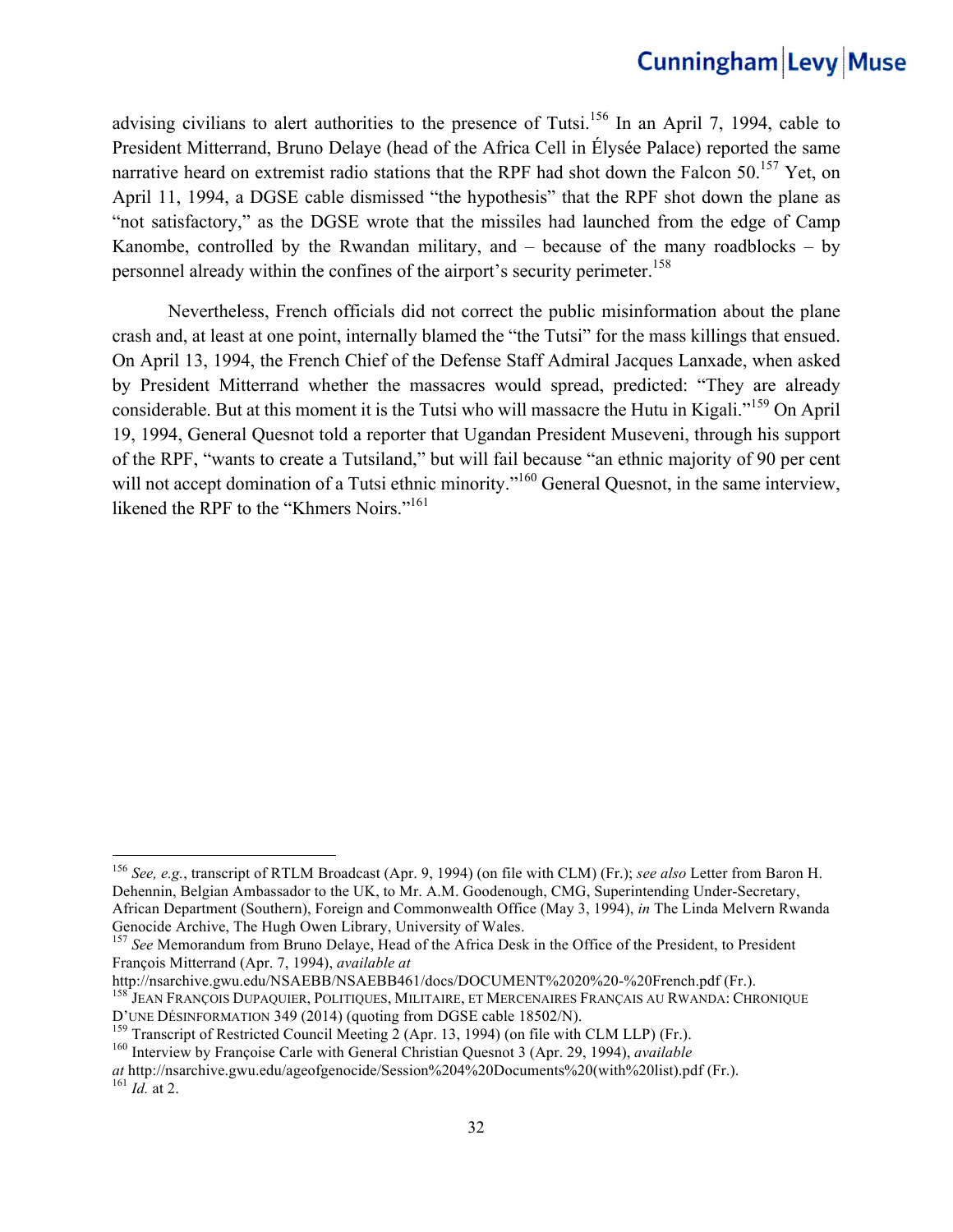advising civilians to alert authorities to the presence of Tutsi.[156] In an April 7, 1994, cable to President Mitterrand, Bruno Delaye (head of the Africa Cell in Élysée Palace) reported the same narrative heard on extremist radio stations that the RPF had shot down the Falcon 50.[157] Yet, on April 11, 1994, a DGSE cable dismissed "the hypothesis" that the RPF shot down the plane as "not satisfactory," as the DGSE wrote that the missiles had launched from the edge of Camp Kanombe, controlled by the Rwandan military, and – because of the many roadblocks – by personnel already within the confines of the airport's security perimeter.[158]

Nevertheless, French officials did not correct the public misinformation about the plane crash and, at least at one point, internally blamed the "the Tutsi" for the mass killings that ensued. On April 13, 1994, the French Chief of the Defense Staff Admiral Jacques Lanxade, when asked by President Mitterrand whether the massacres would spread, predicted: "They are already considerable. But at this moment it is the Tutsi who will massacre the Hutu in Kigali."[159] On April 19, 1994, General Quesnot told a reporter that Ugandan President Museveni, through his support of the RPF, "wants to create a Tutsiland," but will fail because "an ethnic majority of 90 per cent will not accept domination of a Tutsi ethnic minority."[160] General Quesnot, in the same interview, likened the RPF to the "Khmers Noirs."[161]

---

[156] *See, e.g.*, transcript of RTLM Broadcast (Apr. 9, 1994) (on file with CLM) (Fr.); *see also* Letter from Baron H. Dehennin, Belgian Ambassador to the UK, to Mr. A.M. Goodenough, CMG, Superintending Under-Secretary, African Department (Southern), Foreign and Commonwealth Office (May 3, 1994), *in* The Linda Melvern Rwanda Genocide Archive, The Hugh Owen Library, University of Wales.

[157] *See* Memorandum from Bruno Delaye, Head of the Africa Desk in the Office of the President, to President François Mitterrand (Apr. 7, 1994), *available at* http://nsarchive.gwu.edu/NSAEBB/NSAEBB461/docs/DOCUMENT%2020%20-%20French.pdf (Fr.).

[158] Jean François Dupaquier, Politiques, Militaire, et Mercenaires Français au Rwanda: Chronique d'une Désinformation 349 (2014) (quoting from DGSE cable 18502/N).

[159] Transcript of Restricted Council Meeting 2 (Apr. 13, 1994) (on file with CLM LLP) (Fr.).

[160] Interview by Françoise Carle with General Christian Quesnot 3 (Apr. 29, 1994), *available at* http://nsarchive.gwu.edu/ageofgenocide/Session%204%20Documents%20(with%20list).pdf (Fr.).

[161] *Id.* at 2.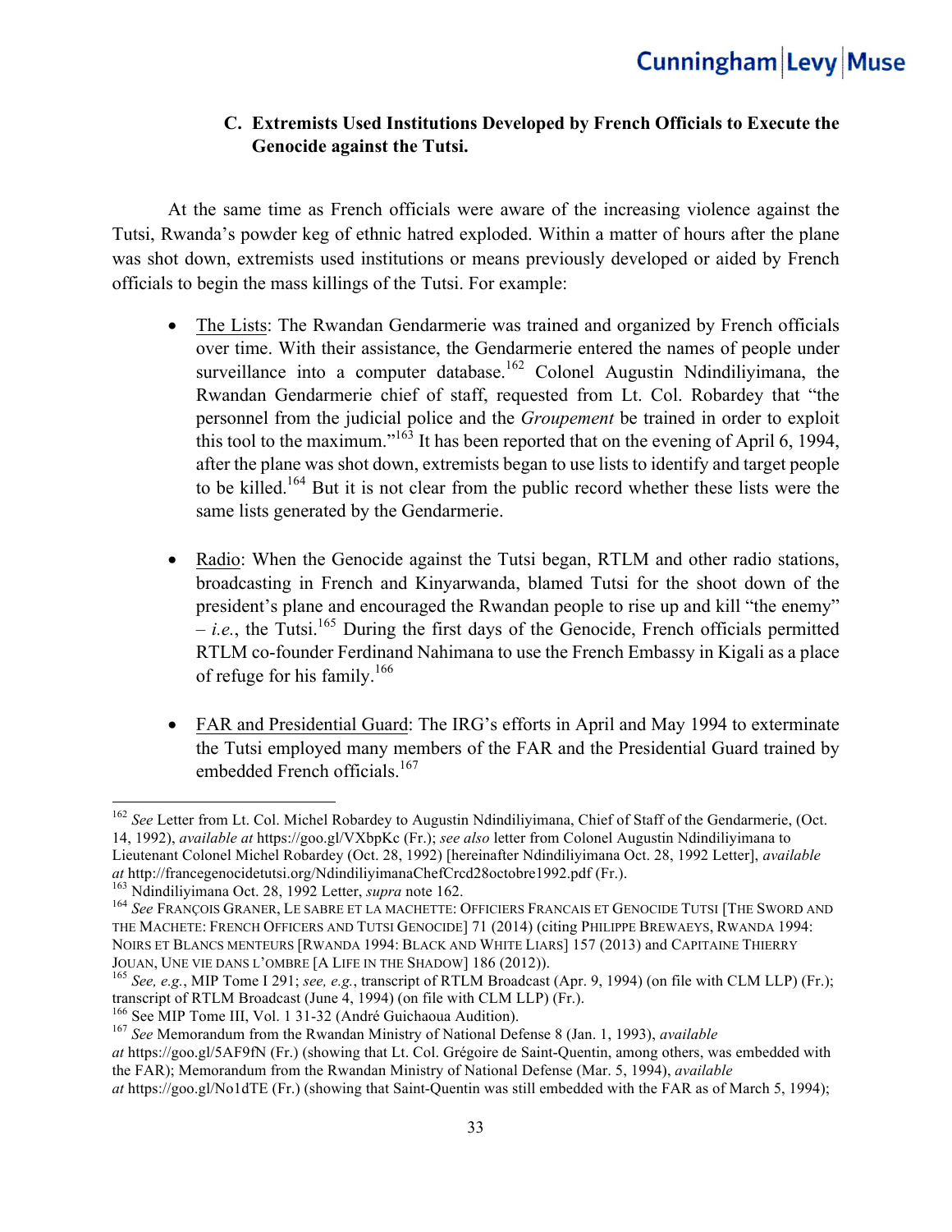### C. Extremists Used Institutions Developed by French Officials to Execute the Genocide against the Tutsi.

At the same time as French officials were aware of the increasing violence against the Tutsi, Rwanda's powder keg of ethnic hatred exploded. Within a matter of hours after the plane was shot down, extremists used institutions or means previously developed or aided by French officials to begin the mass killings of the Tutsi. For example:

- The Lists: The Rwandan Gendarmerie was trained and organized by French officials over time. With their assistance, the Gendarmerie entered the names of people under surveillance into a computer database.[162] Colonel Augustin Ndindiliyimana, the Rwandan Gendarmerie chief of staff, requested from Lt. Col. Robardey that "the personnel from the judicial police and the *Groupement* be trained in order to exploit this tool to the maximum."[163] It has been reported that on the evening of April 6, 1994, after the plane was shot down, extremists began to use lists to identify and target people to be killed.[164] But it is not clear from the public record whether these lists were the same lists generated by the Gendarmerie.

- Radio: When the Genocide against the Tutsi began, RTLM and other radio stations, broadcasting in French and Kinyarwanda, blamed Tutsi for the shoot down of the president's plane and encouraged the Rwandan people to rise up and kill "the enemy" – *i.e.*, the Tutsi.[165] During the first days of the Genocide, French officials permitted RTLM co-founder Ferdinand Nahimana to use the French Embassy in Kigali as a place of refuge for his family.[166]

- FAR and Presidential Guard: The IRG's efforts in April and May 1994 to exterminate the Tutsi employed many members of the FAR and the Presidential Guard trained by embedded French officials.[167]

---

[162] *See* Letter from Lt. Col. Michel Robardey to Augustin Ndindiliyimana, Chief of Staff of the Gendarmerie, (Oct. 14, 1992), *available at* https://goo.gl/VXbpKc (Fr.); *see also* letter from Colonel Augustin Ndindiliyimana to Lieutenant Colonel Michel Robardey (Oct. 28, 1992) [hereinafter Ndindiliyimana Oct. 28, 1992 Letter], *available at* http://francegenocidetutsi.org/NdindiliyimanaChefCrcd28octobre1992.pdf (Fr.).

[163] Ndindiliyimana Oct. 28, 1992 Letter, *supra* note 162.

[164] *See* François Graner, Le sabre et la machette: Officiers Francais et Genocide Tutsi [The Sword and the Machete: French Officers and Tutsi Genocide] 71 (2014) (citing Philippe Brewaeys, Rwanda 1994: Noirs et Blancs menteurs [Rwanda 1994: Black and White Liars] 157 (2013) and Capitaine Thierry Jouan, Une vie dans l'ombre [A Life in the Shadow] 186 (2012)).

[165] *See, e.g.*, MIP Tome I 291; *see, e.g.*, transcript of RTLM Broadcast (Apr. 9, 1994) (on file with CLM LLP) (Fr.); transcript of RTLM Broadcast (June 4, 1994) (on file with CLM LLP) (Fr.).

[166] See MIP Tome III, Vol. 1 31-32 (André Guichaoua Audition).

[167] *See* Memorandum from the Rwandan Ministry of National Defense 8 (Jan. 1, 1993), *available at* https://goo.gl/5AF9fN (Fr.) (showing that Lt. Col. Grégoire de Saint-Quentin, among others, was embedded with the FAR); Memorandum from the Rwandan Ministry of National Defense (Mar. 5, 1994), *available at* https://goo.gl/No1dTE (Fr.) (showing that Saint-Quentin was still embedded with the FAR as of March 5, 1994);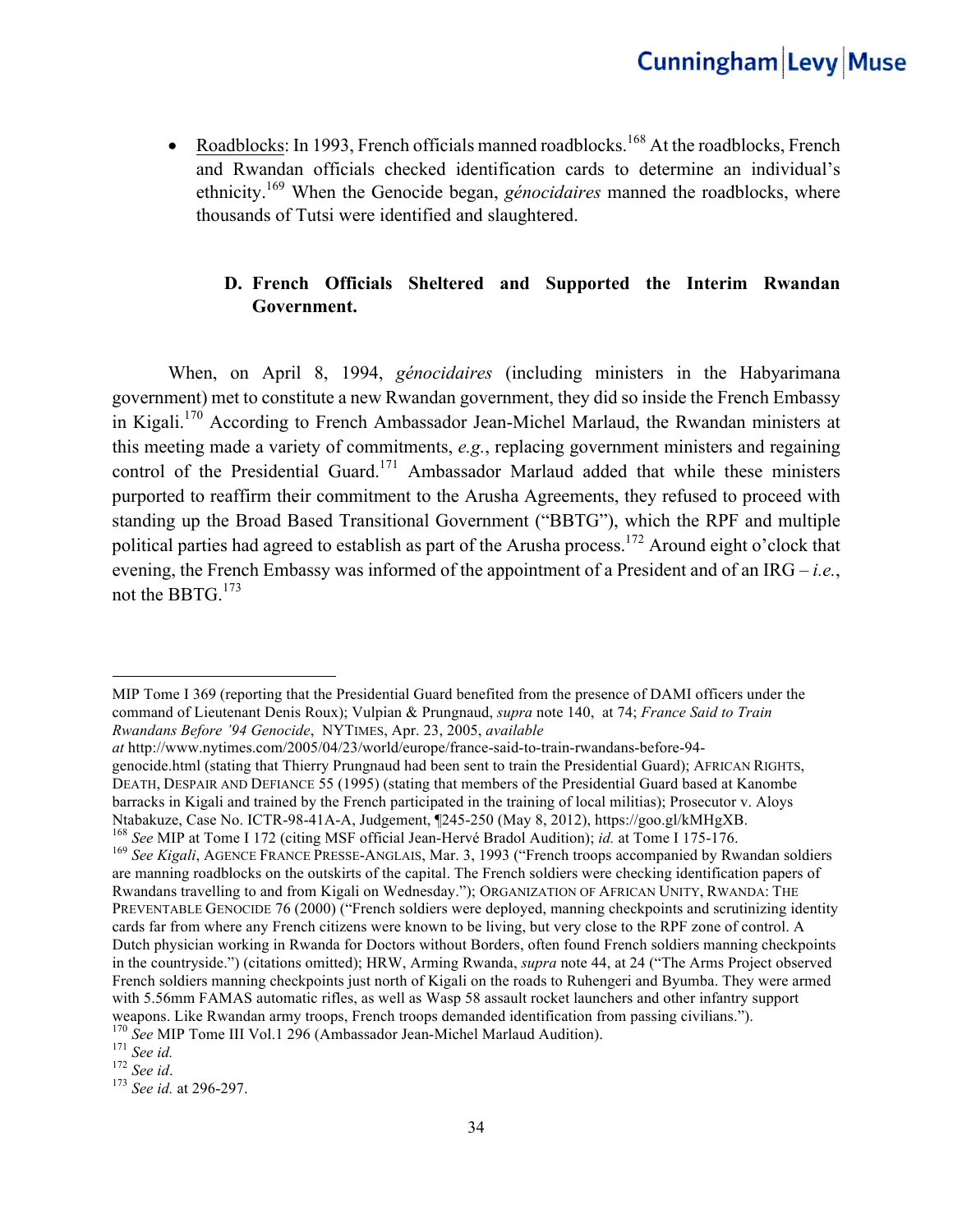- Roadblocks: In 1993, French officials manned roadblocks.[168] At the roadblocks, French and Rwandan officials checked identification cards to determine an individual's ethnicity.[169] When the Genocide began, *génocidaires* manned the roadblocks, where thousands of Tutsi were identified and slaughtered.

### D. French Officials Sheltered and Supported the Interim Rwandan Government.

When, on April 8, 1994, *génocidaires* (including ministers in the Habyarimana government) met to constitute a new Rwandan government, they did so inside the French Embassy in Kigali.[170] According to French Ambassador Jean-Michel Marlaud, the Rwandan ministers at this meeting made a variety of commitments, *e.g.*, replacing government ministers and regaining control of the Presidential Guard.[171] Ambassador Marlaud added that while these ministers purported to reaffirm their commitment to the Arusha Agreements, they refused to proceed with standing up the Broad Based Transitional Government ("BBTG"), which the RPF and multiple political parties had agreed to establish as part of the Arusha process.[172] Around eight o'clock that evening, the French Embassy was informed of the appointment of a President and of an IRG – *i.e.*, not the BBTG.[173]

---

MIP Tome I 369 (reporting that the Presidential Guard benefited from the presence of DAMI officers under the command of Lieutenant Denis Roux); Vulpian & Prungnaud, *supra* note 140, at 74; *France Said to Train Rwandans Before '94 Genocide*, NYTIMES, Apr. 23, 2005, *available at* http://www.nytimes.com/2005/04/23/world/europe/france-said-to-train-rwandans-before-94-genocide.html (stating that Thierry Prungnaud had been sent to train the Presidential Guard); AFRICAN RIGHTS, DEATH, DESPAIR AND DEFIANCE 55 (1995) (stating that members of the Presidential Guard based at Kanombe barracks in Kigali and trained by the French participated in the training of local militias); Prosecutor v. Aloys Ntabakuze, Case No. ICTR-98-41A-A, Judgement, ¶245-250 (May 8, 2012), https://goo.gl/kMHgXB.

[168] *See* MIP at Tome I 172 (citing MSF official Jean-Hervé Bradol Audition); *id.* at Tome I 175-176.

[169] *See Kigali*, AGENCE FRANCE PRESSE-ANGLAIS, Mar. 3, 1993 ("French troops accompanied by Rwandan soldiers are manning roadblocks on the outskirts of the capital. The French soldiers were checking identification papers of Rwandans travelling to and from Kigali on Wednesday."); ORGANIZATION OF AFRICAN UNITY, RWANDA: THE PREVENTABLE GENOCIDE 76 (2000) ("French soldiers were deployed, manning checkpoints and scrutinizing identity cards far from where any French citizens were known to be living, but very close to the RPF zone of control. A Dutch physician working in Rwanda for Doctors without Borders, often found French soldiers manning checkpoints in the countryside.") (citations omitted); HRW, Arming Rwanda, *supra* note 44, at 24 ("The Arms Project observed French soldiers manning checkpoints just north of Kigali on the roads to Ruhengeri and Byumba. They were armed with 5.56mm FAMAS automatic rifles, as well as Wasp 58 assault rocket launchers and other infantry support weapons. Like Rwandan army troops, French troops demanded identification from passing civilians.").

[170] *See* MIP Tome III Vol.1 296 (Ambassador Jean-Michel Marlaud Audition).

[171] *See id.*

[172] *See id*.

[173] *See id.* at 296-297.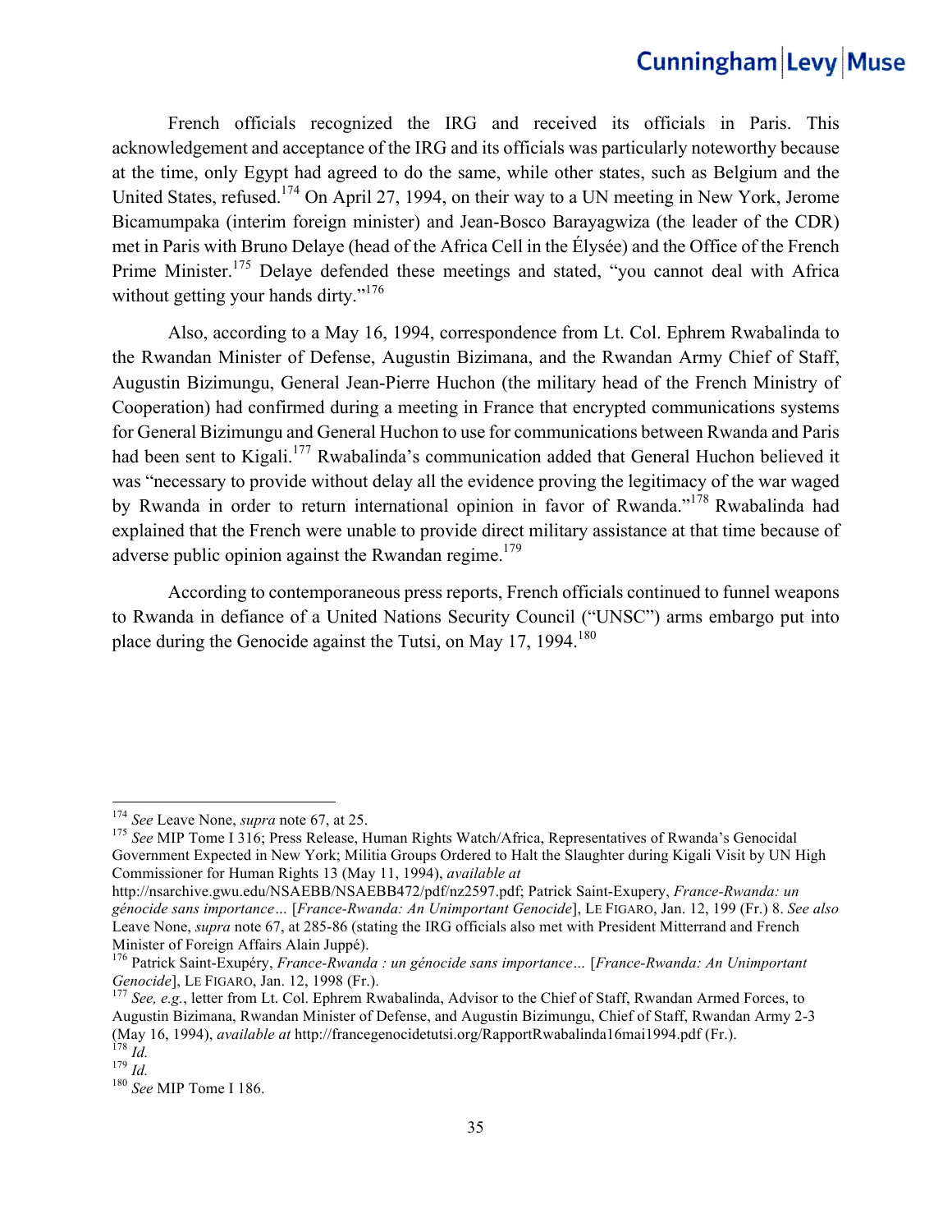French officials recognized the IRG and received its officials in Paris. This acknowledgement and acceptance of the IRG and its officials was particularly noteworthy because at the time, only Egypt had agreed to do the same, while other states, such as Belgium and the United States, refused.[174] On April 27, 1994, on their way to a UN meeting in New York, Jerome Bicamumpaka (interim foreign minister) and Jean-Bosco Barayagwiza (the leader of the CDR) met in Paris with Bruno Delaye (head of the Africa Cell in the Élysée) and the Office of the French Prime Minister.[175] Delaye defended these meetings and stated, "you cannot deal with Africa without getting your hands dirty."[176]

Also, according to a May 16, 1994, correspondence from Lt. Col. Ephrem Rwabalinda to the Rwandan Minister of Defense, Augustin Bizimana, and the Rwandan Army Chief of Staff, Augustin Bizimungu, General Jean-Pierre Huchon (the military head of the French Ministry of Cooperation) had confirmed during a meeting in France that encrypted communications systems for General Bizimungu and General Huchon to use for communications between Rwanda and Paris had been sent to Kigali.[177] Rwabalinda's communication added that General Huchon believed it was "necessary to provide without delay all the evidence proving the legitimacy of the war waged by Rwanda in order to return international opinion in favor of Rwanda."[178] Rwabalinda had explained that the French were unable to provide direct military assistance at that time because of adverse public opinion against the Rwandan regime.[179]

According to contemporaneous press reports, French officials continued to funnel weapons to Rwanda in defiance of a United Nations Security Council ("UNSC") arms embargo put into place during the Genocide against the Tutsi, on May 17, 1994.[180]

---

[174] *See* Leave None, *supra* note 67, at 25.

[175] *See* MIP Tome I 316; Press Release, Human Rights Watch/Africa, Representatives of Rwanda's Genocidal Government Expected in New York; Militia Groups Ordered to Halt the Slaughter during Kigali Visit by UN High Commissioner for Human Rights 13 (May 11, 1994), *available at* http://nsarchive.gwu.edu/NSAEBB/NSAEBB472/pdf/nz2597.pdf; Patrick Saint-Exupery, *France-Rwanda: un génocide sans importance…* [*France-Rwanda: An Unimportant Genocide*], LE FIGARO, Jan. 12, 199 (Fr.) 8. *See also* Leave None, *supra* note 67, at 285-86 (stating the IRG officials also met with President Mitterrand and French Minister of Foreign Affairs Alain Juppé).

[176] Patrick Saint-Exupéry, *France-Rwanda : un génocide sans importance…* [*France-Rwanda: An Unimportant Genocide*], LE FIGARO, Jan. 12, 1998 (Fr.).

[177] *See, e.g.*, letter from Lt. Col. Ephrem Rwabalinda, Advisor to the Chief of Staff, Rwandan Armed Forces, to Augustin Bizimana, Rwandan Minister of Defense, and Augustin Bizimungu, Chief of Staff, Rwandan Army 2-3 (May 16, 1994), *available at* http://francegenocidetutsi.org/RapportRwabalinda16mai1994.pdf (Fr.).

[178] *Id.*

[179] *Id.*

[180] *See* MIP Tome I 186.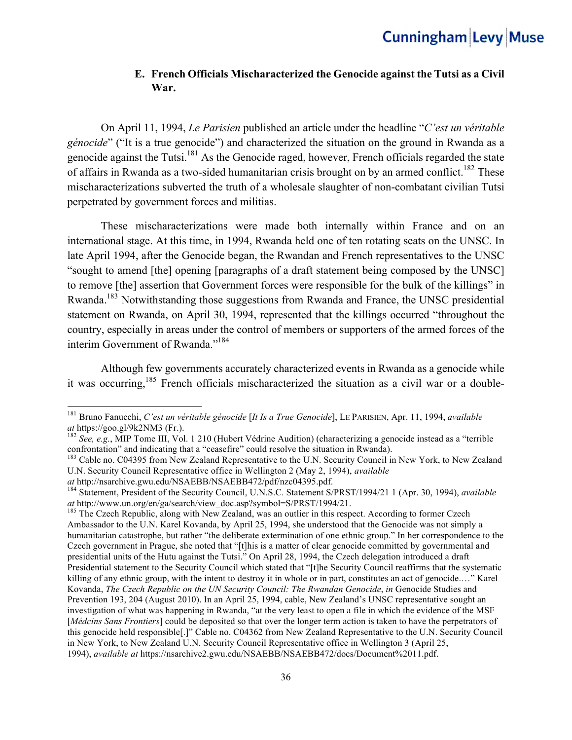### E. French Officials Mischaracterized the Genocide against the Tutsi as a Civil War.

On April 11, 1994, *Le Parisien* published an article under the headline "*C'est un véritable génocide*" ("It is a true genocide") and characterized the situation on the ground in Rwanda as a genocide against the Tutsi.[181] As the Genocide raged, however, French officials regarded the state of affairs in Rwanda as a two-sided humanitarian crisis brought on by an armed conflict.[182] These mischaracterizations subverted the truth of a wholesale slaughter of non-combatant civilian Tutsi perpetrated by government forces and militias.

These mischaracterizations were made both internally within France and on an international stage. At this time, in 1994, Rwanda held one of ten rotating seats on the UNSC. In late April 1994, after the Genocide began, the Rwandan and French representatives to the UNSC "sought to amend [the] opening [paragraphs of a draft statement being composed by the UNSC] to remove [the] assertion that Government forces were responsible for the bulk of the killings" in Rwanda.[183] Notwithstanding those suggestions from Rwanda and France, the UNSC presidential statement on Rwanda, on April 30, 1994, represented that the killings occurred "throughout the country, especially in areas under the control of members or supporters of the armed forces of the interim Government of Rwanda."[184]

Although few governments accurately characterized events in Rwanda as a genocide while it was occurring,[185] French officials mischaracterized the situation as a civil war or a double-

---

[181] Bruno Fanucchi, *C'est un véritable génocide* [*It Is a True Genocide*], LE PARISIEN, Apr. 11, 1994, *available at* https://goo.gl/9k2NM3 (Fr.).

[182] *See, e.g.*, MIP Tome III, Vol. 1 210 (Hubert Védrine Audition) (characterizing a genocide instead as a "terrible confrontation" and indicating that a "ceasefire" could resolve the situation in Rwanda).

[183] Cable no. C04395 from New Zealand Representative to the U.N. Security Council in New York, to New Zealand U.N. Security Council Representative office in Wellington 2 (May 2, 1994), *available at* http://nsarchive.gwu.edu/NSAEBB/NSAEBB472/pdf/nzc04395.pdf.

[184] Statement, President of the Security Council, U.N.S.C. Statement S/PRST/1994/21 1 (Apr. 30, 1994), *available at* http://www.un.org/en/ga/search/view_doc.asp?symbol=S/PRST/1994/21.

[185] The Czech Republic, along with New Zealand, was an outlier in this respect. According to former Czech Ambassador to the U.N. Karel Kovanda, by April 25, 1994, she understood that the Genocide was not simply a humanitarian catastrophe, but rather "the deliberate extermination of one ethnic group." In her correspondence to the Czech government in Prague, she noted that "[t]his is a matter of clear genocide committed by governmental and presidential units of the Hutu against the Tutsi." On April 28, 1994, the Czech delegation introduced a draft Presidential statement to the Security Council which stated that "[t]he Security Council reaffirms that the systematic killing of any ethnic group, with the intent to destroy it in whole or in part, constitutes an act of genocide.…" Karel Kovanda, *The Czech Republic on the UN Security Council: The Rwandan Genocide*, *in* Genocide Studies and Prevention 193, 204 (August 2010). In an April 25, 1994, cable, New Zealand's UNSC representative sought an investigation of what was happening in Rwanda, "at the very least to open a file in which the evidence of the MSF [*Médcins Sans Frontiers*] could be deposited so that over the longer term action is taken to have the perpetrators of this genocide held responsible[.]" Cable no. C04362 from New Zealand Representative to the U.N. Security Council in New York, to New Zealand U.N. Security Council Representative office in Wellington 3 (April 25, 1994), *available at* https://nsarchive2.gwu.edu/NSAEBB/NSAEBB472/docs/Document%2011.pdf.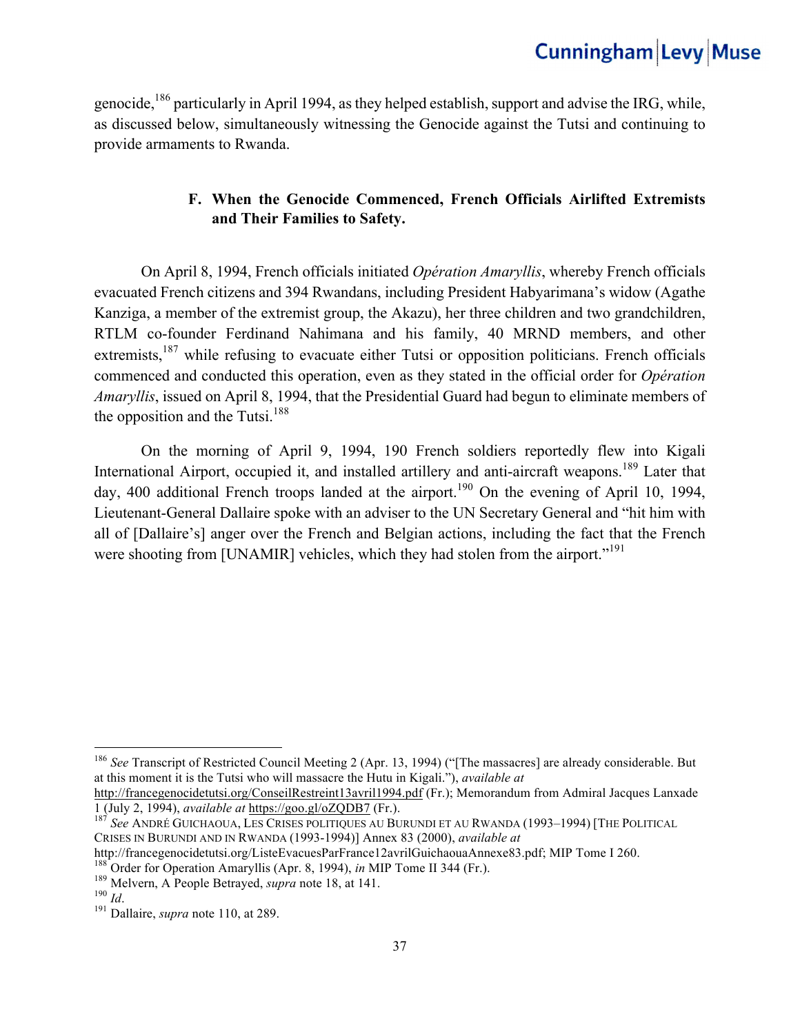genocide,[186] particularly in April 1994, as they helped establish, support and advise the IRG, while, as discussed below, simultaneously witnessing the Genocide against the Tutsi and continuing to provide armaments to Rwanda.

### F. When the Genocide Commenced, French Officials Airlifted Extremists and Their Families to Safety.

On April 8, 1994, French officials initiated *Opération Amaryllis*, whereby French officials evacuated French citizens and 394 Rwandans, including President Habyarimana's widow (Agathe Kanziga, a member of the extremist group, the Akazu), her three children and two grandchildren, RTLM co-founder Ferdinand Nahimana and his family, 40 MRND members, and other extremists,[187] while refusing to evacuate either Tutsi or opposition politicians. French officials commenced and conducted this operation, even as they stated in the official order for *Opération Amaryllis*, issued on April 8, 1994, that the Presidential Guard had begun to eliminate members of the opposition and the Tutsi.[188]

On the morning of April 9, 1994, 190 French soldiers reportedly flew into Kigali International Airport, occupied it, and installed artillery and anti-aircraft weapons.[189] Later that day, 400 additional French troops landed at the airport.[190] On the evening of April 10, 1994, Lieutenant-General Dallaire spoke with an adviser to the UN Secretary General and "hit him with all of [Dallaire's] anger over the French and Belgian actions, including the fact that the French were shooting from [UNAMIR] vehicles, which they had stolen from the airport."[191]

---

[186] *See* Transcript of Restricted Council Meeting 2 (Apr. 13, 1994) ("[The massacres] are already considerable. But at this moment it is the Tutsi who will massacre the Hutu in Kigali."), *available at* http://francegenocidetutsi.org/ConseilRestreint13avril1994.pdf (Fr.); Memorandum from Admiral Jacques Lanxade 1 (July 2, 1994), *available at* https://goo.gl/oZQDB7 (Fr.).

[187] *See* ANDRÉ GUICHAOUA, LES CRISES POLITIQUES AU BURUNDI ET AU RWANDA (1993–1994) [THE POLITICAL CRISES IN BURUNDI AND IN RWANDA (1993-1994)] Annex 83 (2000), *available at* http://francegenocidetutsi.org/ListeEvacuesParFrance12avrilGuichaouaAnnexe83.pdf; MIP Tome I 260.

[188] Order for Operation Amaryllis (Apr. 8, 1994), *in* MIP Tome II 344 (Fr.).

[189] Melvern, A People Betrayed, *supra* note 18, at 141.

[190] *Id*.

[191] Dallaire, *supra* note 110, at 289.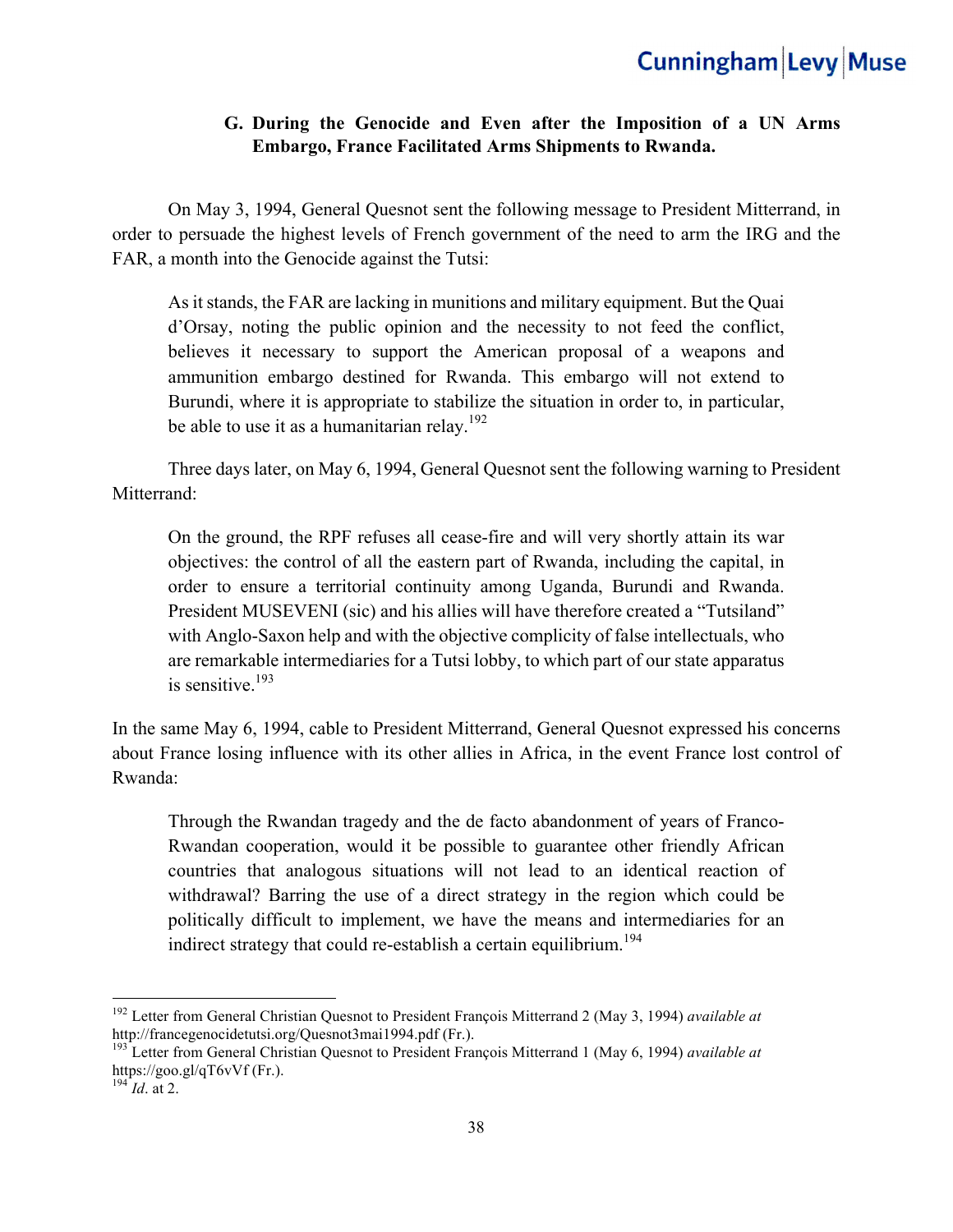### G. During the Genocide and Even after the Imposition of a UN Arms Embargo, France Facilitated Arms Shipments to Rwanda.

On May 3, 1994, General Quesnot sent the following message to President Mitterrand, in order to persuade the highest levels of French government of the need to arm the IRG and the FAR, a month into the Genocide against the Tutsi:

> As it stands, the FAR are lacking in munitions and military equipment. But the Quai d'Orsay, noting the public opinion and the necessity to not feed the conflict, believes it necessary to support the American proposal of a weapons and ammunition embargo destined for Rwanda. This embargo will not extend to Burundi, where it is appropriate to stabilize the situation in order to, in particular, be able to use it as a humanitarian relay.[192]

Three days later, on May 6, 1994, General Quesnot sent the following warning to President Mitterrand:

> On the ground, the RPF refuses all cease-fire and will very shortly attain its war objectives: the control of all the eastern part of Rwanda, including the capital, in order to ensure a territorial continuity among Uganda, Burundi and Rwanda. President MUSEVENI (sic) and his allies will have therefore created a "Tutsiland" with Anglo-Saxon help and with the objective complicity of false intellectuals, who are remarkable intermediaries for a Tutsi lobby, to which part of our state apparatus is sensitive.[193]

In the same May 6, 1994, cable to President Mitterrand, General Quesnot expressed his concerns about France losing influence with its other allies in Africa, in the event France lost control of Rwanda:

> Through the Rwandan tragedy and the de facto abandonment of years of Franco-Rwandan cooperation, would it be possible to guarantee other friendly African countries that analogous situations will not lead to an identical reaction of withdrawal? Barring the use of a direct strategy in the region which could be politically difficult to implement, we have the means and intermediaries for an indirect strategy that could re-establish a certain equilibrium.[194]

---

[192] Letter from General Christian Quesnot to President François Mitterrand 2 (May 3, 1994) *available at* http://francegenocidetutsi.org/Quesnot3mai1994.pdf (Fr.).

[193] Letter from General Christian Quesnot to President François Mitterrand 1 (May 6, 1994) *available at* https://goo.gl/qT6vVf (Fr.).

[194] *Id*. at 2.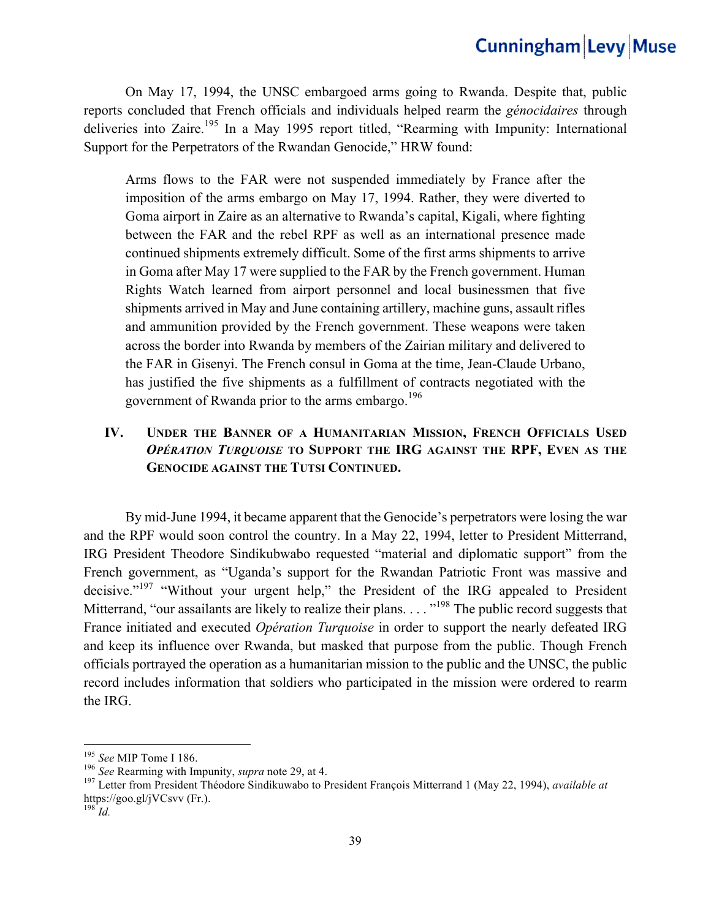On May 17, 1994, the UNSC embargoed arms going to Rwanda. Despite that, public reports concluded that French officials and individuals helped rearm the *génocidaires* through deliveries into Zaire.[195] In a May 1995 report titled, "Rearming with Impunity: International Support for the Perpetrators of the Rwandan Genocide," HRW found:

> Arms flows to the FAR were not suspended immediately by France after the imposition of the arms embargo on May 17, 1994. Rather, they were diverted to Goma airport in Zaire as an alternative to Rwanda's capital, Kigali, where fighting between the FAR and the rebel RPF as well as an international presence made continued shipments extremely difficult. Some of the first arms shipments to arrive in Goma after May 17 were supplied to the FAR by the French government. Human Rights Watch learned from airport personnel and local businessmen that five shipments arrived in May and June containing artillery, machine guns, assault rifles and ammunition provided by the French government. These weapons were taken across the border into Rwanda by members of the Zairian military and delivered to the FAR in Gisenyi. The French consul in Goma at the time, Jean-Claude Urbano, has justified the five shipments as a fulfillment of contracts negotiated with the government of Rwanda prior to the arms embargo.[196]

## IV. Under the Banner of a Humanitarian Mission, French Officials Used *Opération Turquoise* to Support the IRG against the RPF, Even as the Genocide against the Tutsi Continued.

By mid-June 1994, it became apparent that the Genocide's perpetrators were losing the war and the RPF would soon control the country. In a May 22, 1994, letter to President Mitterrand, IRG President Theodore Sindikubwabo requested "material and diplomatic support" from the French government, as "Uganda's support for the Rwandan Patriotic Front was massive and decisive."[197] "Without your urgent help," the President of the IRG appealed to President Mitterrand, "our assailants are likely to realize their plans. . . . "[198] The public record suggests that France initiated and executed *Opération Turquoise* in order to support the nearly defeated IRG and keep its influence over Rwanda, but masked that purpose from the public. Though French officials portrayed the operation as a humanitarian mission to the public and the UNSC, the public record includes information that soldiers who participated in the mission were ordered to rearm the IRG.

---

[195] *See* MIP Tome I 186.

[196] *See* Rearming with Impunity, *supra* note 29, at 4.

[197] Letter from President Théodore Sindikuwabo to President François Mitterrand 1 (May 22, 1994), *available at* https://goo.gl/jVCsvv (Fr.).

[198] *Id.*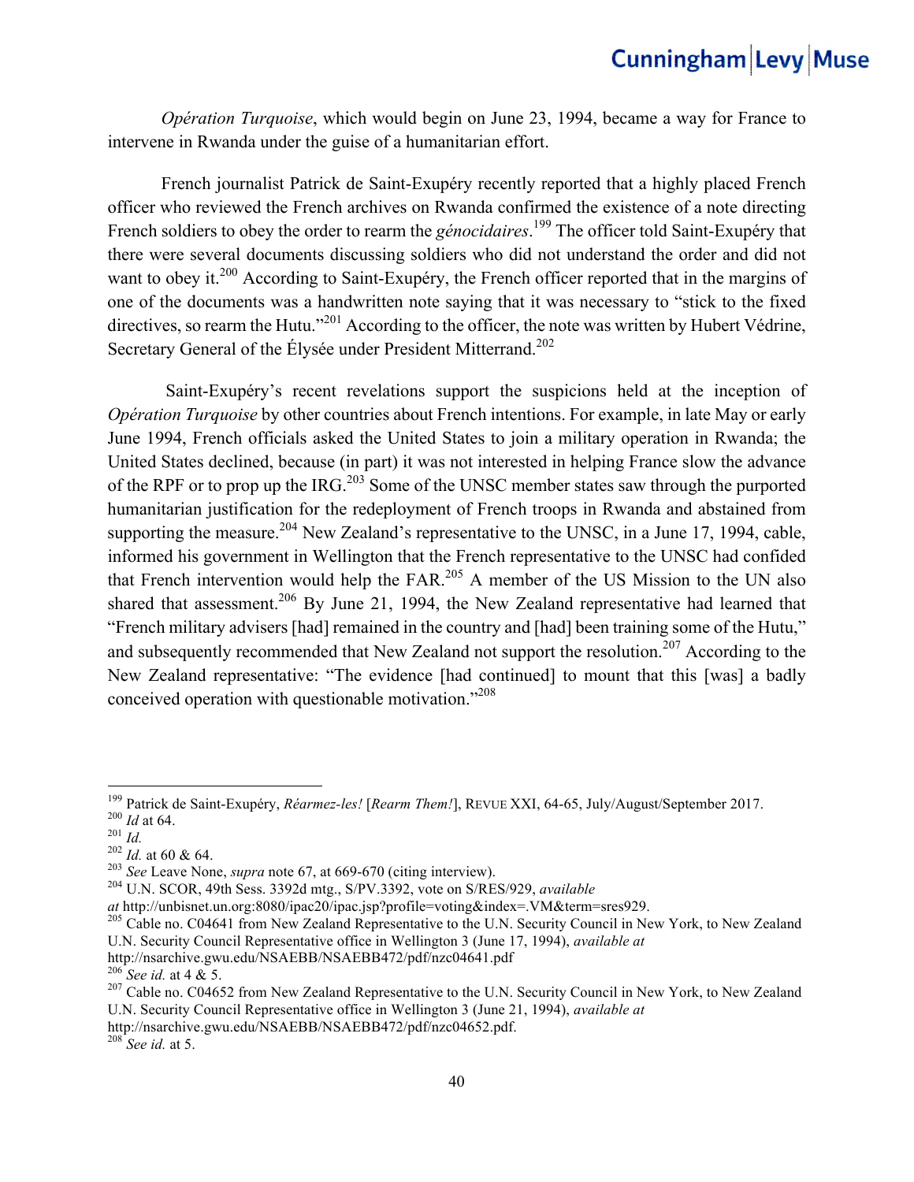*Opération Turquoise*, which would begin on June 23, 1994, became a way for France to intervene in Rwanda under the guise of a humanitarian effort.

French journalist Patrick de Saint-Exupéry recently reported that a highly placed French officer who reviewed the French archives on Rwanda confirmed the existence of a note directing French soldiers to obey the order to rearm the *génocidaires*.[199] The officer told Saint-Exupéry that there were several documents discussing soldiers who did not understand the order and did not want to obey it.[200] According to Saint-Exupéry, the French officer reported that in the margins of one of the documents was a handwritten note saying that it was necessary to "stick to the fixed directives, so rearm the Hutu."[201] According to the officer, the note was written by Hubert Védrine, Secretary General of the Élysée under President Mitterrand.[202]

Saint-Exupéry's recent revelations support the suspicions held at the inception of *Opération Turquoise* by other countries about French intentions. For example, in late May or early June 1994, French officials asked the United States to join a military operation in Rwanda; the United States declined, because (in part) it was not interested in helping France slow the advance of the RPF or to prop up the IRG.[203] Some of the UNSC member states saw through the purported humanitarian justification for the redeployment of French troops in Rwanda and abstained from supporting the measure.[204] New Zealand's representative to the UNSC, in a June 17, 1994, cable, informed his government in Wellington that the French representative to the UNSC had confided that French intervention would help the FAR.[205] A member of the US Mission to the UN also shared that assessment.[206] By June 21, 1994, the New Zealand representative had learned that "French military advisers [had] remained in the country and [had] been training some of the Hutu," and subsequently recommended that New Zealand not support the resolution.[207] According to the New Zealand representative: "The evidence [had continued] to mount that this [was] a badly conceived operation with questionable motivation."[208]

---

[199] Patrick de Saint-Exupéry, *Réarmez-les!* [*Rearm Them!*], REVUE XXI, 64-65, July/August/September 2017.
[200] *Id* at 64.
[201] *Id.*
[202] *Id.* at 60 & 64.
[203] *See* Leave None, *supra* note 67, at 669-670 (citing interview).
[204] U.N. SCOR, 49th Sess. 3392d mtg., S/PV.3392, vote on S/RES/929, *available at* http://unbisnet.un.org:8080/ipac20/ipac.jsp?profile=voting&index=.VM&term=sres929.
[205] Cable no. C04641 from New Zealand Representative to the U.N. Security Council in New York, to New Zealand U.N. Security Council Representative office in Wellington 3 (June 17, 1994), *available at* http://nsarchive.gwu.edu/NSAEBB/NSAEBB472/pdf/nzc04641.pdf
[206] *See id.* at 4 & 5.
[207] Cable no. C04652 from New Zealand Representative to the U.N. Security Council in New York, to New Zealand U.N. Security Council Representative office in Wellington 3 (June 21, 1994), *available at* http://nsarchive.gwu.edu/NSAEBB/NSAEBB472/pdf/nzc04652.pdf.
[208] *See id.* at 5.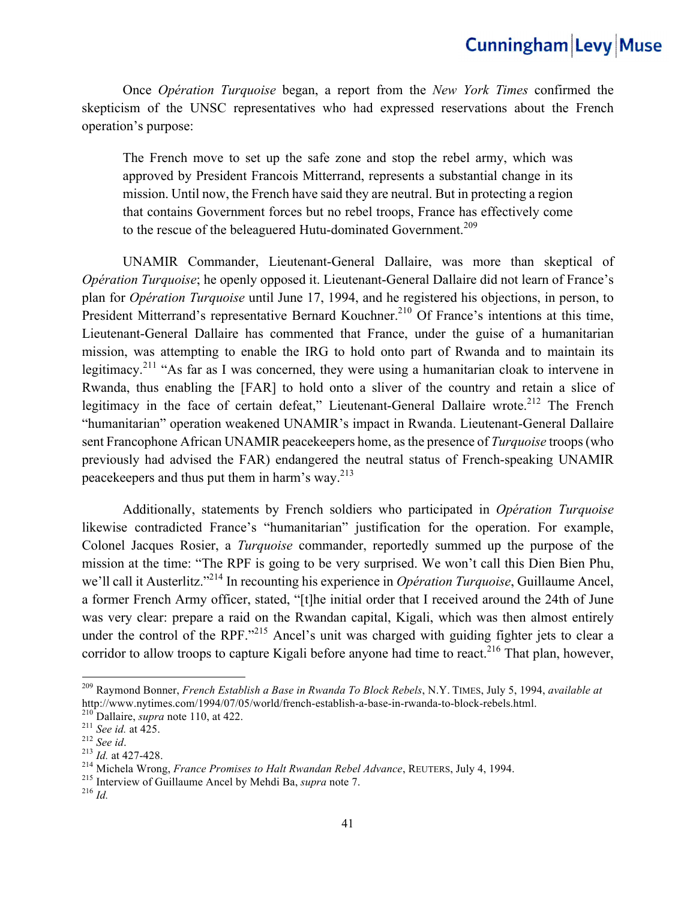Once *Opération Turquoise* began, a report from the *New York Times* confirmed the skepticism of the UNSC representatives who had expressed reservations about the French operation's purpose:

> The French move to set up the safe zone and stop the rebel army, which was approved by President Francois Mitterrand, represents a substantial change in its mission. Until now, the French have said they are neutral. But in protecting a region that contains Government forces but no rebel troops, France has effectively come to the rescue of the beleaguered Hutu-dominated Government.[209]

UNAMIR Commander, Lieutenant-General Dallaire, was more than skeptical of *Opération Turquoise*; he openly opposed it. Lieutenant-General Dallaire did not learn of France's plan for *Opération Turquoise* until June 17, 1994, and he registered his objections, in person, to President Mitterrand's representative Bernard Kouchner.[210] Of France's intentions at this time, Lieutenant-General Dallaire has commented that France, under the guise of a humanitarian mission, was attempting to enable the IRG to hold onto part of Rwanda and to maintain its legitimacy.[211] "As far as I was concerned, they were using a humanitarian cloak to intervene in Rwanda, thus enabling the [FAR] to hold onto a sliver of the country and retain a slice of legitimacy in the face of certain defeat," Lieutenant-General Dallaire wrote.[212] The French "humanitarian" operation weakened UNAMIR's impact in Rwanda. Lieutenant-General Dallaire sent Francophone African UNAMIR peacekeepers home, as the presence of *Turquoise* troops (who previously had advised the FAR) endangered the neutral status of French-speaking UNAMIR peacekeepers and thus put them in harm's way.[213]

Additionally, statements by French soldiers who participated in *Opération Turquoise* likewise contradicted France's "humanitarian" justification for the operation. For example, Colonel Jacques Rosier, a *Turquoise* commander, reportedly summed up the purpose of the mission at the time: "The RPF is going to be very surprised. We won't call this Dien Bien Phu, we'll call it Austerlitz."[214] In recounting his experience in *Opération Turquoise*, Guillaume Ancel, a former French Army officer, stated, "[t]he initial order that I received around the 24th of June was very clear: prepare a raid on the Rwandan capital, Kigali, which was then almost entirely under the control of the RPF."[215] Ancel's unit was charged with guiding fighter jets to clear a corridor to allow troops to capture Kigali before anyone had time to react.[216] That plan, however,

---

[209] Raymond Bonner, *French Establish a Base in Rwanda To Block Rebels*, N.Y. TIMES, July 5, 1994, *available at* http://www.nytimes.com/1994/07/05/world/french-establish-a-base-in-rwanda-to-block-rebels.html.

[210] Dallaire, *supra* note 110, at 422.

[211] *See id.* at 425.

[212] *See id*.

[213] *Id.* at 427-428.

[214] Michela Wrong, *France Promises to Halt Rwandan Rebel Advance*, REUTERS, July 4, 1994.

[215] Interview of Guillaume Ancel by Mehdi Ba, *supra* note 7.

[216] *Id.*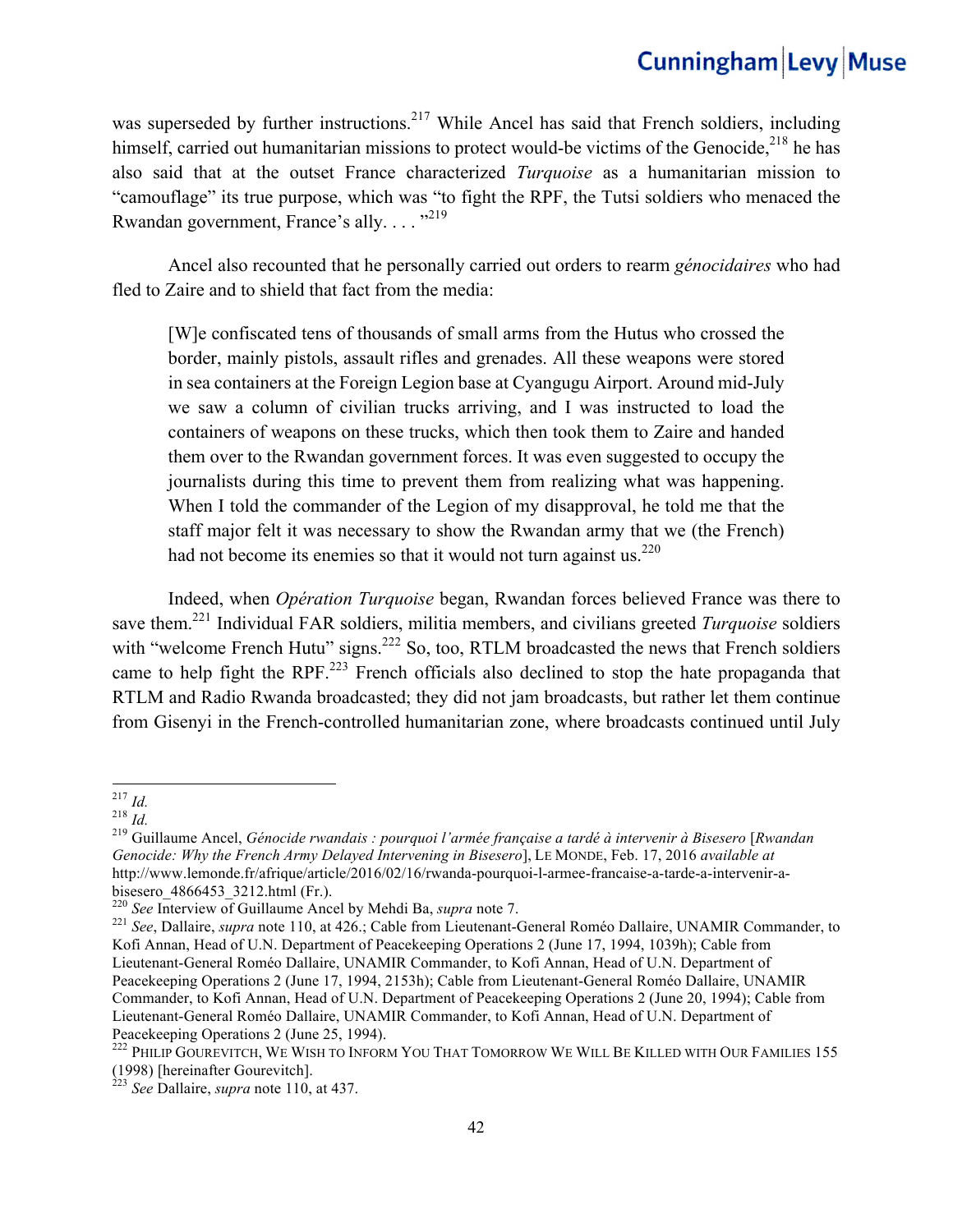was superseded by further instructions.[217] While Ancel has said that French soldiers, including himself, carried out humanitarian missions to protect would-be victims of the Genocide,[218] he has also said that at the outset France characterized *Turquoise* as a humanitarian mission to "camouflage" its true purpose, which was "to fight the RPF, the Tutsi soldiers who menaced the Rwandan government, France's ally. . . ."[219]

Ancel also recounted that he personally carried out orders to rearm *génocidaires* who had fled to Zaire and to shield that fact from the media:

> [W]e confiscated tens of thousands of small arms from the Hutus who crossed the border, mainly pistols, assault rifles and grenades. All these weapons were stored in sea containers at the Foreign Legion base at Cyangugu Airport. Around mid-July we saw a column of civilian trucks arriving, and I was instructed to load the containers of weapons on these trucks, which then took them to Zaire and handed them over to the Rwandan government forces. It was even suggested to occupy the journalists during this time to prevent them from realizing what was happening. When I told the commander of the Legion of my disapproval, he told me that the staff major felt it was necessary to show the Rwandan army that we (the French) had not become its enemies so that it would not turn against us.[220]

Indeed, when *Opération Turquoise* began, Rwandan forces believed France was there to save them.[221] Individual FAR soldiers, militia members, and civilians greeted *Turquoise* soldiers with "welcome French Hutu" signs.[222] So, too, RTLM broadcasted the news that French soldiers came to help fight the RPF.[223] French officials also declined to stop the hate propaganda that RTLM and Radio Rwanda broadcasted; they did not jam broadcasts, but rather let them continue from Gisenyi in the French-controlled humanitarian zone, where broadcasts continued until July

---

[217] *Id.*

[218] *Id.*

[219] Guillaume Ancel, *Génocide rwandais : pourquoi l'armée française a tardé à intervenir à Bisesero* [*Rwandan Genocide: Why the French Army Delayed Intervening in Bisesero*], LE MONDE, Feb. 17, 2016 *available at* http://www.lemonde.fr/afrique/article/2016/02/16/rwanda-pourquoi-l-armee-francaise-a-tarde-a-intervenir-a-bisesero_4866453_3212.html (Fr.).

[220] *See* Interview of Guillaume Ancel by Mehdi Ba, *supra* note 7.

[221] *See*, Dallaire, *supra* note 110, at 426.; Cable from Lieutenant-General Roméo Dallaire, UNAMIR Commander, to Kofi Annan, Head of U.N. Department of Peacekeeping Operations 2 (June 17, 1994, 1039h); Cable from Lieutenant-General Roméo Dallaire, UNAMIR Commander, to Kofi Annan, Head of U.N. Department of Peacekeeping Operations 2 (June 17, 1994, 2153h); Cable from Lieutenant-General Roméo Dallaire, UNAMIR Commander, to Kofi Annan, Head of U.N. Department of Peacekeeping Operations 2 (June 20, 1994); Cable from Lieutenant-General Roméo Dallaire, UNAMIR Commander, to Kofi Annan, Head of U.N. Department of Peacekeeping Operations 2 (June 25, 1994).

[222] PHILIP GOUREVITCH, WE WISH TO INFORM YOU THAT TOMORROW WE WILL BE KILLED WITH OUR FAMILIES 155 (1998) [hereinafter Gourevitch].

[223] *See* Dallaire, *supra* note 110, at 437.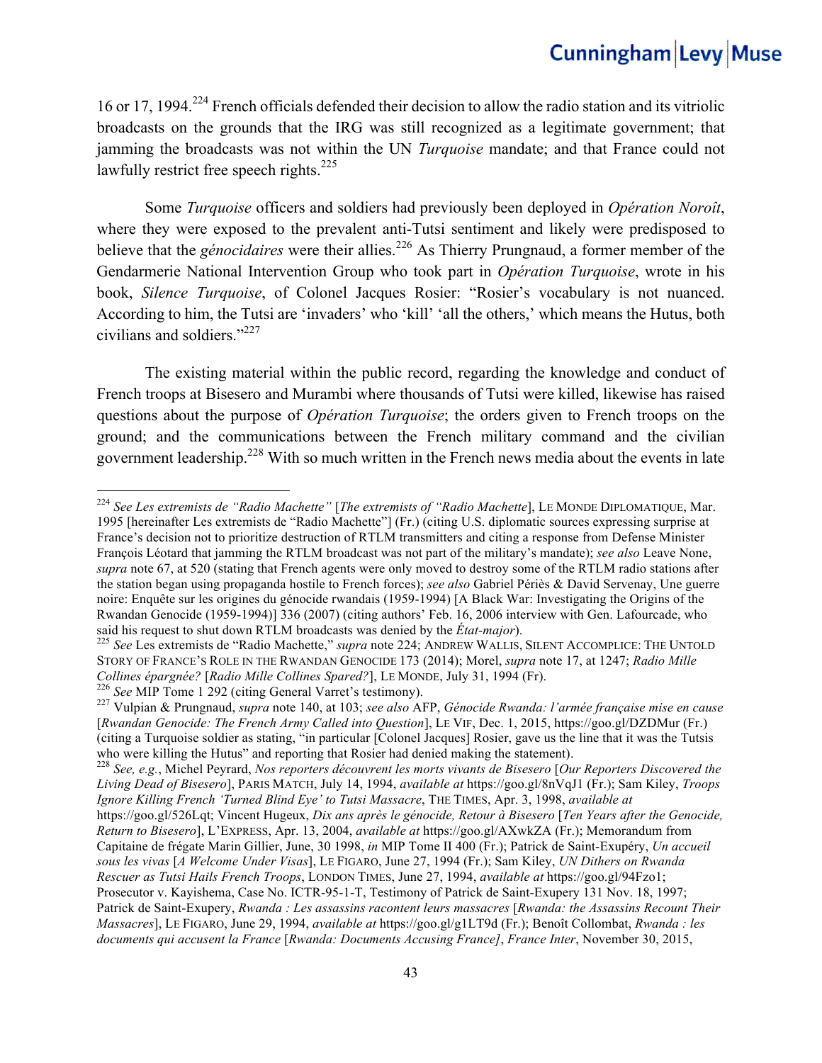16 or 17, 1994.[224] French officials defended their decision to allow the radio station and its vitriolic broadcasts on the grounds that the IRG was still recognized as a legitimate government; that jamming the broadcasts was not within the UN *Turquoise* mandate; and that France could not lawfully restrict free speech rights.[225]

Some *Turquoise* officers and soldiers had previously been deployed in *Opération Noroît*, where they were exposed to the prevalent anti-Tutsi sentiment and likely were predisposed to believe that the *génocidaires* were their allies.[226] As Thierry Prungnaud, a former member of the Gendarmerie National Intervention Group who took part in *Opération Turquoise*, wrote in his book, *Silence Turquoise*, of Colonel Jacques Rosier: "Rosier's vocabulary is not nuanced. According to him, the Tutsi are 'invaders' who 'kill' 'all the others,' which means the Hutus, both civilians and soldiers."[227]

The existing material within the public record, regarding the knowledge and conduct of French troops at Bisesero and Murambi where thousands of Tutsi were killed, likewise has raised questions about the purpose of *Opération Turquoise*; the orders given to French troops on the ground; and the communications between the French military command and the civilian government leadership.[228] With so much written in the French news media about the events in late

---

[224] *See Les extremists de "Radio Machette"* [*The extremists of "Radio Machette*], LE MONDE DIPLOMATIQUE, Mar. 1995 [hereinafter Les extremists de "Radio Machette"] (Fr.) (citing U.S. diplomatic sources expressing surprise at France's decision not to prioritize destruction of RTLM transmitters and citing a response from Defense Minister François Léotard that jamming the RTLM broadcast was not part of the military's mandate); *see also* Leave None, *supra* note 67, at 520 (stating that French agents were only moved to destroy some of the RTLM radio stations after the station began using propaganda hostile to French forces); *see also* Gabriel Périès & David Servenay, Une guerre noire: Enquête sur les origines du génocide rwandais (1959-1994) [A Black War: Investigating the Origins of the Rwandan Genocide (1959-1994)] 336 (2007) (citing authors' Feb. 16, 2006 interview with Gen. Lafourcade, who said his request to shut down RTLM broadcasts was denied by the *État-major*).

[225] *See* Les extremists de "Radio Machette," *supra* note 224; ANDREW WALLIS, SILENT ACCOMPLICE: THE UNTOLD STORY OF FRANCE'S ROLE IN THE RWANDAN GENOCIDE 173 (2014); Morel, *supra* note 17, at 1247; *Radio Mille Collines épargnée?* [*Radio Mille Collines Spared?*], LE MONDE, July 31, 1994 (Fr).

[226] *See* MIP Tome 1 292 (citing General Varret's testimony).

[227] Vulpian & Prungnaud, *supra* note 140, at 103; *see also* AFP, *Génocide Rwanda: l'armée française mise en cause* [*Rwandan Genocide: The French Army Called into Question*], LE VIF, Dec. 1, 2015, https://goo.gl/DZDMur (Fr.) (citing a Turquoise soldier as stating, "in particular [Colonel Jacques] Rosier, gave us the line that it was the Tutsis who were killing the Hutus" and reporting that Rosier had denied making the statement).

[228] *See, e.g.*, Michel Peyrard, *Nos reporters découvrent les morts vivants de Bisesero* [*Our Reporters Discovered the Living Dead of Bisesero*], PARIS MATCH, July 14, 1994, *available at* https://goo.gl/8nVqJ1 (Fr.); Sam Kiley, *Troops Ignore Killing French 'Turned Blind Eye' to Tutsi Massacre*, THE TIMES, Apr. 3, 1998, *available at* https://goo.gl/526Lqt; Vincent Hugeux, *Dix ans après le génocide, Retour à Bisesero* [*Ten Years after the Genocide, Return to Bisesero*], L'EXPRESS, Apr. 13, 2004, *available at* https://goo.gl/AXwkZA (Fr.); Memorandum from Capitaine de frégate Marin Gillier, June, 30 1998, *in* MIP Tome II 400 (Fr.); Patrick de Saint-Exupéry, *Un accueil sous les vivas* [*A Welcome Under Visas*], LE FIGARO, June 27, 1994 (Fr.); Sam Kiley, *UN Dithers on Rwanda Rescuer as Tutsi Hails French Troops*, LONDON TIMES, June 27, 1994, *available at* https://goo.gl/94Fzo1; Prosecutor v. Kayishema, Case No. ICTR-95-1-T, Testimony of Patrick de Saint-Exupery 131 Nov. 18, 1997; Patrick de Saint-Exupery, *Rwanda : Les assassins racontent leurs massacres* [*Rwanda: the Assassins Recount Their Massacres*], LE FIGARO, June 29, 1994, *available at* https://goo.gl/g1LT9d (Fr.); Benoît Collombat, *Rwanda : les documents qui accusent la France* [*Rwanda: Documents Accusing France]*, *France Inter*, November 30, 2015,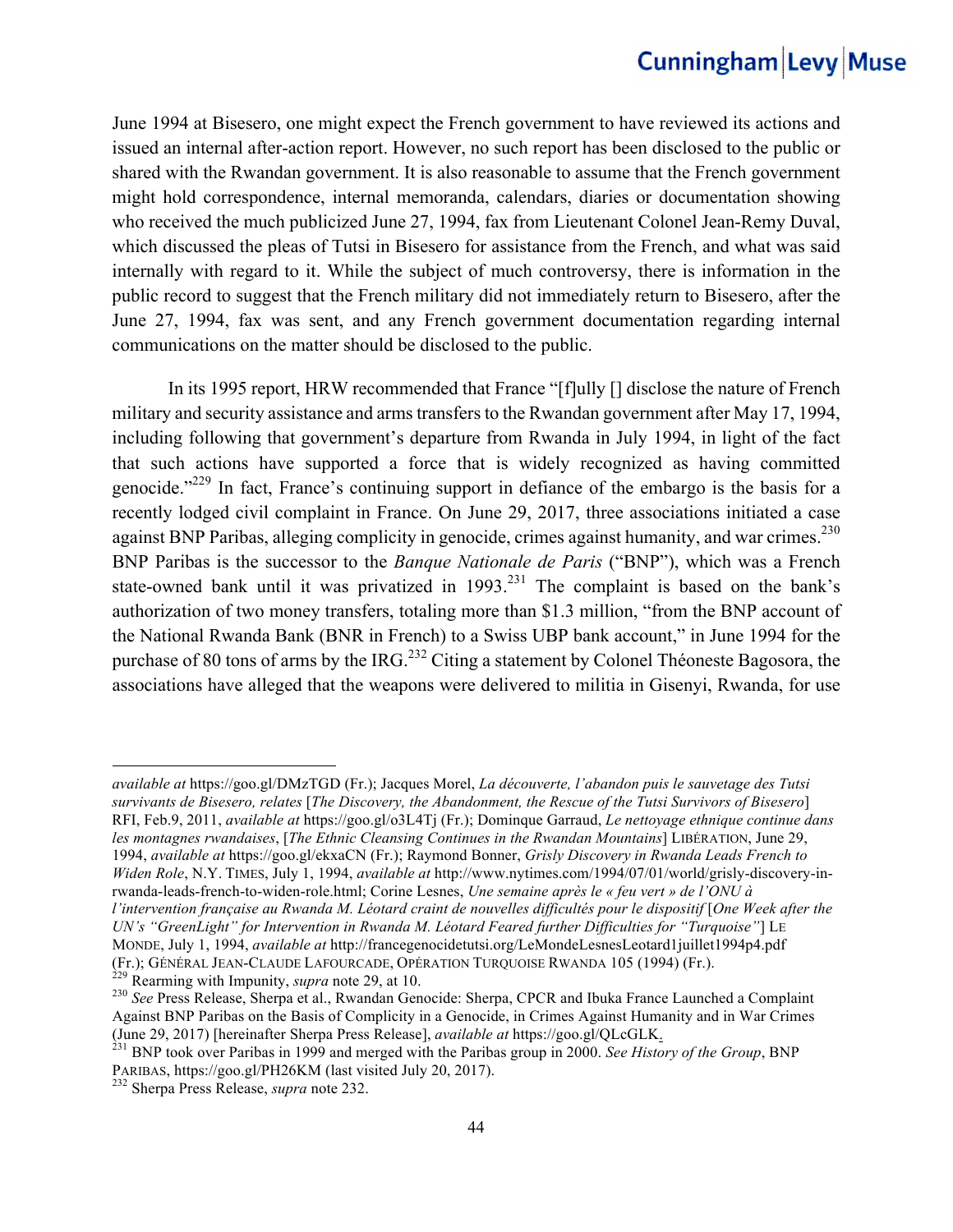June 1994 at Bisesero, one might expect the French government to have reviewed its actions and issued an internal after-action report. However, no such report has been disclosed to the public or shared with the Rwandan government. It is also reasonable to assume that the French government might hold correspondence, internal memoranda, calendars, diaries or documentation showing who received the much publicized June 27, 1994, fax from Lieutenant Colonel Jean-Remy Duval, which discussed the pleas of Tutsi in Bisesero for assistance from the French, and what was said internally with regard to it. While the subject of much controversy, there is information in the public record to suggest that the French military did not immediately return to Bisesero, after the June 27, 1994, fax was sent, and any French government documentation regarding internal communications on the matter should be disclosed to the public.

In its 1995 report, HRW recommended that France "[f]ully [] disclose the nature of French military and security assistance and arms transfers to the Rwandan government after May 17, 1994, including following that government's departure from Rwanda in July 1994, in light of the fact that such actions have supported a force that is widely recognized as having committed genocide."[229] In fact, France's continuing support in defiance of the embargo is the basis for a recently lodged civil complaint in France. On June 29, 2017, three associations initiated a case against BNP Paribas, alleging complicity in genocide, crimes against humanity, and war crimes.[230] BNP Paribas is the successor to the *Banque Nationale de Paris* ("BNP"), which was a French state-owned bank until it was privatized in 1993.[231] The complaint is based on the bank's authorization of two money transfers, totaling more than $1.3 million, "from the BNP account of the National Rwanda Bank (BNR in French) to a Swiss UBP bank account," in June 1994 for the purchase of 80 tons of arms by the IRG.[232] Citing a statement by Colonel Théoneste Bagosora, the associations have alleged that the weapons were delivered to militia in Gisenyi, Rwanda, for use

---

*available at* https://goo.gl/DMzTGD (Fr.); Jacques Morel, *La découverte, l'abandon puis le sauvetage des Tutsi survivants de Bisesero, relates* [*The Discovery, the Abandonment, the Rescue of the Tutsi Survivors of Bisesero*] RFI, Feb.9, 2011, *available at* https://goo.gl/o3L4Tj (Fr.); Dominque Garraud, *Le nettoyage ethnique continue dans les montagnes rwandaises*, [*The Ethnic Cleansing Continues in the Rwandan Mountains*] LIBÉRATION, June 29, 1994, *available at* https://goo.gl/ekxaCN (Fr.); Raymond Bonner, *Grisly Discovery in Rwanda Leads French to Widen Role*, N.Y. TIMES, July 1, 1994, *available at* http://www.nytimes.com/1994/07/01/world/grisly-discovery-in-rwanda-leads-french-to-widen-role.html; Corine Lesnes, *Une semaine après le « feu vert » de l'ONU à l'intervention française au Rwanda M. Léotard craint de nouvelles difficultés pour le dispositif* [*One Week after the UN's "GreenLight" for Intervention in Rwanda M. Léotard Feared further Difficulties for "Turquoise"*] LE MONDE, July 1, 1994, *available at* http://francegenocidetutsi.org/LeMondeLesnesLeotard1juillet1994p4.pdf (Fr.); GÉNÉRAL JEAN-CLAUDE LAFOURCADE, OPÉRATION TURQUOISE RWANDA 105 (1994) (Fr.).

[229] Rearming with Impunity, *supra* note 29, at 10.

[230] *See* Press Release, Sherpa et al., Rwandan Genocide: Sherpa, CPCR and Ibuka France Launched a Complaint Against BNP Paribas on the Basis of Complicity in a Genocide, in Crimes Against Humanity and in War Crimes (June 29, 2017) [hereinafter Sherpa Press Release], *available at* https://goo.gl/QLcGLK.

[231] BNP took over Paribas in 1999 and merged with the Paribas group in 2000. *See History of the Group*, BNP PARIBAS, https://goo.gl/PH26KM (last visited July 20, 2017).

[232] Sherpa Press Release, *supra* note 232.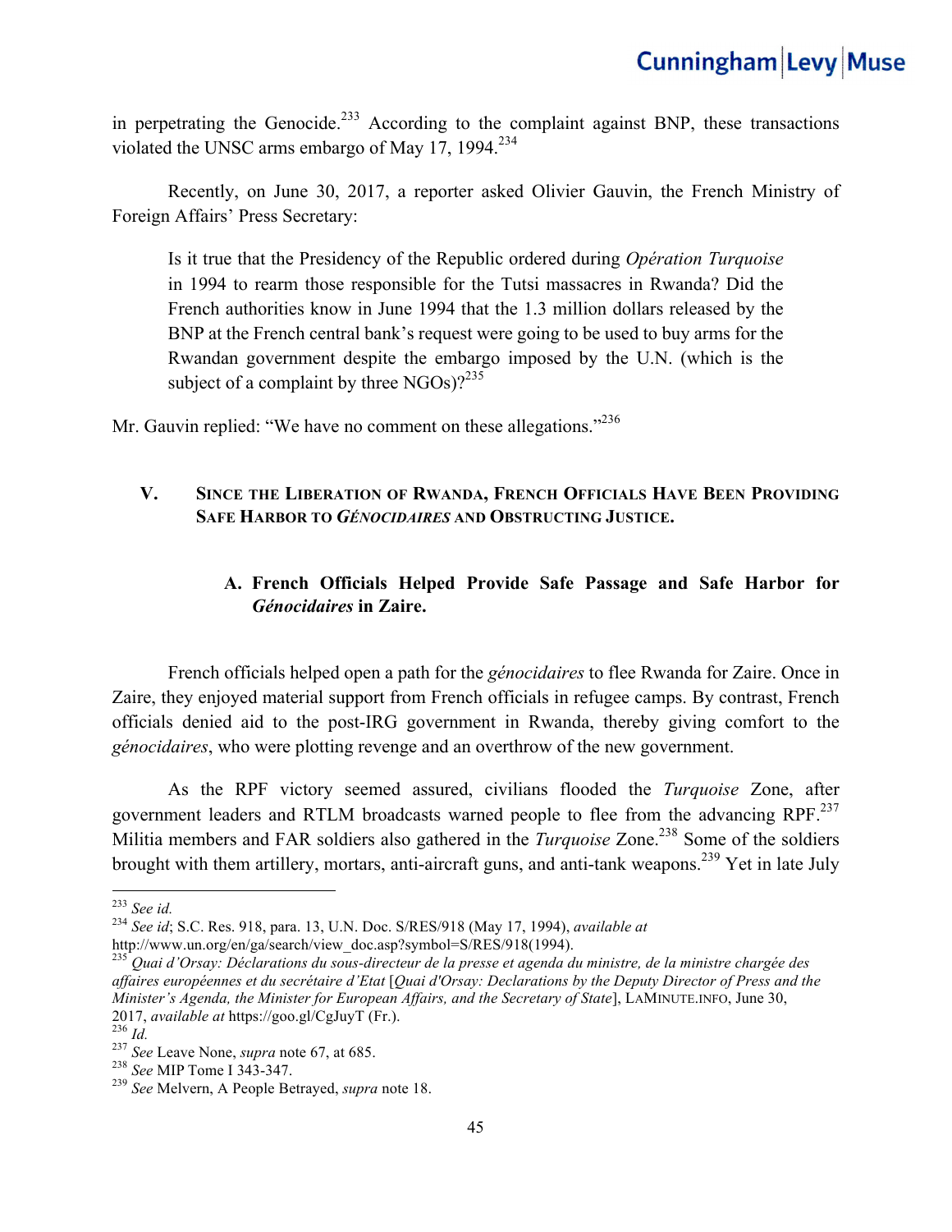in perpetrating the Genocide.[233] According to the complaint against BNP, these transactions violated the UNSC arms embargo of May 17, 1994.[234]

Recently, on June 30, 2017, a reporter asked Olivier Gauvin, the French Ministry of Foreign Affairs' Press Secretary:

> Is it true that the Presidency of the Republic ordered during *Opération Turquoise* in 1994 to rearm those responsible for the Tutsi massacres in Rwanda? Did the French authorities know in June 1994 that the 1.3 million dollars released by the BNP at the French central bank's request were going to be used to buy arms for the Rwandan government despite the embargo imposed by the U.N. (which is the subject of a complaint by three NGOs)?[235]

Mr. Gauvin replied: "We have no comment on these allegations."[236]

## V. Since the Liberation of Rwanda, French Officials Have Been Providing Safe Harbor to *Génocidaires* and Obstructing Justice.

### A. French Officials Helped Provide Safe Passage and Safe Harbor for *Génocidaires* in Zaire.

French officials helped open a path for the *génocidaires* to flee Rwanda for Zaire. Once in Zaire, they enjoyed material support from French officials in refugee camps. By contrast, French officials denied aid to the post-IRG government in Rwanda, thereby giving comfort to the *génocidaires*, who were plotting revenge and an overthrow of the new government.

As the RPF victory seemed assured, civilians flooded the *Turquoise* Zone, after government leaders and RTLM broadcasts warned people to flee from the advancing RPF.[237] Militia members and FAR soldiers also gathered in the *Turquoise* Zone.[238] Some of the soldiers brought with them artillery, mortars, anti-aircraft guns, and anti-tank weapons.[239] Yet in late July

---

[233] *See id.*

[234] *See id*; S.C. Res. 918, para. 13, U.N. Doc. S/RES/918 (May 17, 1994), *available at* http://www.un.org/en/ga/search/view_doc.asp?symbol=S/RES/918(1994).

[235] *Quai d'Orsay: Déclarations du sous-directeur de la presse et agenda du ministre, de la ministre chargée des affaires européennes et du secrétaire d'Etat* [*Quai d'Orsay: Declarations by the Deputy Director of Press and the Minister's Agenda, the Minister for European Affairs, and the Secretary of State*], LAMINUTE.INFO, June 30, 2017, *available at* https://goo.gl/CgJuyT (Fr.).

[236] *Id.*

[237] *See* Leave None, *supra* note 67, at 685.

[238] *See* MIP Tome I 343-347.

[239] *See* Melvern, A People Betrayed, *supra* note 18.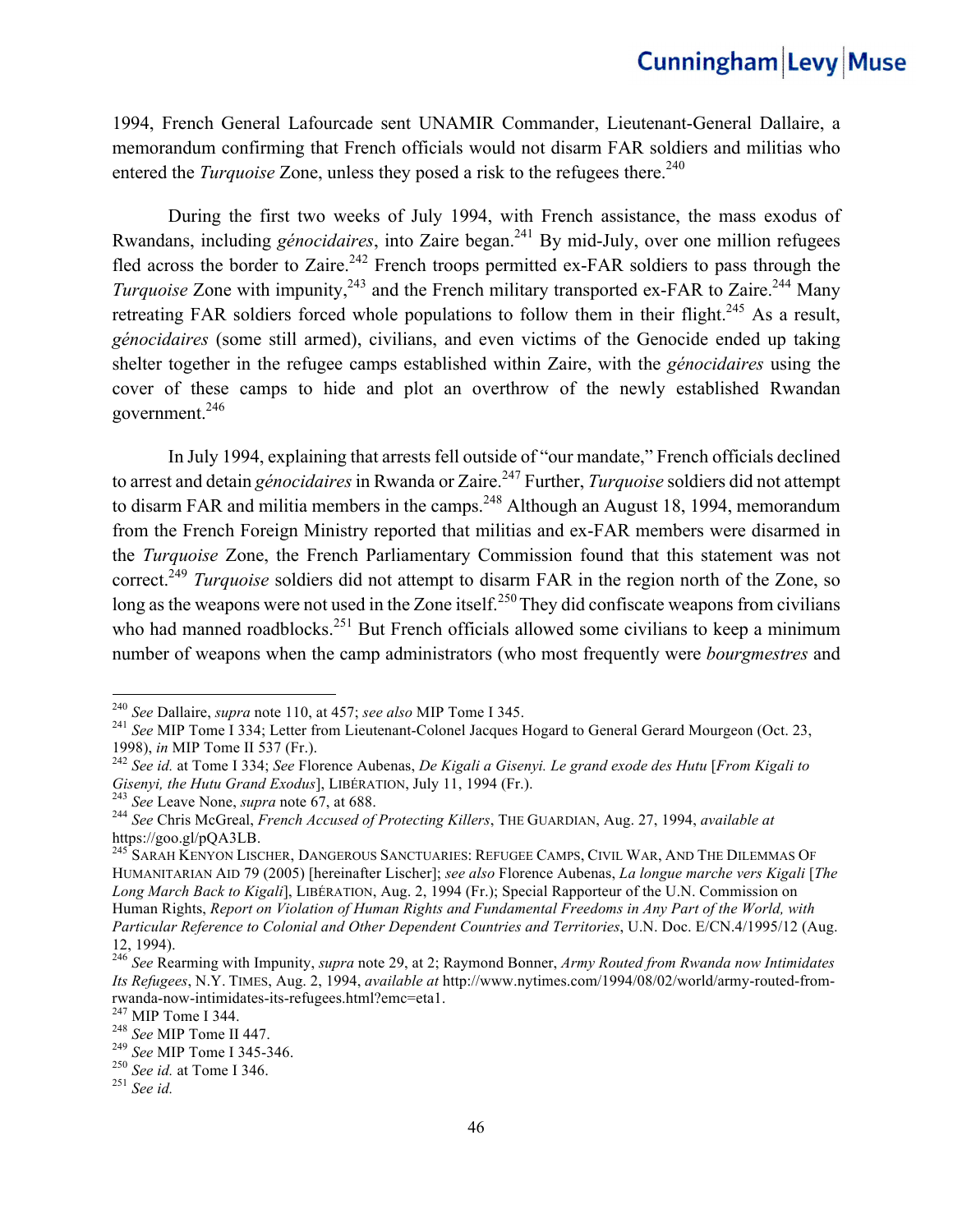1994, French General Lafourcade sent UNAMIR Commander, Lieutenant-General Dallaire, a memorandum confirming that French officials would not disarm FAR soldiers and militias who entered the *Turquoise* Zone, unless they posed a risk to the refugees there.[240]

During the first two weeks of July 1994, with French assistance, the mass exodus of Rwandans, including *génocidaires*, into Zaire began.[241] By mid-July, over one million refugees fled across the border to Zaire.[242] French troops permitted ex-FAR soldiers to pass through the *Turquoise* Zone with impunity,[243] and the French military transported ex-FAR to Zaire.[244] Many retreating FAR soldiers forced whole populations to follow them in their flight.[245] As a result, *génocidaires* (some still armed), civilians, and even victims of the Genocide ended up taking shelter together in the refugee camps established within Zaire, with the *génocidaires* using the cover of these camps to hide and plot an overthrow of the newly established Rwandan government.[246]

In July 1994, explaining that arrests fell outside of "our mandate," French officials declined to arrest and detain *génocidaires* in Rwanda or Zaire.[247] Further, *Turquoise* soldiers did not attempt to disarm FAR and militia members in the camps.[248] Although an August 18, 1994, memorandum from the French Foreign Ministry reported that militias and ex-FAR members were disarmed in the *Turquoise* Zone, the French Parliamentary Commission found that this statement was not correct.[249] *Turquoise* soldiers did not attempt to disarm FAR in the region north of the Zone, so long as the weapons were not used in the Zone itself.[250] They did confiscate weapons from civilians who had manned roadblocks.[251] But French officials allowed some civilians to keep a minimum number of weapons when the camp administrators (who most frequently were *bourgmestres* and

---

[240] *See* Dallaire, *supra* note 110, at 457; *see also* MIP Tome I 345.

[241] *See* MIP Tome I 334; Letter from Lieutenant-Colonel Jacques Hogard to General Gerard Mourgeon (Oct. 23, 1998), *in* MIP Tome II 537 (Fr.).

[242] *See id.* at Tome I 334; *See* Florence Aubenas, *De Kigali a Gisenyi. Le grand exode des Hutu* [*From Kigali to Gisenyi, the Hutu Grand Exodus*], LIBÉRATION, July 11, 1994 (Fr.).

[243] *See* Leave None, *supra* note 67, at 688.

[244] *See* Chris McGreal, *French Accused of Protecting Killers*, THE GUARDIAN, Aug. 27, 1994, *available at* https://goo.gl/pQA3LB.

[245] SARAH KENYON LISCHER, DANGEROUS SANCTUARIES: REFUGEE CAMPS, CIVIL WAR, AND THE DILEMMAS OF HUMANITARIAN AID 79 (2005) [hereinafter Lischer]; *see also* Florence Aubenas, *La longue marche vers Kigali* [*The Long March Back to Kigali*], LIBÉRATION, Aug. 2, 1994 (Fr.); Special Rapporteur of the U.N. Commission on Human Rights, *Report on Violation of Human Rights and Fundamental Freedoms in Any Part of the World, with Particular Reference to Colonial and Other Dependent Countries and Territories*, U.N. Doc. E/CN.4/1995/12 (Aug. 12, 1994).

[246] *See* Rearming with Impunity, *supra* note 29, at 2; Raymond Bonner, *Army Routed from Rwanda now Intimidates Its Refugees*, N.Y. TIMES, Aug. 2, 1994, *available at* http://www.nytimes.com/1994/08/02/world/army-routed-from-rwanda-now-intimidates-its-refugees.html?emc=eta1.

[247] MIP Tome I 344.

[248] *See* MIP Tome II 447.

[249] *See* MIP Tome I 345-346.

[250] *See id.* at Tome I 346.

[251] *See id.*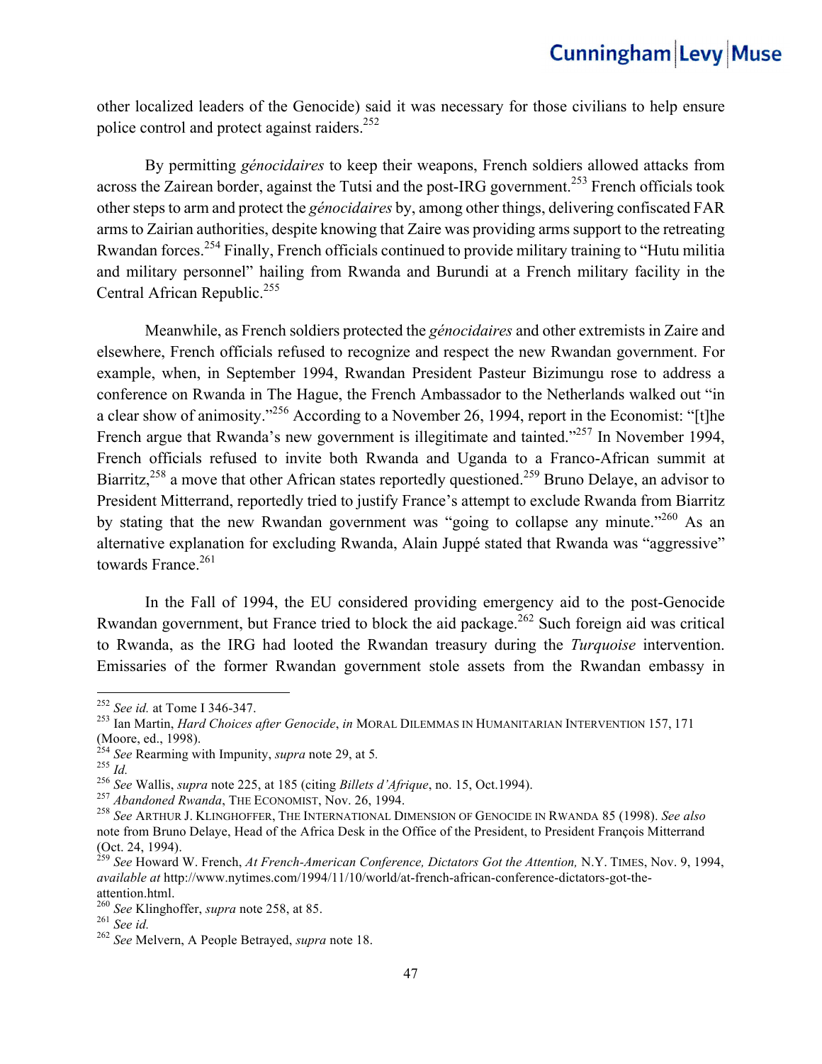other localized leaders of the Genocide) said it was necessary for those civilians to help ensure police control and protect against raiders.[252]

By permitting *génocidaires* to keep their weapons, French soldiers allowed attacks from across the Zairean border, against the Tutsi and the post-IRG government.[253] French officials took other steps to arm and protect the *génocidaires* by, among other things, delivering confiscated FAR arms to Zairian authorities, despite knowing that Zaire was providing arms support to the retreating Rwandan forces.[254] Finally, French officials continued to provide military training to "Hutu militia and military personnel" hailing from Rwanda and Burundi at a French military facility in the Central African Republic.[255]

Meanwhile, as French soldiers protected the *génocidaires* and other extremists in Zaire and elsewhere, French officials refused to recognize and respect the new Rwandan government. For example, when, in September 1994, Rwandan President Pasteur Bizimungu rose to address a conference on Rwanda in The Hague, the French Ambassador to the Netherlands walked out "in a clear show of animosity."[256] According to a November 26, 1994, report in the Economist: "[t]he French argue that Rwanda's new government is illegitimate and tainted."[257] In November 1994, French officials refused to invite both Rwanda and Uganda to a Franco-African summit at Biarritz,[258] a move that other African states reportedly questioned.[259] Bruno Delaye, an advisor to President Mitterrand, reportedly tried to justify France's attempt to exclude Rwanda from Biarritz by stating that the new Rwandan government was "going to collapse any minute."[260] As an alternative explanation for excluding Rwanda, Alain Juppé stated that Rwanda was "aggressive" towards France.[261]

In the Fall of 1994, the EU considered providing emergency aid to the post-Genocide Rwandan government, but France tried to block the aid package.[262] Such foreign aid was critical to Rwanda, as the IRG had looted the Rwandan treasury during the *Turquoise* intervention. Emissaries of the former Rwandan government stole assets from the Rwandan embassy in

---

[252] *See id.* at Tome I 346-347.

[253] Ian Martin, *Hard Choices after Genocide*, *in* MORAL DILEMMAS IN HUMANITARIAN INTERVENTION 157, 171 (Moore, ed., 1998).

[254] *See* Rearming with Impunity, *supra* note 29, at 5.

[255] *Id.*

[256] *See* Wallis, *supra* note 225, at 185 (citing *Billets d'Afrique*, no. 15, Oct.1994).

[257] *Abandoned Rwanda*, THE ECONOMIST, Nov. 26, 1994.

[258] *See* ARTHUR J. KLINGHOFFER, THE INTERNATIONAL DIMENSION OF GENOCIDE IN RWANDA 85 (1998). *See also* note from Bruno Delaye, Head of the Africa Desk in the Office of the President, to President François Mitterrand (Oct. 24, 1994).

[259] *See* Howard W. French, *At French-American Conference, Dictators Got the Attention,* N.Y. TIMES, Nov. 9, 1994, *available at* http://www.nytimes.com/1994/11/10/world/at-french-african-conference-dictators-got-the-attention.html.

[260] *See* Klinghoffer, *supra* note 258, at 85.

[261] *See id.*

[262] *See* Melvern, A People Betrayed, *supra* note 18.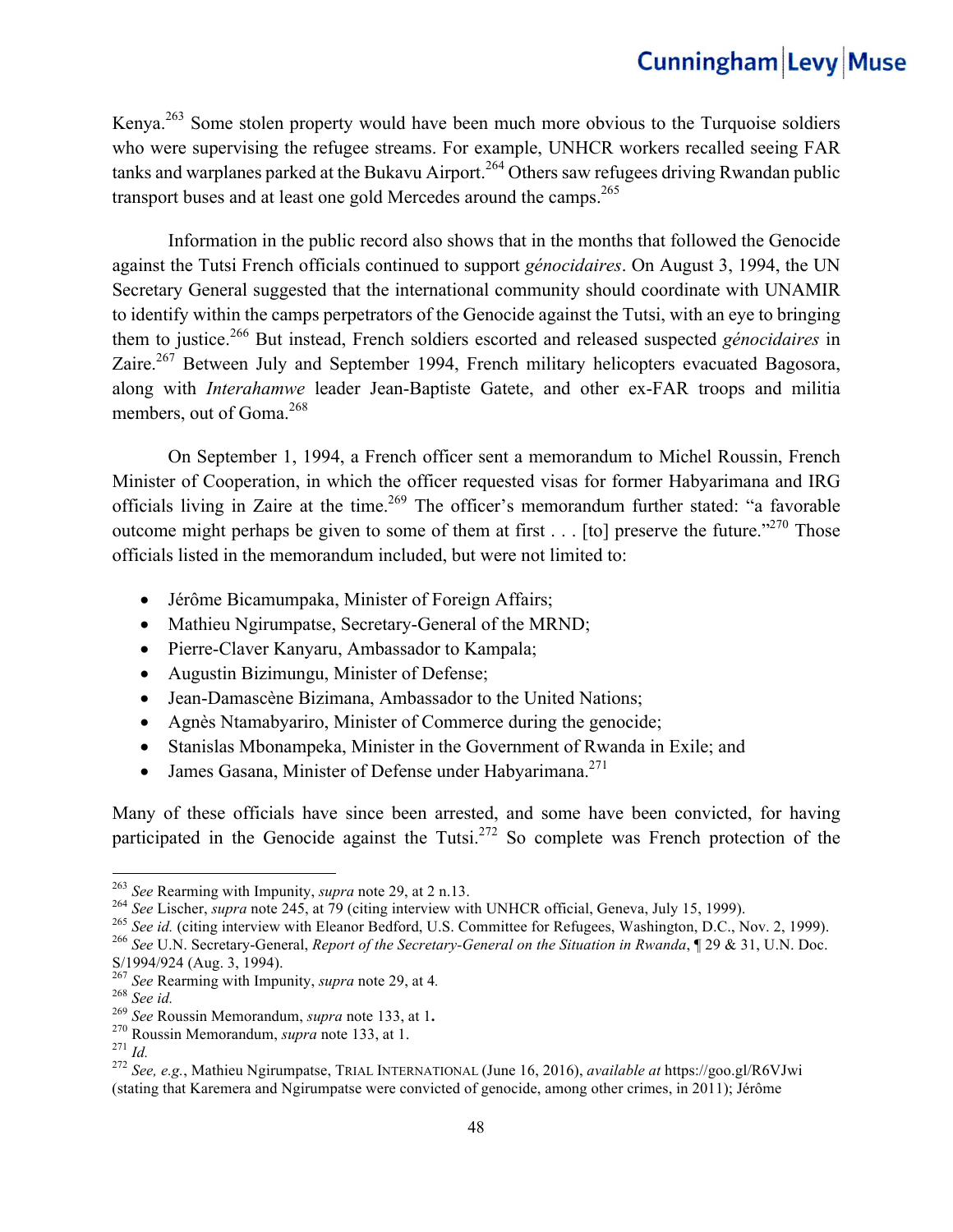Kenya.[263] Some stolen property would have been much more obvious to the Turquoise soldiers who were supervising the refugee streams. For example, UNHCR workers recalled seeing FAR tanks and warplanes parked at the Bukavu Airport.[264] Others saw refugees driving Rwandan public transport buses and at least one gold Mercedes around the camps.[265]

Information in the public record also shows that in the months that followed the Genocide against the Tutsi French officials continued to support *génocidaires*. On August 3, 1994, the UN Secretary General suggested that the international community should coordinate with UNAMIR to identify within the camps perpetrators of the Genocide against the Tutsi, with an eye to bringing them to justice.[266] But instead, French soldiers escorted and released suspected *génocidaires* in Zaire.[267] Between July and September 1994, French military helicopters evacuated Bagosora, along with *Interahamwe* leader Jean-Baptiste Gatete, and other ex-FAR troops and militia members, out of Goma.[268]

On September 1, 1994, a French officer sent a memorandum to Michel Roussin, French Minister of Cooperation, in which the officer requested visas for former Habyarimana and IRG officials living in Zaire at the time.[269] The officer's memorandum further stated: "a favorable outcome might perhaps be given to some of them at first . . . [to] preserve the future."[270] Those officials listed in the memorandum included, but were not limited to:

- Jérôme Bicamumpaka, Minister of Foreign Affairs;
- Mathieu Ngirumpatse, Secretary-General of the MRND;
- Pierre-Claver Kanyaru, Ambassador to Kampala;
- Augustin Bizimungu, Minister of Defense;
- Jean-Damascène Bizimana, Ambassador to the United Nations;
- Agnès Ntamabyariro, Minister of Commerce during the genocide;
- Stanislas Mbonampeka, Minister in the Government of Rwanda in Exile; and
- James Gasana, Minister of Defense under Habyarimana.[271]

Many of these officials have since been arrested, and some have been convicted, for having participated in the Genocide against the Tutsi.[272] So complete was French protection of the

---

[263] *See* Rearming with Impunity, *supra* note 29, at 2 n.13.

[264] *See* Lischer, *supra* note 245, at 79 (citing interview with UNHCR official, Geneva, July 15, 1999).

[265] *See id.* (citing interview with Eleanor Bedford, U.S. Committee for Refugees, Washington, D.C., Nov. 2, 1999).

[266] *See* U.N. Secretary-General, *Report of the Secretary-General on the Situation in Rwanda*, ¶ 29 & 31, U.N. Doc. S/1994/924 (Aug. 3, 1994).

[267] *See* Rearming with Impunity, *supra* note 29, at 4.

[268] *See id.*

[269] *See* Roussin Memorandum, *supra* note 133, at 1.

[270] Roussin Memorandum, *supra* note 133, at 1.

[271] *Id.*

[272] *See, e.g.*, Mathieu Ngirumpatse, TRIAL INTERNATIONAL (June 16, 2016), *available at* https://goo.gl/R6VJwi (stating that Karemera and Ngirumpatse were convicted of genocide, among other crimes, in 2011); Jérôme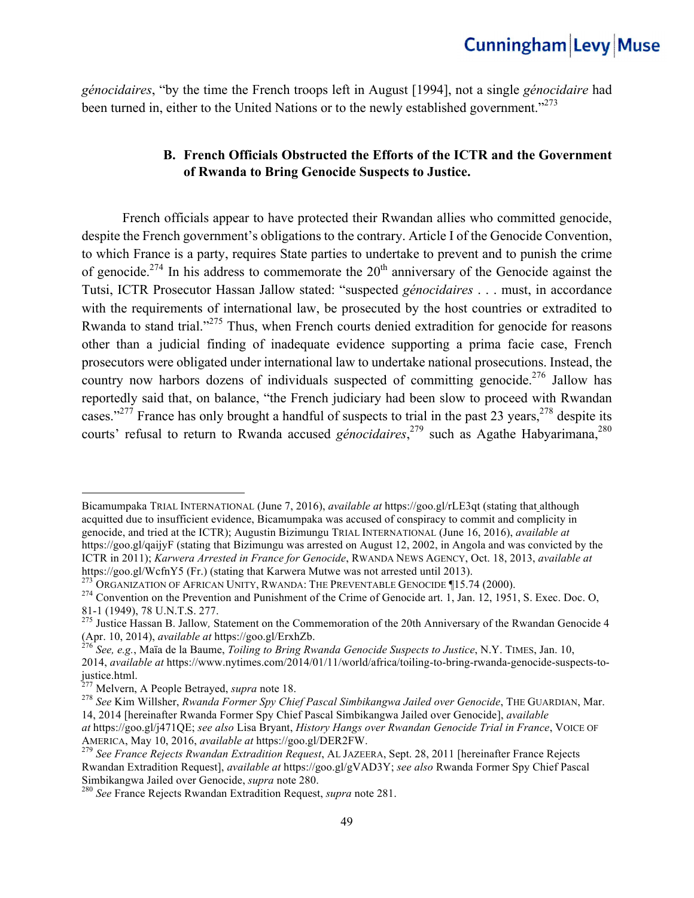*génocidaires*, "by the time the French troops left in August [1994], not a single *génocidaire* had been turned in, either to the United Nations or to the newly established government."[273]

### B. French Officials Obstructed the Efforts of the ICTR and the Government of Rwanda to Bring Genocide Suspects to Justice.

French officials appear to have protected their Rwandan allies who committed genocide, despite the French government's obligations to the contrary. Article I of the Genocide Convention, to which France is a party, requires State parties to undertake to prevent and to punish the crime of genocide.[274] In his address to commemorate the 20th anniversary of the Genocide against the Tutsi, ICTR Prosecutor Hassan Jallow stated: "suspected *génocidaires* . . . must, in accordance with the requirements of international law, be prosecuted by the host countries or extradited to Rwanda to stand trial."[275] Thus, when French courts denied extradition for genocide for reasons other than a judicial finding of inadequate evidence supporting a prima facie case, French prosecutors were obligated under international law to undertake national prosecutions. Instead, the country now harbors dozens of individuals suspected of committing genocide.[276] Jallow has reportedly said that, on balance, "the French judiciary had been slow to proceed with Rwandan cases."[277] France has only brought a handful of suspects to trial in the past 23 years,[278] despite its courts' refusal to return to Rwanda accused *génocidaires*,[279] such as Agathe Habyarimana,[280]

---

Bicamumpaka TRIAL INTERNATIONAL (June 7, 2016), *available at* https://goo.gl/rLE3qt (stating that although acquitted due to insufficient evidence, Bicamumpaka was accused of conspiracy to commit and complicity in genocide, and tried at the ICTR); Augustin Bizimungu TRIAL INTERNATIONAL (June 16, 2016), *available at* https://goo.gl/qaijyF (stating that Bizimungu was arrested on August 12, 2002, in Angola and was convicted by the ICTR in 2011); *Karwera Arrested in France for Genocide*, RWANDA NEWS AGENCY, Oct. 18, 2013, *available at* https://goo.gl/WcfnY5 (Fr.) (stating that Karwera Mutwe was not arrested until 2013).

[273] ORGANIZATION OF AFRICAN UNITY, RWANDA: THE PREVENTABLE GENOCIDE ¶15.74 (2000).

[274] Convention on the Prevention and Punishment of the Crime of Genocide art. 1, Jan. 12, 1951, S. Exec. Doc. O, 81-1 (1949), 78 U.N.T.S. 277.

[275] Justice Hassan B. Jallow*,* Statement on the Commemoration of the 20th Anniversary of the Rwandan Genocide 4 (Apr. 10, 2014), *available at* https://goo.gl/ErxhZb.

[276] *See, e.g.*, Maïa de la Baume, *Toiling to Bring Rwanda Genocide Suspects to Justice*, N.Y. TIMES, Jan. 10, 2014, *available at* https://www.nytimes.com/2014/01/11/world/africa/toiling-to-bring-rwanda-genocide-suspects-to-justice.html.

[277] Melvern, A People Betrayed, *supra* note 18.

[278] *See* Kim Willsher, *Rwanda Former Spy Chief Pascal Simbikangwa Jailed over Genocide*, THE GUARDIAN, Mar. 14, 2014 [hereinafter Rwanda Former Spy Chief Pascal Simbikangwa Jailed over Genocide], *available at* https://goo.gl/j471QE; *see also* Lisa Bryant, *History Hangs over Rwandan Genocide Trial in France*, VOICE OF AMERICA, May 10, 2016, *available at* https://goo.gl/DER2FW.

[279] *See France Rejects Rwandan Extradition Request*, AL JAZEERA, Sept. 28, 2011 [hereinafter France Rejects Rwandan Extradition Request], *available at* https://goo.gl/gVAD3Y; *see also* Rwanda Former Spy Chief Pascal Simbikangwa Jailed over Genocide, *supra* note 280.

[280] *See* France Rejects Rwandan Extradition Request, *supra* note 281.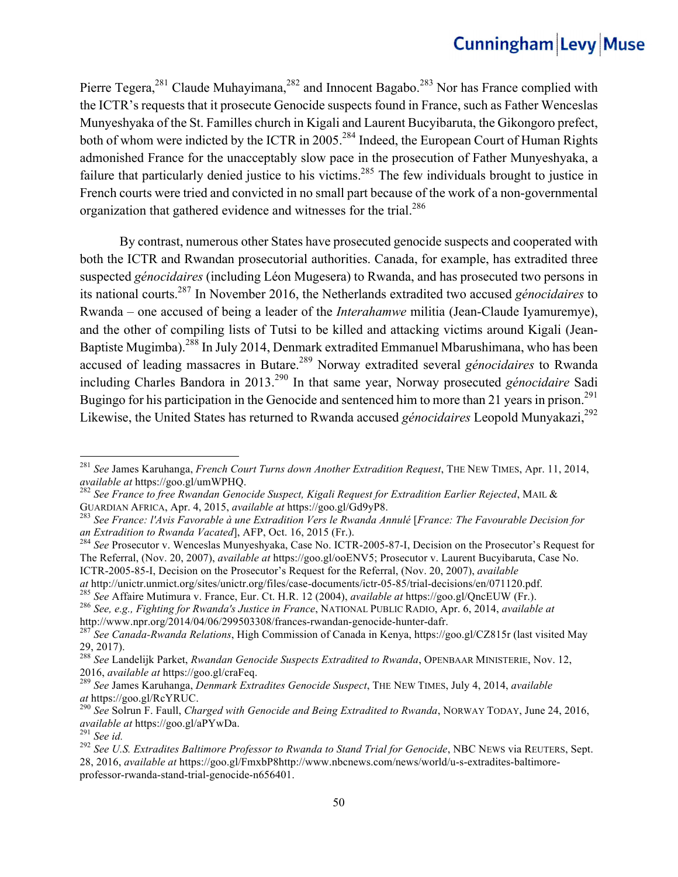Pierre Tegera,[281] Claude Muhayimana,[282] and Innocent Bagabo.[283] Nor has France complied with the ICTR's requests that it prosecute Genocide suspects found in France, such as Father Wenceslas Munyeshyaka of the St. Familles church in Kigali and Laurent Bucyibaruta, the Gikongoro prefect, both of whom were indicted by the ICTR in 2005.[284] Indeed, the European Court of Human Rights admonished France for the unacceptably slow pace in the prosecution of Father Munyeshyaka, a failure that particularly denied justice to his victims.[285] The few individuals brought to justice in French courts were tried and convicted in no small part because of the work of a non-governmental organization that gathered evidence and witnesses for the trial.[286]

By contrast, numerous other States have prosecuted genocide suspects and cooperated with both the ICTR and Rwandan prosecutorial authorities. Canada, for example, has extradited three suspected *génocidaires* (including Léon Mugesera) to Rwanda, and has prosecuted two persons in its national courts.[287] In November 2016, the Netherlands extradited two accused *génocidaires* to Rwanda – one accused of being a leader of the *Interahamwe* militia (Jean-Claude Iyamuremye), and the other of compiling lists of Tutsi to be killed and attacking victims around Kigali (Jean-Baptiste Mugimba).[288] In July 2014, Denmark extradited Emmanuel Mbarushimana, who has been accused of leading massacres in Butare.[289] Norway extradited several *génocidaires* to Rwanda including Charles Bandora in 2013.[290] In that same year, Norway prosecuted *génocidaire* Sadi Bugingo for his participation in the Genocide and sentenced him to more than 21 years in prison.[291] Likewise, the United States has returned to Rwanda accused *génocidaires* Leopold Munyakazi,[292]

---

[281] *See* James Karuhanga, *French Court Turns down Another Extradition Request*, THE NEW TIMES, Apr. 11, 2014, *available at* https://goo.gl/umWPHQ.

[282] *See France to free Rwandan Genocide Suspect, Kigali Request for Extradition Earlier Rejected*, MAIL & GUARDIAN AFRICA, Apr. 4, 2015, *available at* https://goo.gl/Gd9yP8.

[283] *See France: l'Avis Favorable à une Extradition Vers le Rwanda Annulé* [*France: The Favourable Decision for an Extradition to Rwanda Vacated*], AFP, Oct. 16, 2015 (Fr.).

[284] *See* Prosecutor v. Wenceslas Munyeshyaka, Case No. ICTR-2005-87-I, Decision on the Prosecutor's Request for The Referral, (Nov. 20, 2007), *available at* https://goo.gl/ooENV5; Prosecutor v. Laurent Bucyibaruta, Case No. ICTR-2005-85-I, Decision on the Prosecutor's Request for the Referral, (Nov. 20, 2007), *available at* http://unictr.unmict.org/sites/unictr.org/files/case-documents/ictr-05-85/trial-decisions/en/071120.pdf.

[285] *See* Affaire Mutimura v. France, Eur. Ct. H.R. 12 (2004), *available at* https://goo.gl/QncEUW (Fr.).

[286] *See, e.g., Fighting for Rwanda's Justice in France*, NATIONAL PUBLIC RADIO, Apr. 6, 2014, *available at* http://www.npr.org/2014/04/06/299503308/frances-rwandan-genocide-hunter-dafr.

[287] *See Canada-Rwanda Relations*, High Commission of Canada in Kenya, https://goo.gl/CZ815r (last visited May 29, 2017).

[288] *See* Landelijk Parket, *Rwandan Genocide Suspects Extradited to Rwanda*, OPENBAAR MINISTERIE, Nov. 12, 2016, *available at* https://goo.gl/craFeq.

[289] *See* James Karuhanga, *Denmark Extradites Genocide Suspect*, THE NEW TIMES, July 4, 2014, *available at* https://goo.gl/RcYRUC.

[290] *See* Solrun F. Faull, *Charged with Genocide and Being Extradited to Rwanda*, NORWAY TODAY, June 24, 2016, *available at* https://goo.gl/aPYwDa.

[291] *See id.*

[292] *See U.S. Extradites Baltimore Professor to Rwanda to Stand Trial for Genocide*, NBC NEWS via REUTERS, Sept. 28, 2016, *available at* https://goo.gl/FmxbP8http://www.nbcnews.com/news/world/u-s-extradites-baltimore-professor-rwanda-stand-trial-genocide-n656401.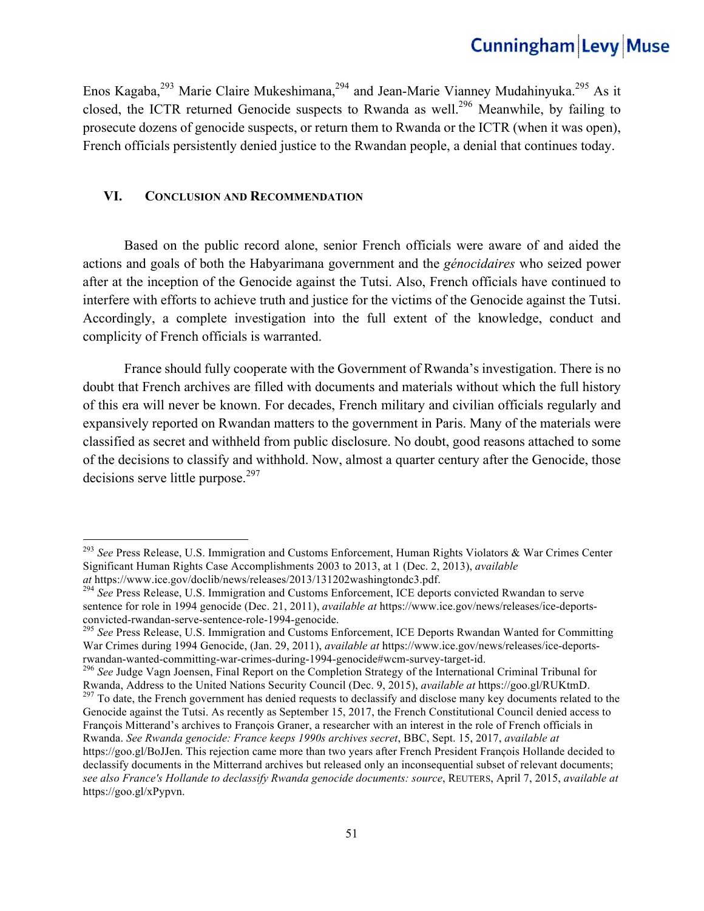Enos Kagaba,[293] Marie Claire Mukeshimana,[294] and Jean-Marie Vianney Mudahinyuka.[295] As it closed, the ICTR returned Genocide suspects to Rwanda as well.[296] Meanwhile, by failing to prosecute dozens of genocide suspects, or return them to Rwanda or the ICTR (when it was open), French officials persistently denied justice to the Rwandan people, a denial that continues today.

## VI. Conclusion and Recommendation

Based on the public record alone, senior French officials were aware of and aided the actions and goals of both the Habyarimana government and the *génocidaires* who seized power after at the inception of the Genocide against the Tutsi. Also, French officials have continued to interfere with efforts to achieve truth and justice for the victims of the Genocide against the Tutsi. Accordingly, a complete investigation into the full extent of the knowledge, conduct and complicity of French officials is warranted.

France should fully cooperate with the Government of Rwanda's investigation. There is no doubt that French archives are filled with documents and materials without which the full history of this era will never be known. For decades, French military and civilian officials regularly and expansively reported on Rwandan matters to the government in Paris. Many of the materials were classified as secret and withheld from public disclosure. No doubt, good reasons attached to some of the decisions to classify and withhold. Now, almost a quarter century after the Genocide, those decisions serve little purpose.[297]

---

[293] *See* Press Release, U.S. Immigration and Customs Enforcement, Human Rights Violators & War Crimes Center Significant Human Rights Case Accomplishments 2003 to 2013, at 1 (Dec. 2, 2013), *available at* https://www.ice.gov/doclib/news/releases/2013/131202washingtondc3.pdf.

[294] *See* Press Release, U.S. Immigration and Customs Enforcement, ICE deports convicted Rwandan to serve sentence for role in 1994 genocide (Dec. 21, 2011), *available at* https://www.ice.gov/news/releases/ice-deports-convicted-rwandan-serve-sentence-role-1994-genocide.

[295] *See* Press Release, U.S. Immigration and Customs Enforcement, ICE Deports Rwandan Wanted for Committing War Crimes during 1994 Genocide, (Jan. 29, 2011), *available at* https://www.ice.gov/news/releases/ice-deports-rwandan-wanted-committing-war-crimes-during-1994-genocide#wcm-survey-target-id.

[296] *See* Judge Vagn Joensen, Final Report on the Completion Strategy of the International Criminal Tribunal for Rwanda, Address to the United Nations Security Council (Dec. 9, 2015), *available at* https://goo.gl/RUKtmD.

[297] To date, the French government has denied requests to declassify and disclose many key documents related to the Genocide against the Tutsi. As recently as September 15, 2017, the French Constitutional Council denied access to François Mitterand's archives to François Graner, a researcher with an interest in the role of French officials in Rwanda. *See Rwanda genocide: France keeps 1990s archives secret*, BBC, Sept. 15, 2017, *available at* https://goo.gl/BoJJen. This rejection came more than two years after French President François Hollande decided to declassify documents in the Mitterand archives but released only an inconsequential subset of relevant documents; *see also France's Hollande to declassify Rwanda genocide documents: source*, Reuters, April 7, 2015, *available at* https://goo.gl/xPypvn.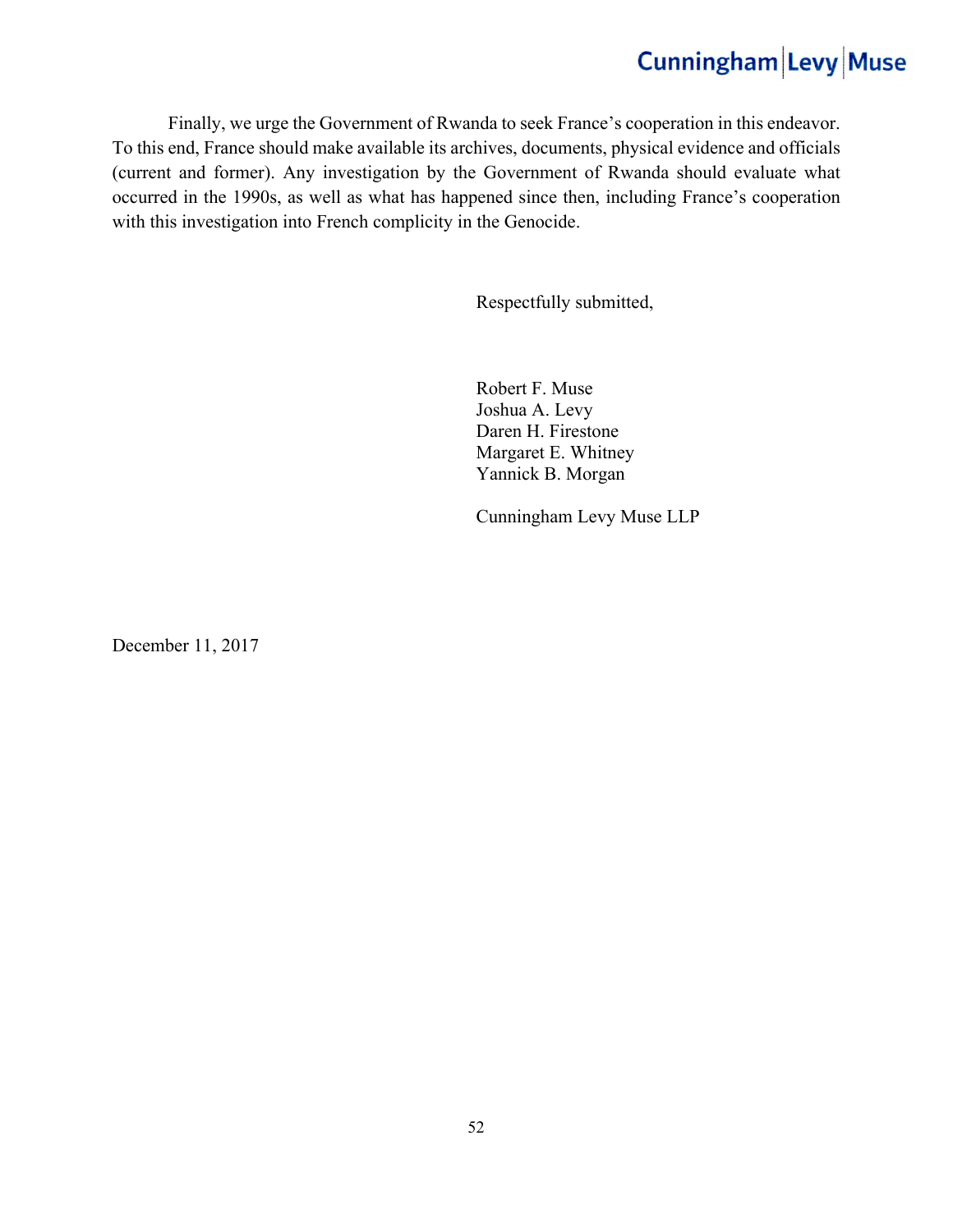Finally, we urge the Government of Rwanda to seek France's cooperation in this endeavor. To this end, France should make available its archives, documents, physical evidence and officials (current and former). Any investigation by the Government of Rwanda should evaluate what occurred in the 1990s, as well as what has happened since then, including France's cooperation with this investigation into French complicity in the Genocide.

Respectfully submitted,

Robert F. Muse  
Joshua A. Levy  
Daren H. Firestone  
Margaret E. Whitney  
Yannick B. Morgan

Cunningham Levy Muse LLP

December 11, 2017